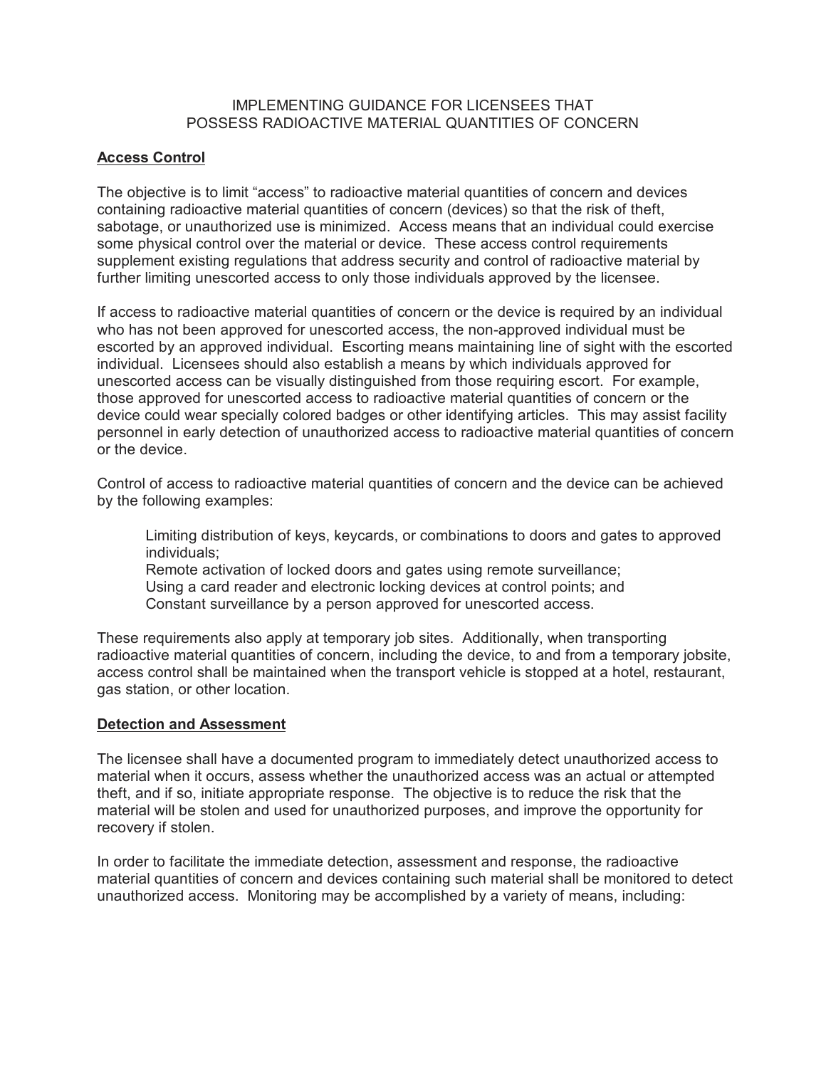# IMPLEMENTING GUIDANCE FOR LICENSEES THAT POSSESS RADIOACTIVE MATERIAL QUANTITIES OF CONCERN

## Access Control

The objective is to limit "access" to radioactive material quantities of concern and devices containing radioactive material quantities of concern (devices) so that the risk of theft, sabotage, or unauthorized use is minimized. Access means that an individual could exercise some physical control over the material or device. These access control requirements supplement existing regulations that address security and control of radioactive material by further limiting unescorted access to only those individuals approved by the licensee.

If access to radioactive material quantities of concern or the device is required by an individual who has not been approved for unescorted access, the non-approved individual must be escorted by an approved individual. Escorting means maintaining line of sight with the escorted individual. Licensees should also establish a means by which individuals approved for unescorted access can be visually distinguished from those requiring escort. For example, those approved for unescorted access to radioactive material quantities of concern or the device could wear specially colored badges or other identifying articles. This may assist facility personnel in early detection of unauthorized access to radioactive material quantities of concern or the device.

Control of access to radioactive material quantities of concern and the device can be achieved by the following examples:

- Limiting distribution of keys, keycards, or combinations to doors and gates to approved individuals;
- Remote activation of locked doors and gates using remote surveillance;
- Using a card reader and electronic locking devices at control points; and
- Constant surveillance by a person approved for unescorted access.

These requirements also apply at temporary job sites. Additionally, when transporting radioactive material quantities of concern, including the device, to and from a temporary jobsite, access control shall be maintained when the transport vehicle is stopped at a hotel, restaurant, gas station, or other location.

## Detection and Assessment

The licensee shall have a documented program to immediately detect unauthorized access to material when it occurs, assess whether the unauthorized access was an actual or attempted theft, and if so, initiate appropriate response. The objective is to reduce the risk that the material will be stolen and used for unauthorized purposes, and improve the opportunity for recovery if stolen.

In order to facilitate the immediate detection, assessment and response, the radioactive material quantities of concern and devices containing such material shall be monitored to detect unauthorized access. Monitoring may be accomplished by a variety of means, including: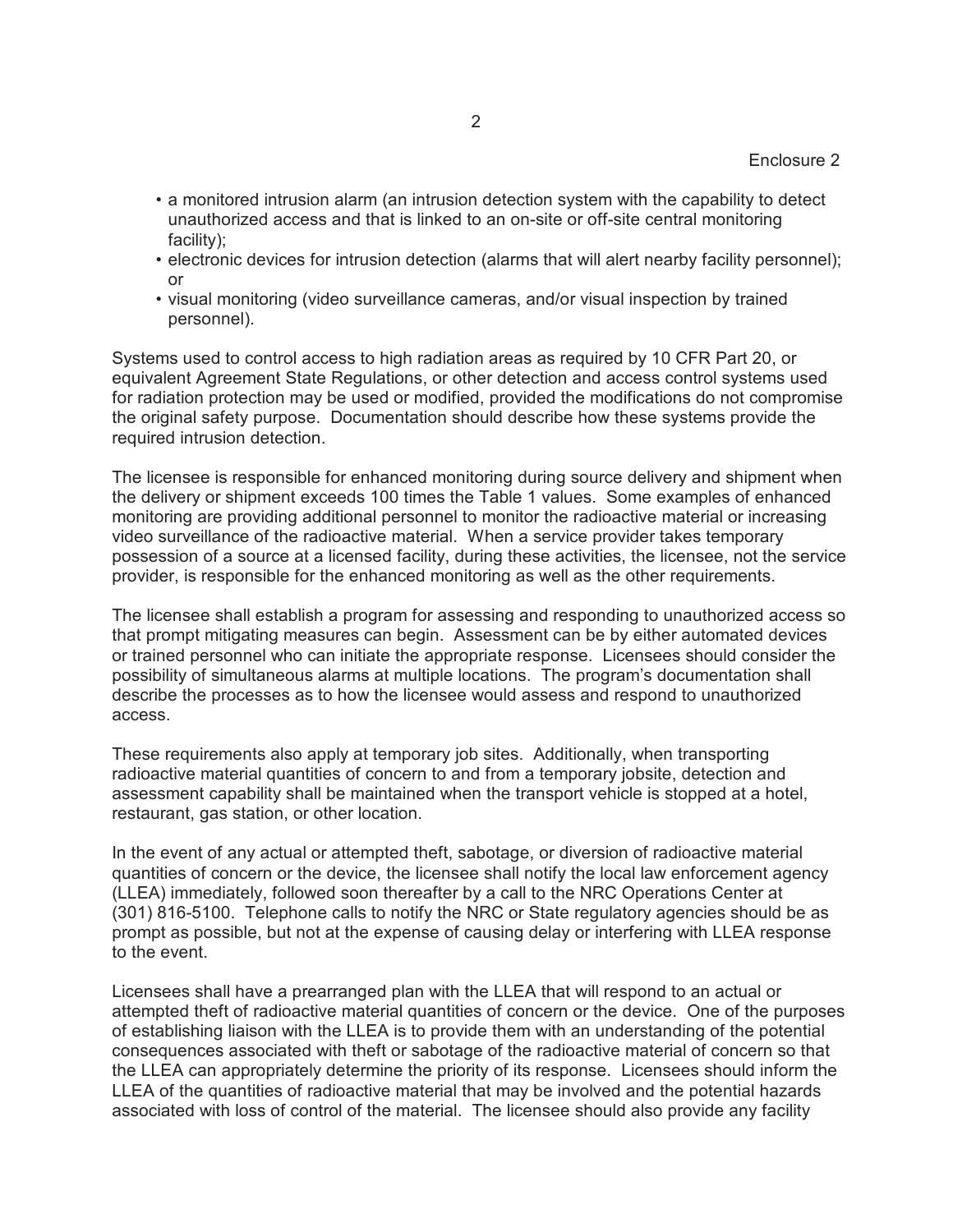- a monitored intrusion alarm (an intrusion detection system with the capability to detect unauthorized access and that is linked to an on-site or off-site central monitoring facility);
- electronic devices for intrusion detection (alarms that will alert nearby facility personnel); or
- visual monitoring (video surveillance cameras, and/or visual inspection by trained personnel).

Systems used to control access to high radiation areas as required by 10 CFR Part 20, or equivalent Agreement State Regulations, or other detection and access control systems used for radiation protection may be used or modified, provided the modifications do not compromise the original safety purpose. Documentation should describe how these systems provide the required intrusion detection.

The licensee is responsible for enhanced monitoring during source delivery and shipment when the delivery or shipment exceeds 100 times the Table 1 values. Some examples of enhanced monitoring are providing additional personnel to monitor the radioactive material or increasing video surveillance of the radioactive material. When a service provider takes temporary possession of a source at a licensed facility, during these activities, the licensee, not the service provider, is responsible for the enhanced monitoring as well as the other requirements.

The licensee shall establish a program for assessing and responding to unauthorized access so that prompt mitigating measures can begin. Assessment can be by either automated devices or trained personnel who can initiate the appropriate response. Licensees should consider the possibility of simultaneous alarms at multiple locations. The program's documentation shall describe the processes as to how the licensee would assess and respond to unauthorized access.

These requirements also apply at temporary job sites. Additionally, when transporting radioactive material quantities of concern to and from a temporary jobsite, detection and assessment capability shall be maintained when the transport vehicle is stopped at a hotel, restaurant, gas station, or other location.

In the event of any actual or attempted theft, sabotage, or diversion of radioactive material quantities of concern or the device, the licensee shall notify the local law enforcement agency (LLEA) immediately, followed soon thereafter by a call to the NRC Operations Center at (301) 816-5100. Telephone calls to notify the NRC or State regulatory agencies should be as prompt as possible, but not at the expense of causing delay or interfering with LLEA response to the event.

Licensees shall have a prearranged plan with the LLEA that will respond to an actual or attempted theft of radioactive material quantities of concern or the device. One of the purposes of establishing liaison with the LLEA is to provide them with an understanding of the potential consequences associated with theft or sabotage of the radioactive material of concern so that the LLEA can appropriately determine the priority of its response. Licensees should inform the LLEA of the quantities of radioactive material that may be involved and the potential hazards associated with loss of control of the material. The licensee should also provide any facility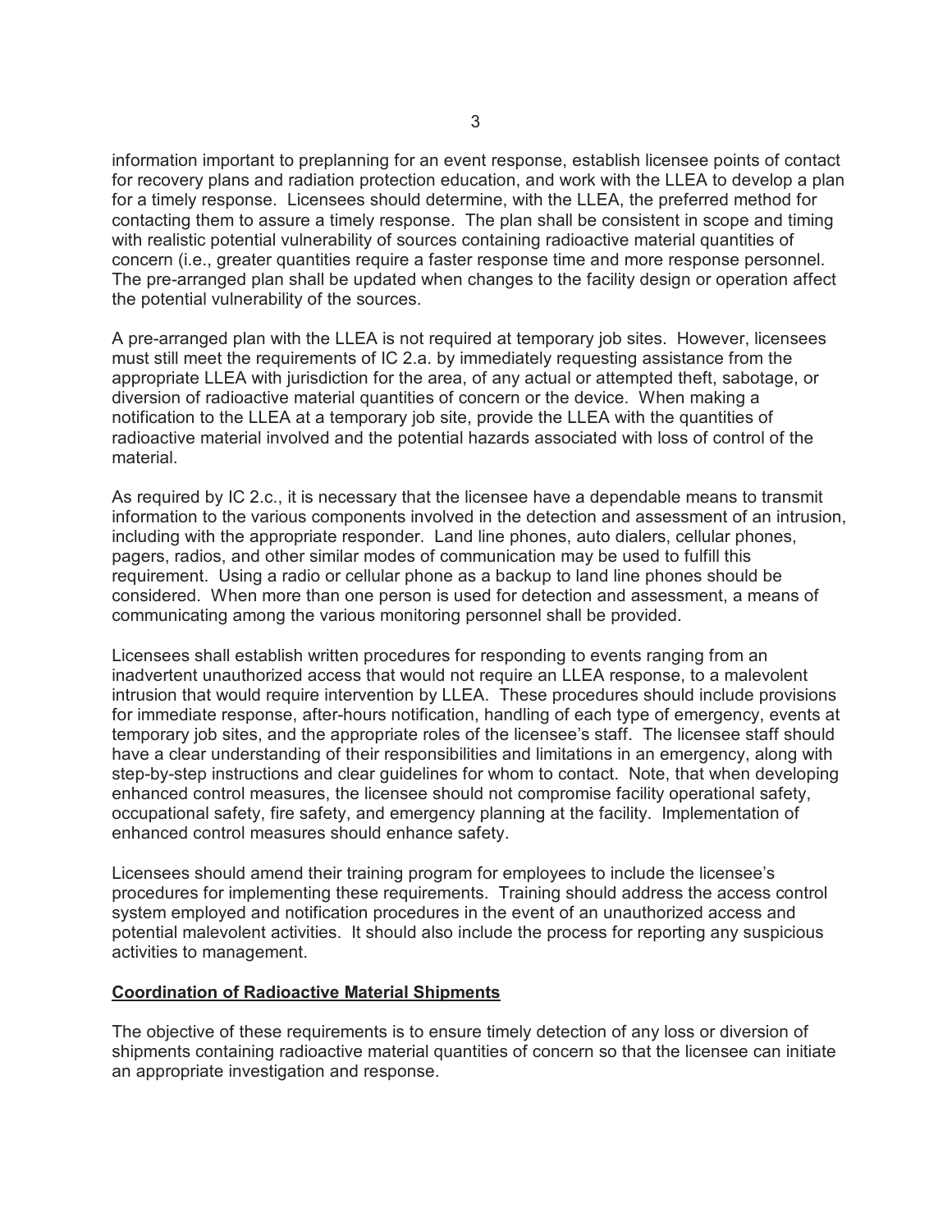information important to preplanning for an event response, establish licensee points of contact for recovery plans and radiation protection education, and work with the LLEA to develop a plan for a timely response. Licensees should determine, with the LLEA, the preferred method for contacting them to assure a timely response. The plan shall be consistent in scope and timing with realistic potential vulnerability of sources containing radioactive material quantities of concern (i.e., greater quantities require a faster response time and more response personnel. The pre-arranged plan shall be updated when changes to the facility design or operation affect the potential vulnerability of the sources.

A pre-arranged plan with the LLEA is not required at temporary job sites. However, licensees must still meet the requirements of IC 2.a. by immediately requesting assistance from the appropriate LLEA with jurisdiction for the area, of any actual or attempted theft, sabotage, or diversion of radioactive material quantities of concern or the device. When making a notification to the LLEA at a temporary job site, provide the LLEA with the quantities of radioactive material involved and the potential hazards associated with loss of control of the material.

As required by IC 2.c., it is necessary that the licensee have a dependable means to transmit information to the various components involved in the detection and assessment of an intrusion, including with the appropriate responder. Land line phones, auto dialers, cellular phones, pagers, radios, and other similar modes of communication may be used to fulfill this requirement. Using a radio or cellular phone as a backup to land line phones should be considered. When more than one person is used for detection and assessment, a means of communicating among the various monitoring personnel shall be provided.

Licensees shall establish written procedures for responding to events ranging from an inadvertent unauthorized access that would not require an LLEA response, to a malevolent intrusion that would require intervention by LLEA. These procedures should include provisions for immediate response, after-hours notification, handling of each type of emergency, events at temporary job sites, and the appropriate roles of the licensee's staff. The licensee staff should have a clear understanding of their responsibilities and limitations in an emergency, along with step-by-step instructions and clear guidelines for whom to contact. Note, that when developing enhanced control measures, the licensee should not compromise facility operational safety, occupational safety, fire safety, and emergency planning at the facility. Implementation of enhanced control measures should enhance safety.

Licensees should amend their training program for employees to include the licensee's procedures for implementing these requirements. Training should address the access control system employed and notification procedures in the event of an unauthorized access and potential malevolent activities. It should also include the process for reporting any suspicious activities to management.

**Coordination of Radioactive Material Shipments**

The objective of these requirements is to ensure timely detection of any loss or diversion of shipments containing radioactive material quantities of concern so that the licensee can initiate an appropriate investigation and response.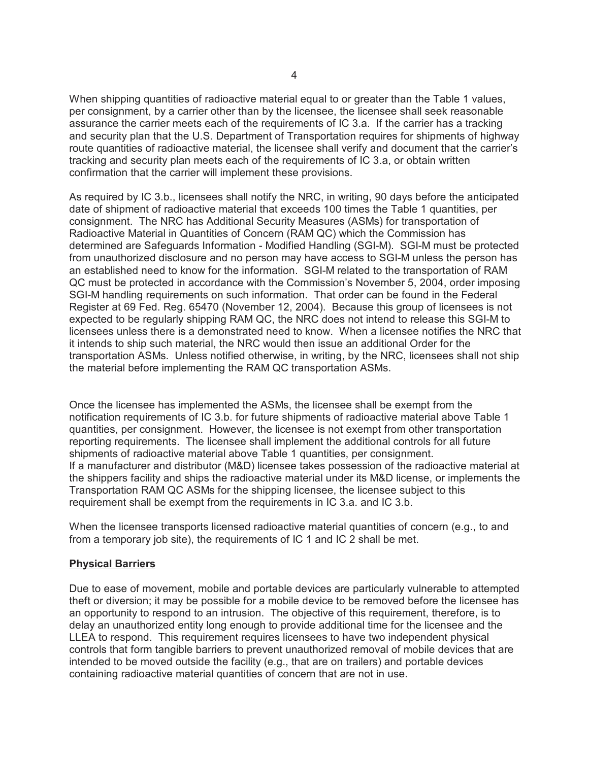When shipping quantities of radioactive material equal to or greater than the Table 1 values, per consignment, by a carrier other than by the licensee, the licensee shall seek reasonable assurance the carrier meets each of the requirements of IC 3.a. If the carrier has a tracking and security plan that the U.S. Department of Transportation requires for shipments of highway route quantities of radioactive material, the licensee shall verify and document that the carrier's tracking and security plan meets each of the requirements of IC 3.a, or obtain written confirmation that the carrier will implement these provisions.

As required by IC 3.b., licensees shall notify the NRC, in writing, 90 days before the anticipated date of shipment of radioactive material that exceeds 100 times the Table 1 quantities, per consignment. The NRC has Additional Security Measures (ASMs) for transportation of Radioactive Material in Quantities of Concern (RAM QC) which the Commission has determined are Safeguards Information - Modified Handling (SGI-M). SGI-M must be protected from unauthorized disclosure and no person may have access to SGI-M unless the person has an established need to know for the information. SGI-M related to the transportation of RAM QC must be protected in accordance with the Commission's November 5, 2004, order imposing SGI-M handling requirements on such information. That order can be found in the Federal Register at 69 Fed. Reg. 65470 (November 12, 2004). Because this group of licensees is not expected to be regularly shipping RAM QC, the NRC does not intend to release this SGI-M to licensees unless there is a demonstrated need to know. When a licensee notifies the NRC that it intends to ship such material, the NRC would then issue an additional Order for the transportation ASMs. Unless notified otherwise, in writing, by the NRC, licensees shall not ship the material before implementing the RAM QC transportation ASMs.

Once the licensee has implemented the ASMs, the licensee shall be exempt from the notification requirements of IC 3.b. for future shipments of radioactive material above Table 1 quantities, per consignment. However, the licensee is not exempt from other transportation reporting requirements. The licensee shall implement the additional controls for all future shipments of radioactive material above Table 1 quantities, per consignment.
If a manufacturer and distributor (M&D) licensee takes possession of the radioactive material at the shippers facility and ships the radioactive material under its M&D license, or implements the Transportation RAM QC ASMs for the shipping licensee, the licensee subject to this requirement shall be exempt from the requirements in IC 3.a. and IC 3.b.

When the licensee transports licensed radioactive material quantities of concern (e.g., to and from a temporary job site), the requirements of IC 1 and IC 2 shall be met.

**Physical Barriers**

Due to ease of movement, mobile and portable devices are particularly vulnerable to attempted theft or diversion; it may be possible for a mobile device to be removed before the licensee has an opportunity to respond to an intrusion. The objective of this requirement, therefore, is to delay an unauthorized entity long enough to provide additional time for the licensee and the LLEA to respond. This requirement requires licensees to have two independent physical controls that form tangible barriers to prevent unauthorized removal of mobile devices that are intended to be moved outside the facility (e.g., that are on trailers) and portable devices containing radioactive material quantities of concern that are not in use.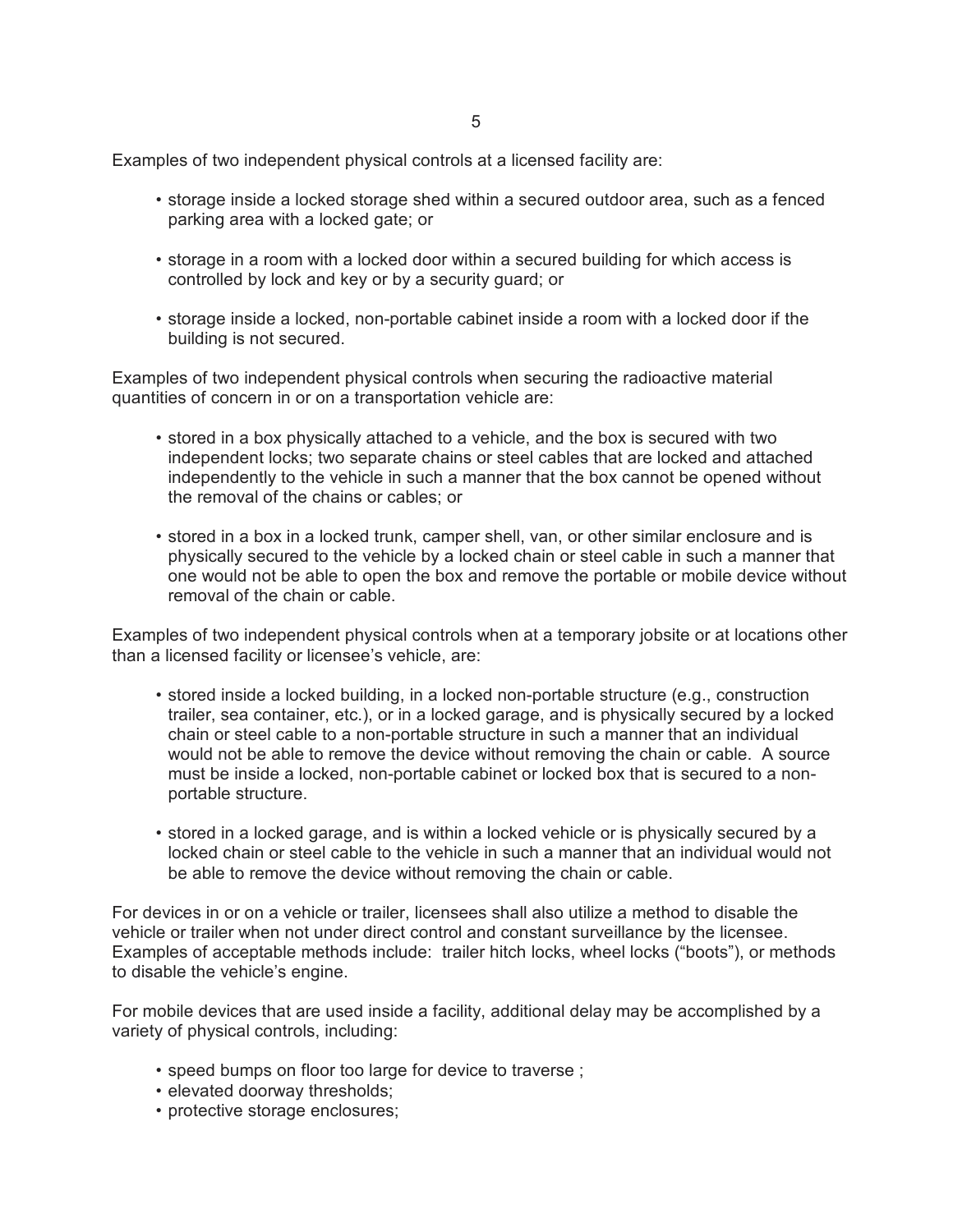Examples of two independent physical controls at a licensed facility are:

- storage inside a locked storage shed within a secured outdoor area, such as a fenced parking area with a locked gate; or
- storage in a room with a locked door within a secured building for which access is controlled by lock and key or by a security guard; or
- storage inside a locked, non-portable cabinet inside a room with a locked door if the building is not secured.

Examples of two independent physical controls when securing the radioactive material quantities of concern in or on a transportation vehicle are:

- stored in a box physically attached to a vehicle, and the box is secured with two independent locks; two separate chains or steel cables that are locked and attached independently to the vehicle in such a manner that the box cannot be opened without the removal of the chains or cables; or
- stored in a box in a locked trunk, camper shell, van, or other similar enclosure and is physically secured to the vehicle by a locked chain or steel cable in such a manner that one would not be able to open the box and remove the portable or mobile device without removal of the chain or cable.

Examples of two independent physical controls when at a temporary jobsite or at locations other than a licensed facility or licensee's vehicle, are:

- stored inside a locked building, in a locked non-portable structure (e.g., construction trailer, sea container, etc.), or in a locked garage, and is physically secured by a locked chain or steel cable to a non-portable structure in such a manner that an individual would not be able to remove the device without removing the chain or cable. A source must be inside a locked, non-portable cabinet or locked box that is secured to a non-portable structure.
- stored in a locked garage, and is within a locked vehicle or is physically secured by a locked chain or steel cable to the vehicle in such a manner that an individual would not be able to remove the device without removing the chain or cable.

For devices in or on a vehicle or trailer, licensees shall also utilize a method to disable the vehicle or trailer when not under direct control and constant surveillance by the licensee. Examples of acceptable methods include: trailer hitch locks, wheel locks ("boots"), or methods to disable the vehicle's engine.

For mobile devices that are used inside a facility, additional delay may be accomplished by a variety of physical controls, including:

- speed bumps on floor too large for device to traverse ;
- elevated doorway thresholds;
- protective storage enclosures;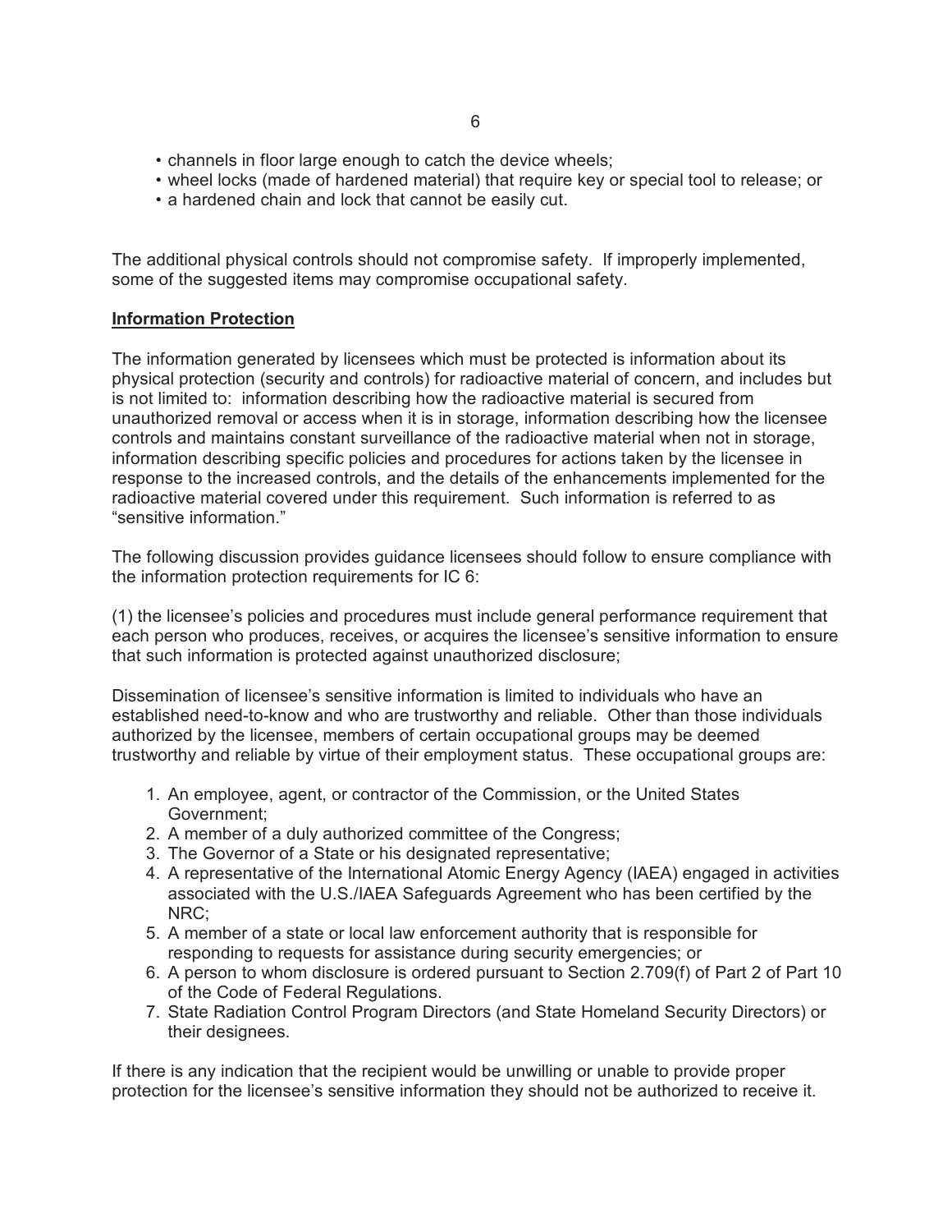- channels in floor large enough to catch the device wheels;
- wheel locks (made of hardened material) that require key or special tool to release; or
- a hardened chain and lock that cannot be easily cut.

The additional physical controls should not compromise safety. If improperly implemented, some of the suggested items may compromise occupational safety.

**Information Protection**

The information generated by licensees which must be protected is information about its physical protection (security and controls) for radioactive material of concern, and includes but is not limited to: information describing how the radioactive material is secured from unauthorized removal or access when it is in storage, information describing how the licensee controls and maintains constant surveillance of the radioactive material when not in storage, information describing specific policies and procedures for actions taken by the licensee in response to the increased controls, and the details of the enhancements implemented for the radioactive material covered under this requirement. Such information is referred to as "sensitive information."

The following discussion provides guidance licensees should follow to ensure compliance with the information protection requirements for IC 6:

(1) the licensee's policies and procedures must include general performance requirement that each person who produces, receives, or acquires the licensee's sensitive information to ensure that such information is protected against unauthorized disclosure;

Dissemination of licensee's sensitive information is limited to individuals who have an established need-to-know and who are trustworthy and reliable. Other than those individuals authorized by the licensee, members of certain occupational groups may be deemed trustworthy and reliable by virtue of their employment status. These occupational groups are:

1. An employee, agent, or contractor of the Commission, or the United States Government;
2. A member of a duly authorized committee of the Congress;
3. The Governor of a State or his designated representative;
4. A representative of the International Atomic Energy Agency (IAEA) engaged in activities associated with the U.S./IAEA Safeguards Agreement who has been certified by the NRC;
5. A member of a state or local law enforcement authority that is responsible for responding to requests for assistance during security emergencies; or
6. A person to whom disclosure is ordered pursuant to Section 2.709(f) of Part 2 of Part 10 of the Code of Federal Regulations.
7. State Radiation Control Program Directors (and State Homeland Security Directors) or their designees.

If there is any indication that the recipient would be unwilling or unable to provide proper protection for the licensee's sensitive information they should not be authorized to receive it.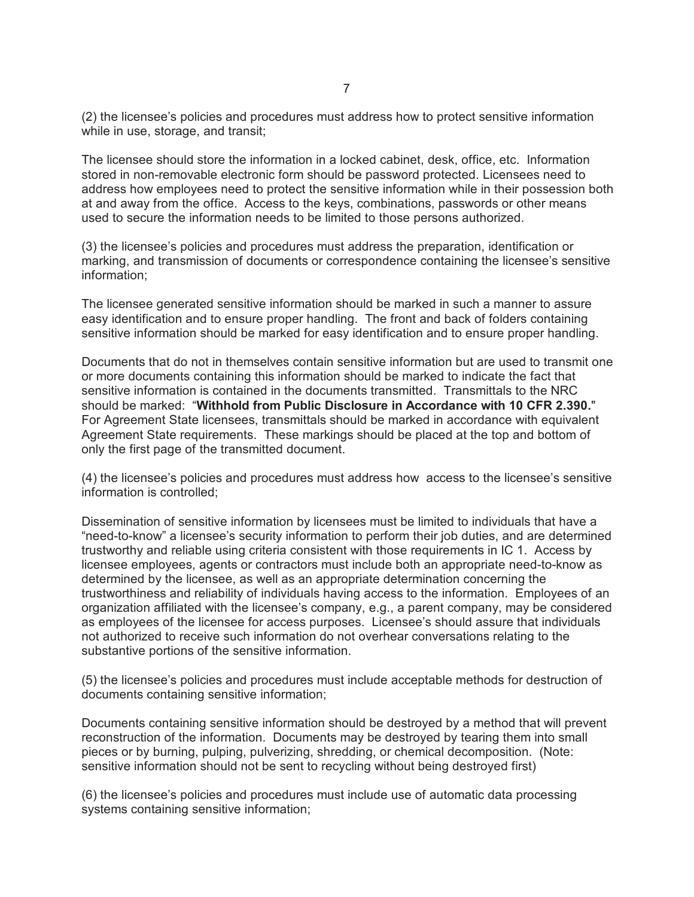(2) the licensee's policies and procedures must address how to protect sensitive information while in use, storage, and transit;

The licensee should store the information in a locked cabinet, desk, office, etc. Information stored in non-removable electronic form should be password protected. Licensees need to address how employees need to protect the sensitive information while in their possession both at and away from the office. Access to the keys, combinations, passwords or other means used to secure the information needs to be limited to those persons authorized.

(3) the licensee's policies and procedures must address the preparation, identification or marking, and transmission of documents or correspondence containing the licensee's sensitive information;

The licensee generated sensitive information should be marked in such a manner to assure easy identification and to ensure proper handling. The front and back of folders containing sensitive information should be marked for easy identification and to ensure proper handling.

Documents that do not in themselves contain sensitive information but are used to transmit one or more documents containing this information should be marked to indicate the fact that sensitive information is contained in the documents transmitted. Transmittals to the NRC should be marked: "**Withhold from Public Disclosure in Accordance with 10 CFR 2.390.**" For Agreement State licensees, transmittals should be marked in accordance with equivalent Agreement State requirements. These markings should be placed at the top and bottom of only the first page of the transmitted document.

(4) the licensee's policies and procedures must address how access to the licensee's sensitive information is controlled;

Dissemination of sensitive information by licensees must be limited to individuals that have a "need-to-know" a licensee's security information to perform their job duties, and are determined trustworthy and reliable using criteria consistent with those requirements in IC 1. Access by licensee employees, agents or contractors must include both an appropriate need-to-know as determined by the licensee, as well as an appropriate determination concerning the trustworthiness and reliability of individuals having access to the information. Employees of an organization affiliated with the licensee's company, e.g., a parent company, may be considered as employees of the licensee for access purposes. Licensee's should assure that individuals not authorized to receive such information do not overhear conversations relating to the substantive portions of the sensitive information.

(5) the licensee's policies and procedures must include acceptable methods for destruction of documents containing sensitive information;

Documents containing sensitive information should be destroyed by a method that will prevent reconstruction of the information. Documents may be destroyed by tearing them into small pieces or by burning, pulping, pulverizing, shredding, or chemical decomposition. (Note: sensitive information should not be sent to recycling without being destroyed first)

(6) the licensee's policies and procedures must include use of automatic data processing systems containing sensitive information;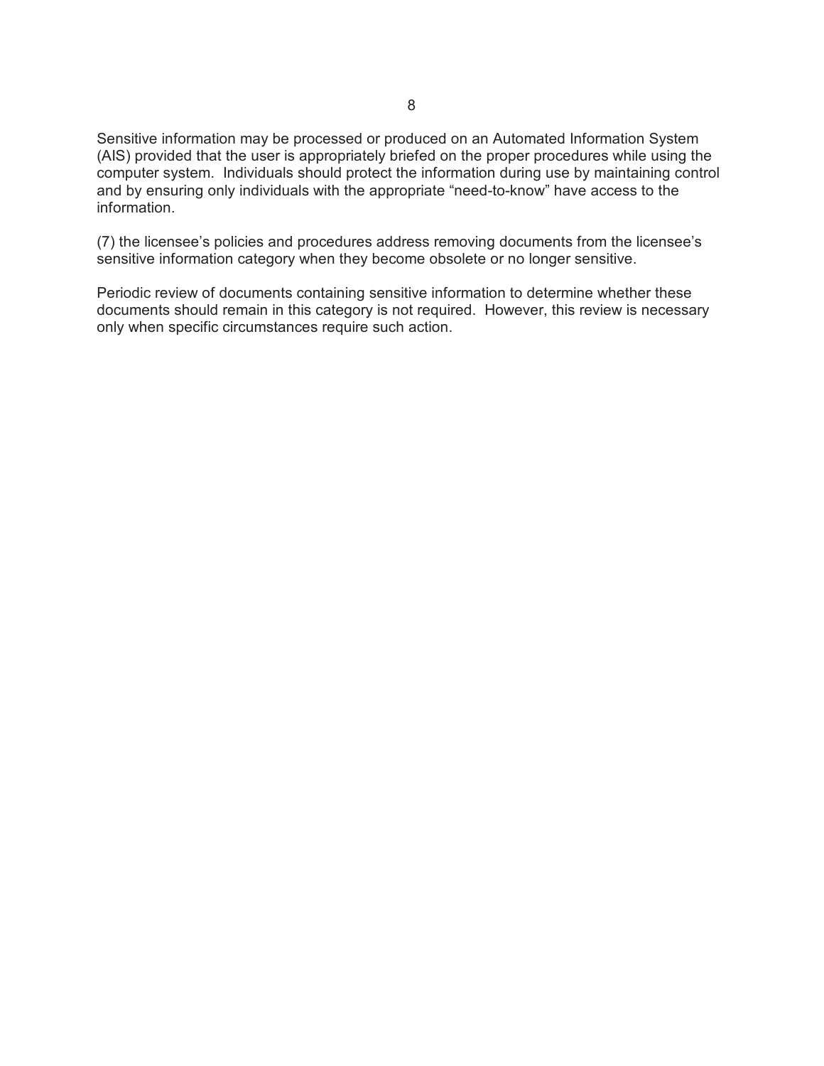Sensitive information may be processed or produced on an Automated Information System (AIS) provided that the user is appropriately briefed on the proper procedures while using the computer system. Individuals should protect the information during use by maintaining control and by ensuring only individuals with the appropriate "need-to-know" have access to the information.

(7) the licensee's policies and procedures address removing documents from the licensee's sensitive information category when they become obsolete or no longer sensitive.

Periodic review of documents containing sensitive information to determine whether these documents should remain in this category is not required. However, this review is necessary only when specific circumstances require such action.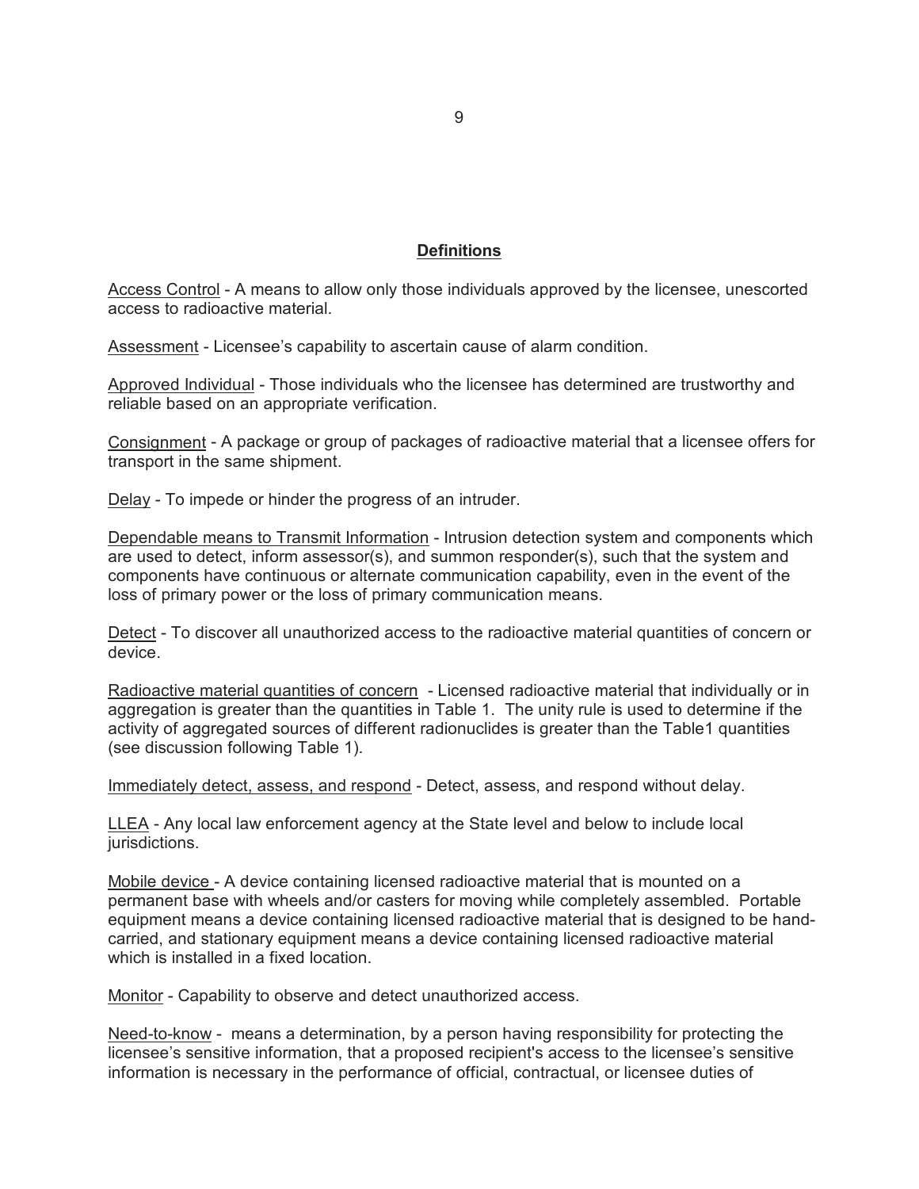## Definitions

Access Control - A means to allow only those individuals approved by the licensee, unescorted access to radioactive material.

Assessment - Licensee's capability to ascertain cause of alarm condition.

Approved Individual - Those individuals who the licensee has determined are trustworthy and reliable based on an appropriate verification.

Consignment - A package or group of packages of radioactive material that a licensee offers for transport in the same shipment.

Delay - To impede or hinder the progress of an intruder.

Dependable means to Transmit Information - Intrusion detection system and components which are used to detect, inform assessor(s), and summon responder(s), such that the system and components have continuous or alternate communication capability, even in the event of the loss of primary power or the loss of primary communication means.

Detect - To discover all unauthorized access to the radioactive material quantities of concern or device.

Radioactive material quantities of concern - Licensed radioactive material that individually or in aggregation is greater than the quantities in Table 1. The unity rule is used to determine if the activity of aggregated sources of different radionuclides is greater than the Table1 quantities (see discussion following Table 1).

Immediately detect, assess, and respond - Detect, assess, and respond without delay.

LLEA - Any local law enforcement agency at the State level and below to include local jurisdictions.

Mobile device - A device containing licensed radioactive material that is mounted on a permanent base with wheels and/or casters for moving while completely assembled. Portable equipment means a device containing licensed radioactive material that is designed to be hand-carried, and stationary equipment means a device containing licensed radioactive material which is installed in a fixed location.

Monitor - Capability to observe and detect unauthorized access.

Need-to-know - means a determination, by a person having responsibility for protecting the licensee's sensitive information, that a proposed recipient's access to the licensee's sensitive information is necessary in the performance of official, contractual, or licensee duties of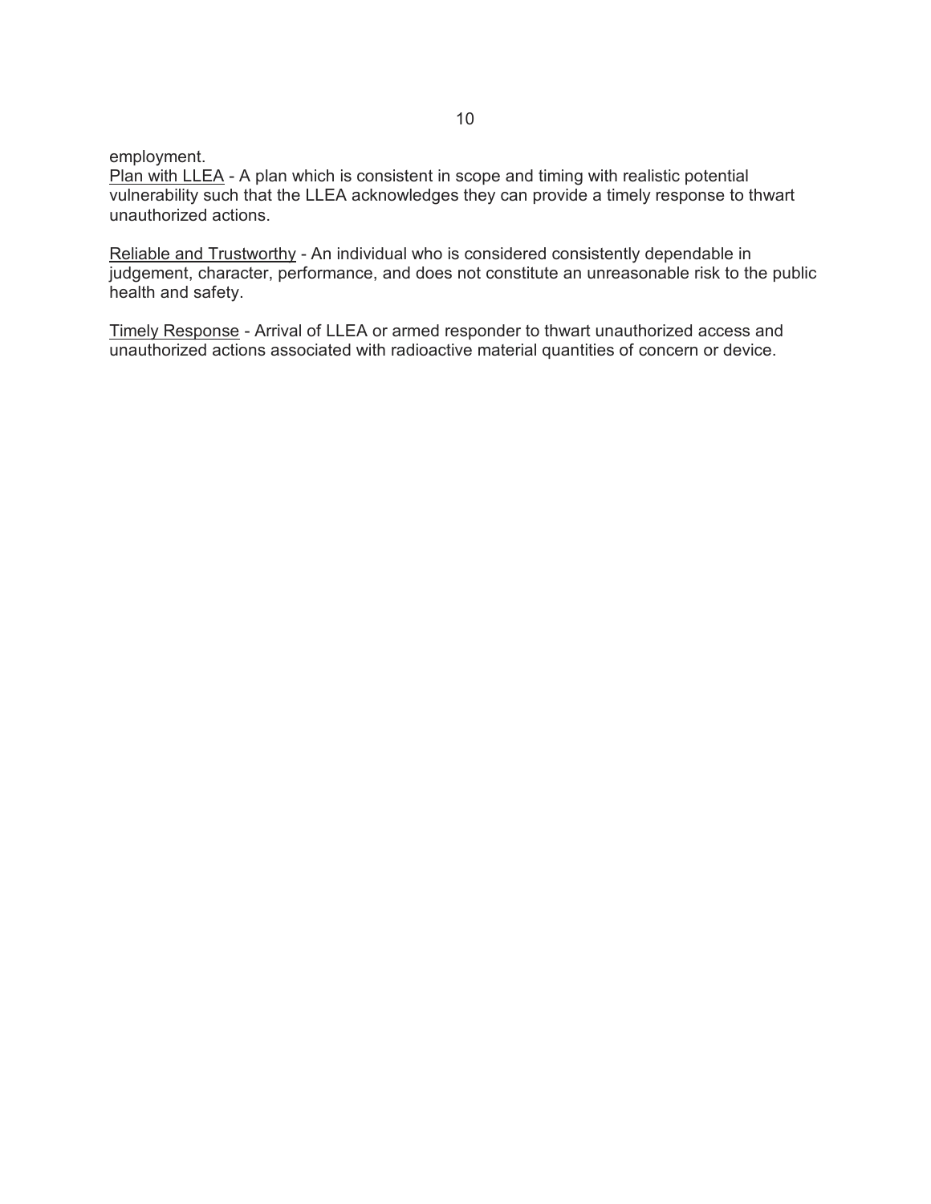employment.

<u>Plan with LLEA</u> - A plan which is consistent in scope and timing with realistic potential vulnerability such that the LLEA acknowledges they can provide a timely response to thwart unauthorized actions.

<u>Reliable and Trustworthy</u> - An individual who is considered consistently dependable in judgement, character, performance, and does not constitute an unreasonable risk to the public health and safety.

<u>Timely Response</u> - Arrival of LLEA or armed responder to thwart unauthorized access and unauthorized actions associated with radioactive material quantities of concern or device.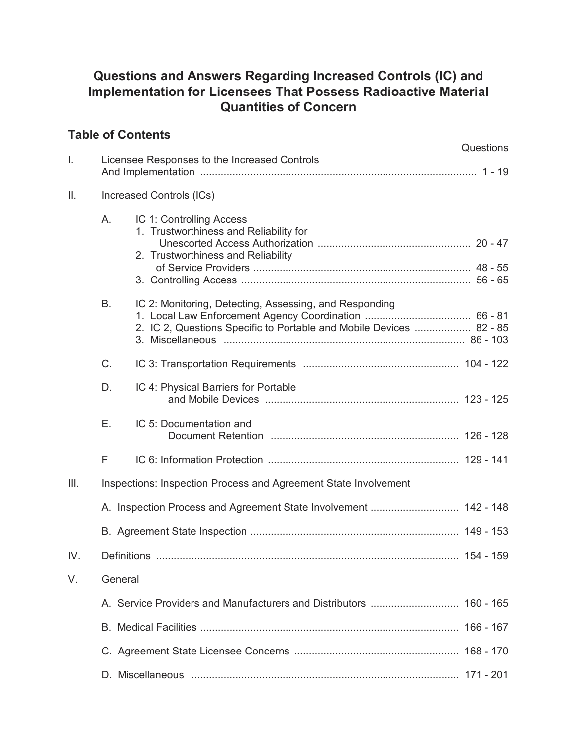# Questions and Answers Regarding Increased Controls (IC) and Implementation for Licensees That Possess Radioactive Material Quantities of Concern

## Table of Contents

| | | Questions |
|---|---|---|
| I. | Licensee Responses to the Increased Controls And Implementation | 1 - 19 |
| II. | Increased Controls (ICs) | |
| | A. IC 1: Controlling Access | |
| | 1. Trustworthiness and Reliability for Unescorted Access Authorization | 20 - 47 |
| | 2. Trustworthiness and Reliability of Service Providers | 48 - 55 |
| | 3. Controlling Access | 56 - 65 |
| | B. IC 2: Monitoring, Detecting, Assessing, and Responding | |
| | 1. Local Law Enforcement Agency Coordination | 66 - 81 |
| | 2. IC 2, Questions Specific to Portable and Mobile Devices | 82 - 85 |
| | 3. Miscellaneous | 86 - 103 |
| | C. IC 3: Transportation Requirements | 104 - 122 |
| | D. IC 4: Physical Barriers for Portable and Mobile Devices | 123 - 125 |
| | E. IC 5: Documentation and Document Retention | 126 - 128 |
| | F IC 6: Information Protection | 129 - 141 |
| III. | Inspections: Inspection Process and Agreement State Involvement | |
| | A. Inspection Process and Agreement State Involvement | 142 - 148 |
| | B. Agreement State Inspection | 149 - 153 |
| IV. | Definitions | 154 - 159 |
| V. | General | |
| | A. Service Providers and Manufacturers and Distributors | 160 - 165 |
| | B. Medical Facilities | 166 - 167 |
| | C. Agreement State Licensee Concerns | 168 - 170 |
| | D. Miscellaneous | 171 - 201 |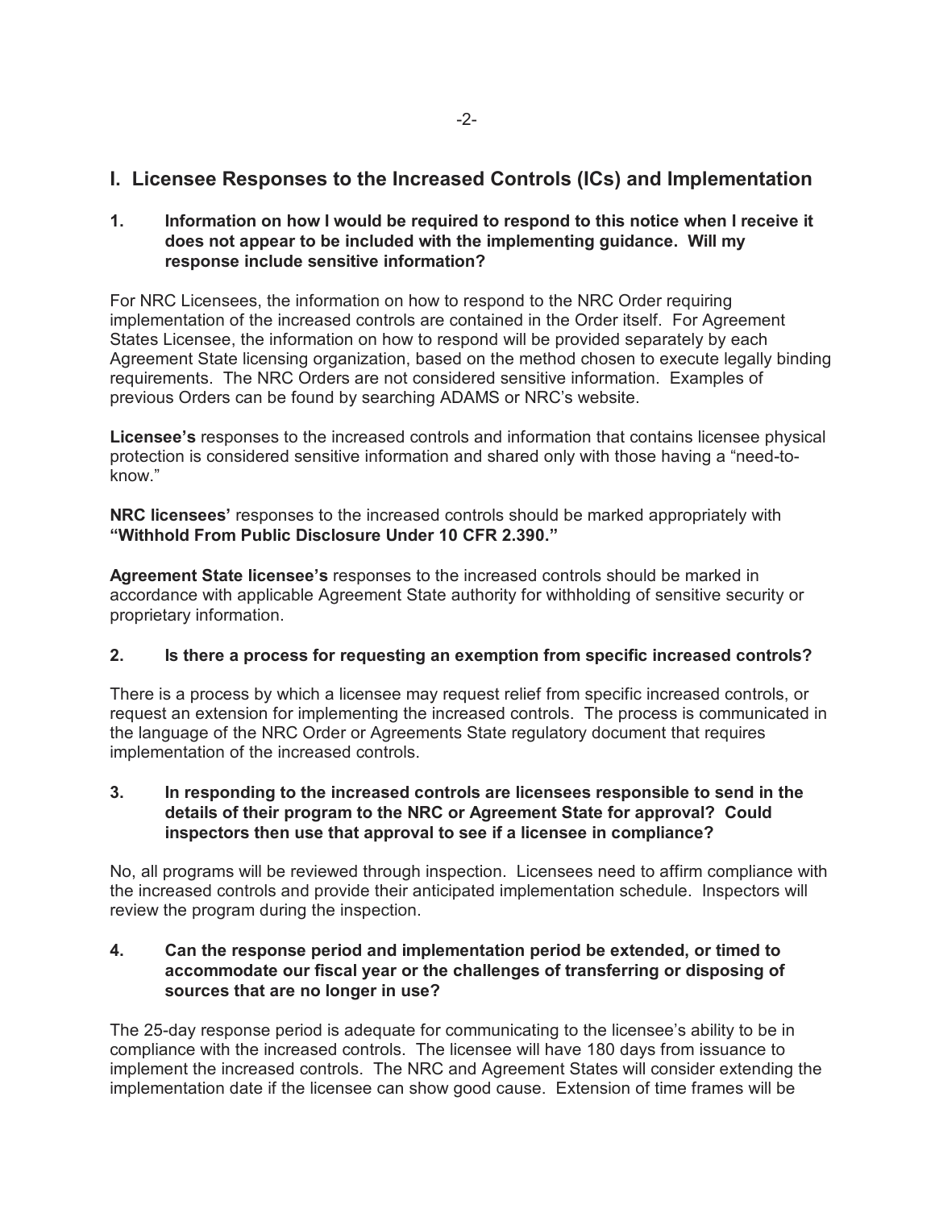## I. Licensee Responses to the Increased Controls (ICs) and Implementation

**1. Information on how I would be required to respond to this notice when I receive it does not appear to be included with the implementing guidance. Will my response include sensitive information?**

For NRC Licensees, the information on how to respond to the NRC Order requiring implementation of the increased controls are contained in the Order itself. For Agreement States Licensee, the information on how to respond will be provided separately by each Agreement State licensing organization, based on the method chosen to execute legally binding requirements. The NRC Orders are not considered sensitive information. Examples of previous Orders can be found by searching ADAMS or NRC's website.

**Licensee's** responses to the increased controls and information that contains licensee physical protection is considered sensitive information and shared only with those having a "need-to-know."

**NRC licensees'** responses to the increased controls should be marked appropriately with **"Withhold From Public Disclosure Under 10 CFR 2.390."**

**Agreement State licensee's** responses to the increased controls should be marked in accordance with applicable Agreement State authority for withholding of sensitive security or proprietary information.

**2. Is there a process for requesting an exemption from specific increased controls?**

There is a process by which a licensee may request relief from specific increased controls, or request an extension for implementing the increased controls. The process is communicated in the language of the NRC Order or Agreements State regulatory document that requires implementation of the increased controls.

**3. In responding to the increased controls are licensees responsible to send in the details of their program to the NRC or Agreement State for approval? Could inspectors then use that approval to see if a licensee in compliance?**

No, all programs will be reviewed through inspection. Licensees need to affirm compliance with the increased controls and provide their anticipated implementation schedule. Inspectors will review the program during the inspection.

**4. Can the response period and implementation period be extended, or timed to accommodate our fiscal year or the challenges of transferring or disposing of sources that are no longer in use?**

The 25-day response period is adequate for communicating to the licensee's ability to be in compliance with the increased controls. The licensee will have 180 days from issuance to implement the increased controls. The NRC and Agreement States will consider extending the implementation date if the licensee can show good cause. Extension of time frames will be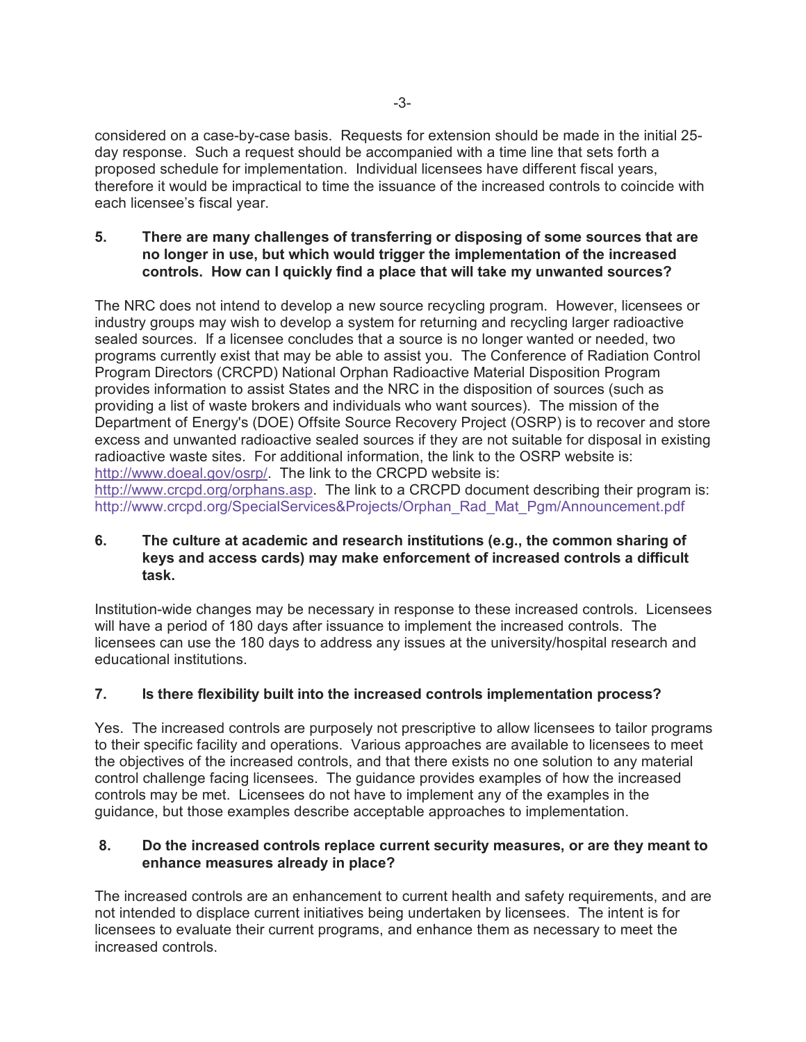considered on a case-by-case basis. Requests for extension should be made in the initial 25-day response. Such a request should be accompanied with a time line that sets forth a proposed schedule for implementation. Individual licensees have different fiscal years, therefore it would be impractical to time the issuance of the increased controls to coincide with each licensee's fiscal year.

**5. There are many challenges of transferring or disposing of some sources that are no longer in use, but which would trigger the implementation of the increased controls. How can I quickly find a place that will take my unwanted sources?**

The NRC does not intend to develop a new source recycling program. However, licensees or industry groups may wish to develop a system for returning and recycling larger radioactive sealed sources. If a licensee concludes that a source is no longer wanted or needed, two programs currently exist that may be able to assist you. The Conference of Radiation Control Program Directors (CRCPD) National Orphan Radioactive Material Disposition Program provides information to assist States and the NRC in the disposition of sources (such as providing a list of waste brokers and individuals who want sources). The mission of the Department of Energy's (DOE) Offsite Source Recovery Project (OSRP) is to recover and store excess and unwanted radioactive sealed sources if they are not suitable for disposal in existing radioactive waste sites. For additional information, the link to the OSRP website is: http://www.doeal.gov/osrp/. The link to the CRCPD website is: http://www.crcpd.org/orphans.asp. The link to a CRCPD document describing their program is: http://www.crcpd.org/SpecialServices&Projects/Orphan_Rad_Mat_Pgm/Announcement.pdf

**6. The culture at academic and research institutions (e.g., the common sharing of keys and access cards) may make enforcement of increased controls a difficult task.**

Institution-wide changes may be necessary in response to these increased controls. Licensees will have a period of 180 days after issuance to implement the increased controls. The licensees can use the 180 days to address any issues at the university/hospital research and educational institutions.

**7. Is there flexibility built into the increased controls implementation process?**

Yes. The increased controls are purposely not prescriptive to allow licensees to tailor programs to their specific facility and operations. Various approaches are available to licensees to meet the objectives of the increased controls, and that there exists no one solution to any material control challenge facing licensees. The guidance provides examples of how the increased controls may be met. Licensees do not have to implement any of the examples in the guidance, but those examples describe acceptable approaches to implementation.

**8. Do the increased controls replace current security measures, or are they meant to enhance measures already in place?**

The increased controls are an enhancement to current health and safety requirements, and are not intended to displace current initiatives being undertaken by licensees. The intent is for licensees to evaluate their current programs, and enhance them as necessary to meet the increased controls.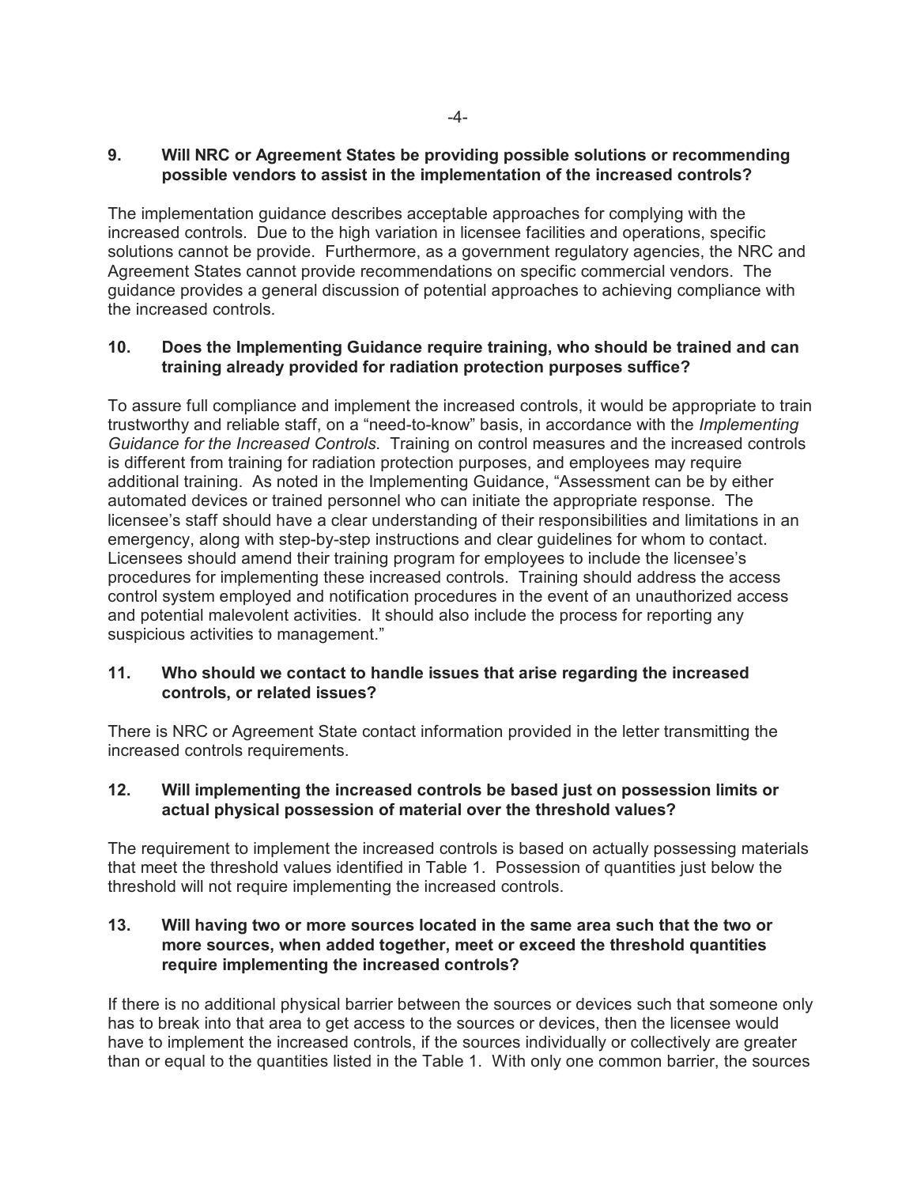**9. Will NRC or Agreement States be providing possible solutions or recommending possible vendors to assist in the implementation of the increased controls?**

The implementation guidance describes acceptable approaches for complying with the increased controls. Due to the high variation in licensee facilities and operations, specific solutions cannot be provide. Furthermore, as a government regulatory agencies, the NRC and Agreement States cannot provide recommendations on specific commercial vendors. The guidance provides a general discussion of potential approaches to achieving compliance with the increased controls.

**10. Does the Implementing Guidance require training, who should be trained and can training already provided for radiation protection purposes suffice?**

To assure full compliance and implement the increased controls, it would be appropriate to train trustworthy and reliable staff, on a "need-to-know" basis, in accordance with the *Implementing Guidance for the Increased Controls*. Training on control measures and the increased controls is different from training for radiation protection purposes, and employees may require additional training. As noted in the Implementing Guidance, "Assessment can be by either automated devices or trained personnel who can initiate the appropriate response. The licensee's staff should have a clear understanding of their responsibilities and limitations in an emergency, along with step-by-step instructions and clear guidelines for whom to contact. Licensees should amend their training program for employees to include the licensee's procedures for implementing these increased controls. Training should address the access control system employed and notification procedures in the event of an unauthorized access and potential malevolent activities. It should also include the process for reporting any suspicious activities to management."

**11. Who should we contact to handle issues that arise regarding the increased controls, or related issues?**

There is NRC or Agreement State contact information provided in the letter transmitting the increased controls requirements.

**12. Will implementing the increased controls be based just on possession limits or actual physical possession of material over the threshold values?**

The requirement to implement the increased controls is based on actually possessing materials that meet the threshold values identified in Table 1. Possession of quantities just below the threshold will not require implementing the increased controls.

**13. Will having two or more sources located in the same area such that the two or more sources, when added together, meet or exceed the threshold quantities require implementing the increased controls?**

If there is no additional physical barrier between the sources or devices such that someone only has to break into that area to get access to the sources or devices, then the licensee would have to implement the increased controls, if the sources individually or collectively are greater than or equal to the quantities listed in the Table 1. With only one common barrier, the sources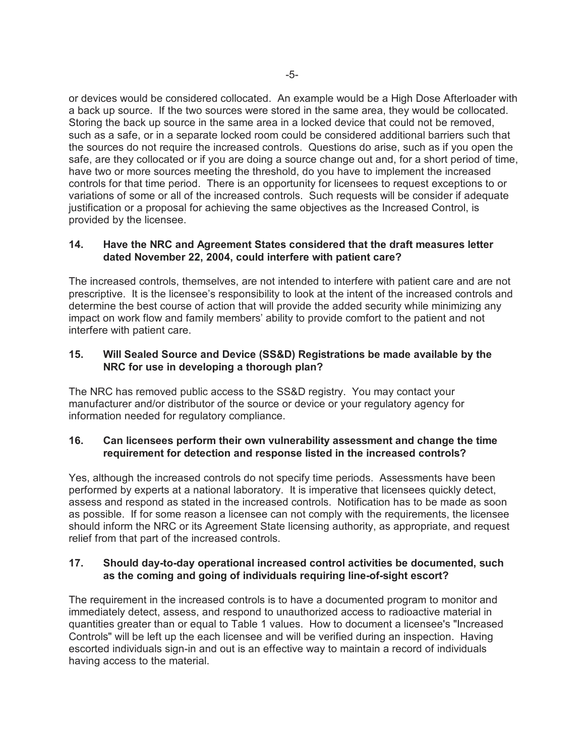or devices would be considered collocated. An example would be a High Dose Afterloader with a back up source. If the two sources were stored in the same area, they would be collocated. Storing the back up source in the same area in a locked device that could not be removed, such as a safe, or in a separate locked room could be considered additional barriers such that the sources do not require the increased controls. Questions do arise, such as if you open the safe, are they collocated or if you are doing a source change out and, for a short period of time, have two or more sources meeting the threshold, do you have to implement the increased controls for that time period. There is an opportunity for licensees to request exceptions to or variations of some or all of the increased controls. Such requests will be consider if adequate justification or a proposal for achieving the same objectives as the Increased Control, is provided by the licensee.

**14. Have the NRC and Agreement States considered that the draft measures letter dated November 22, 2004, could interfere with patient care?**

The increased controls, themselves, are not intended to interfere with patient care and are not prescriptive. It is the licensee's responsibility to look at the intent of the increased controls and determine the best course of action that will provide the added security while minimizing any impact on work flow and family members' ability to provide comfort to the patient and not interfere with patient care.

**15. Will Sealed Source and Device (SS&D) Registrations be made available by the NRC for use in developing a thorough plan?**

The NRC has removed public access to the SS&D registry. You may contact your manufacturer and/or distributor of the source or device or your regulatory agency for information needed for regulatory compliance.

**16. Can licensees perform their own vulnerability assessment and change the time requirement for detection and response listed in the increased controls?**

Yes, although the increased controls do not specify time periods. Assessments have been performed by experts at a national laboratory. It is imperative that licensees quickly detect, assess and respond as stated in the increased controls. Notification has to be made as soon as possible. If for some reason a licensee can not comply with the requirements, the licensee should inform the NRC or its Agreement State licensing authority, as appropriate, and request relief from that part of the increased controls.

**17. Should day-to-day operational increased control activities be documented, such as the coming and going of individuals requiring line-of-sight escort?**

The requirement in the increased controls is to have a documented program to monitor and immediately detect, assess, and respond to unauthorized access to radioactive material in quantities greater than or equal to Table 1 values. How to document a licensee's "Increased Controls" will be left up the each licensee and will be verified during an inspection. Having escorted individuals sign-in and out is an effective way to maintain a record of individuals having access to the material.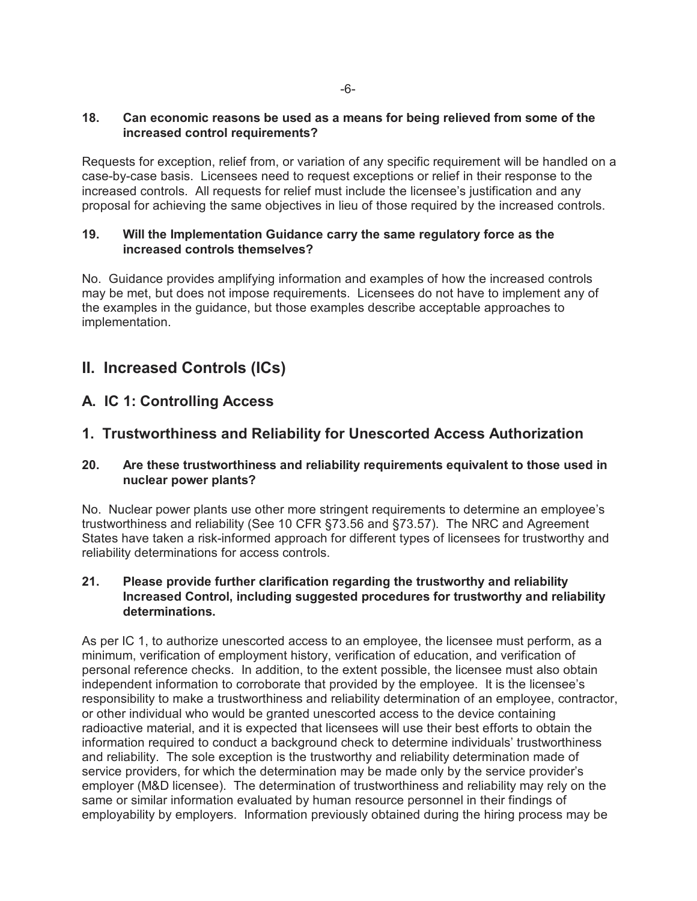**18. Can economic reasons be used as a means for being relieved from some of the increased control requirements?**

Requests for exception, relief from, or variation of any specific requirement will be handled on a case-by-case basis. Licensees need to request exceptions or relief in their response to the increased controls. All requests for relief must include the licensee's justification and any proposal for achieving the same objectives in lieu of those required by the increased controls.

**19. Will the Implementation Guidance carry the same regulatory force as the increased controls themselves?**

No. Guidance provides amplifying information and examples of how the increased controls may be met, but does not impose requirements. Licensees do not have to implement any of the examples in the guidance, but those examples describe acceptable approaches to implementation.

## II. Increased Controls (ICs)

## A. IC 1: Controlling Access

## 1. Trustworthiness and Reliability for Unescorted Access Authorization

**20. Are these trustworthiness and reliability requirements equivalent to those used in nuclear power plants?**

No. Nuclear power plants use other more stringent requirements to determine an employee's trustworthiness and reliability (See 10 CFR §73.56 and §73.57). The NRC and Agreement States have taken a risk-informed approach for different types of licensees for trustworthy and reliability determinations for access controls.

**21. Please provide further clarification regarding the trustworthy and reliability Increased Control, including suggested procedures for trustworthy and reliability determinations.**

As per IC 1, to authorize unescorted access to an employee, the licensee must perform, as a minimum, verification of employment history, verification of education, and verification of personal reference checks. In addition, to the extent possible, the licensee must also obtain independent information to corroborate that provided by the employee. It is the licensee's responsibility to make a trustworthiness and reliability determination of an employee, contractor, or other individual who would be granted unescorted access to the device containing radioactive material, and it is expected that licensees will use their best efforts to obtain the information required to conduct a background check to determine individuals' trustworthiness and reliability. The sole exception is the trustworthy and reliability determination made of service providers, for which the determination may be made only by the service provider's employer (M&D licensee). The determination of trustworthiness and reliability may rely on the same or similar information evaluated by human resource personnel in their findings of employability by employers. Information previously obtained during the hiring process may be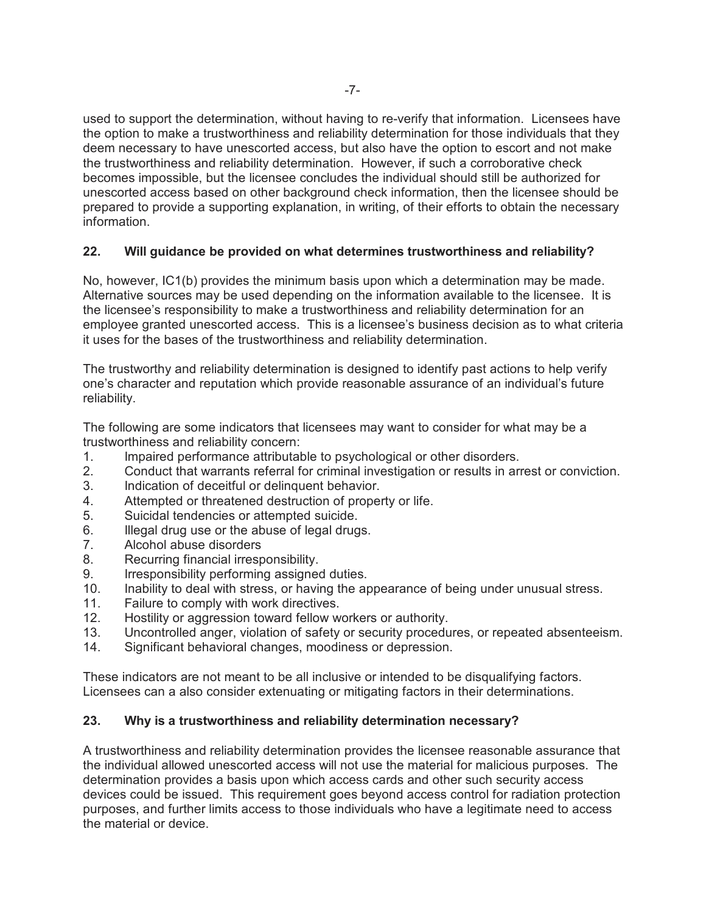used to support the determination, without having to re-verify that information. Licensees have the option to make a trustworthiness and reliability determination for those individuals that they deem necessary to have unescorted access, but also have the option to escort and not make the trustworthiness and reliability determination. However, if such a corroborative check becomes impossible, but the licensee concludes the individual should still be authorized for unescorted access based on other background check information, then the licensee should be prepared to provide a supporting explanation, in writing, of their efforts to obtain the necessary information.

**22. Will guidance be provided on what determines trustworthiness and reliability?**

No, however, IC1(b) provides the minimum basis upon which a determination may be made. Alternative sources may be used depending on the information available to the licensee. It is the licensee's responsibility to make a trustworthiness and reliability determination for an employee granted unescorted access. This is a licensee's business decision as to what criteria it uses for the bases of the trustworthiness and reliability determination.

The trustworthy and reliability determination is designed to identify past actions to help verify one's character and reputation which provide reasonable assurance of an individual's future reliability.

The following are some indicators that licensees may want to consider for what may be a trustworthiness and reliability concern:

1. Impaired performance attributable to psychological or other disorders.
2. Conduct that warrants referral for criminal investigation or results in arrest or conviction.
3. Indication of deceitful or delinquent behavior.
4. Attempted or threatened destruction of property or life.
5. Suicidal tendencies or attempted suicide.
6. Illegal drug use or the abuse of legal drugs.
7. Alcohol abuse disorders
8. Recurring financial irresponsibility.
9. Irresponsibility performing assigned duties.
10. Inability to deal with stress, or having the appearance of being under unusual stress.
11. Failure to comply with work directives.
12. Hostility or aggression toward fellow workers or authority.
13. Uncontrolled anger, violation of safety or security procedures, or repeated absenteeism.
14. Significant behavioral changes, moodiness or depression.

These indicators are not meant to be all inclusive or intended to be disqualifying factors. Licensees can a also consider extenuating or mitigating factors in their determinations.

**23. Why is a trustworthiness and reliability determination necessary?**

A trustworthiness and reliability determination provides the licensee reasonable assurance that the individual allowed unescorted access will not use the material for malicious purposes. The determination provides a basis upon which access cards and other such security access devices could be issued. This requirement goes beyond access control for radiation protection purposes, and further limits access to those individuals who have a legitimate need to access the material or device.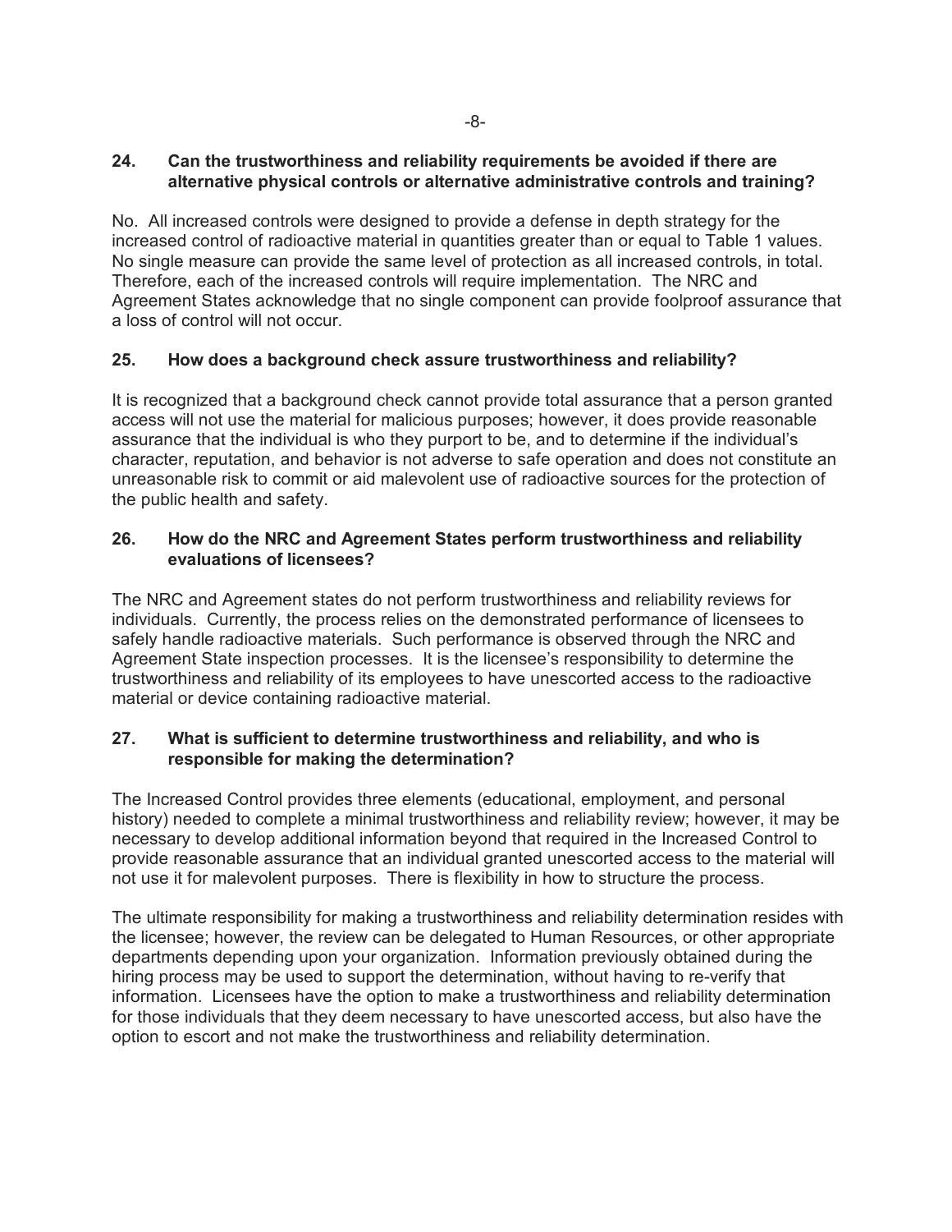**24. Can the trustworthiness and reliability requirements be avoided if there are alternative physical controls or alternative administrative controls and training?**

No. All increased controls were designed to provide a defense in depth strategy for the increased control of radioactive material in quantities greater than or equal to Table 1 values. No single measure can provide the same level of protection as all increased controls, in total. Therefore, each of the increased controls will require implementation. The NRC and Agreement States acknowledge that no single component can provide foolproof assurance that a loss of control will not occur.

**25. How does a background check assure trustworthiness and reliability?**

It is recognized that a background check cannot provide total assurance that a person granted access will not use the material for malicious purposes; however, it does provide reasonable assurance that the individual is who they purport to be, and to determine if the individual's character, reputation, and behavior is not adverse to safe operation and does not constitute an unreasonable risk to commit or aid malevolent use of radioactive sources for the protection of the public health and safety.

**26. How do the NRC and Agreement States perform trustworthiness and reliability evaluations of licensees?**

The NRC and Agreement states do not perform trustworthiness and reliability reviews for individuals. Currently, the process relies on the demonstrated performance of licensees to safely handle radioactive materials. Such performance is observed through the NRC and Agreement State inspection processes. It is the licensee's responsibility to determine the trustworthiness and reliability of its employees to have unescorted access to the radioactive material or device containing radioactive material.

**27. What is sufficient to determine trustworthiness and reliability, and who is responsible for making the determination?**

The Increased Control provides three elements (educational, employment, and personal history) needed to complete a minimal trustworthiness and reliability review; however, it may be necessary to develop additional information beyond that required in the Increased Control to provide reasonable assurance that an individual granted unescorted access to the material will not use it for malevolent purposes. There is flexibility in how to structure the process.

The ultimate responsibility for making a trustworthiness and reliability determination resides with the licensee; however, the review can be delegated to Human Resources, or other appropriate departments depending upon your organization. Information previously obtained during the hiring process may be used to support the determination, without having to re-verify that information. Licensees have the option to make a trustworthiness and reliability determination for those individuals that they deem necessary to have unescorted access, but also have the option to escort and not make the trustworthiness and reliability determination.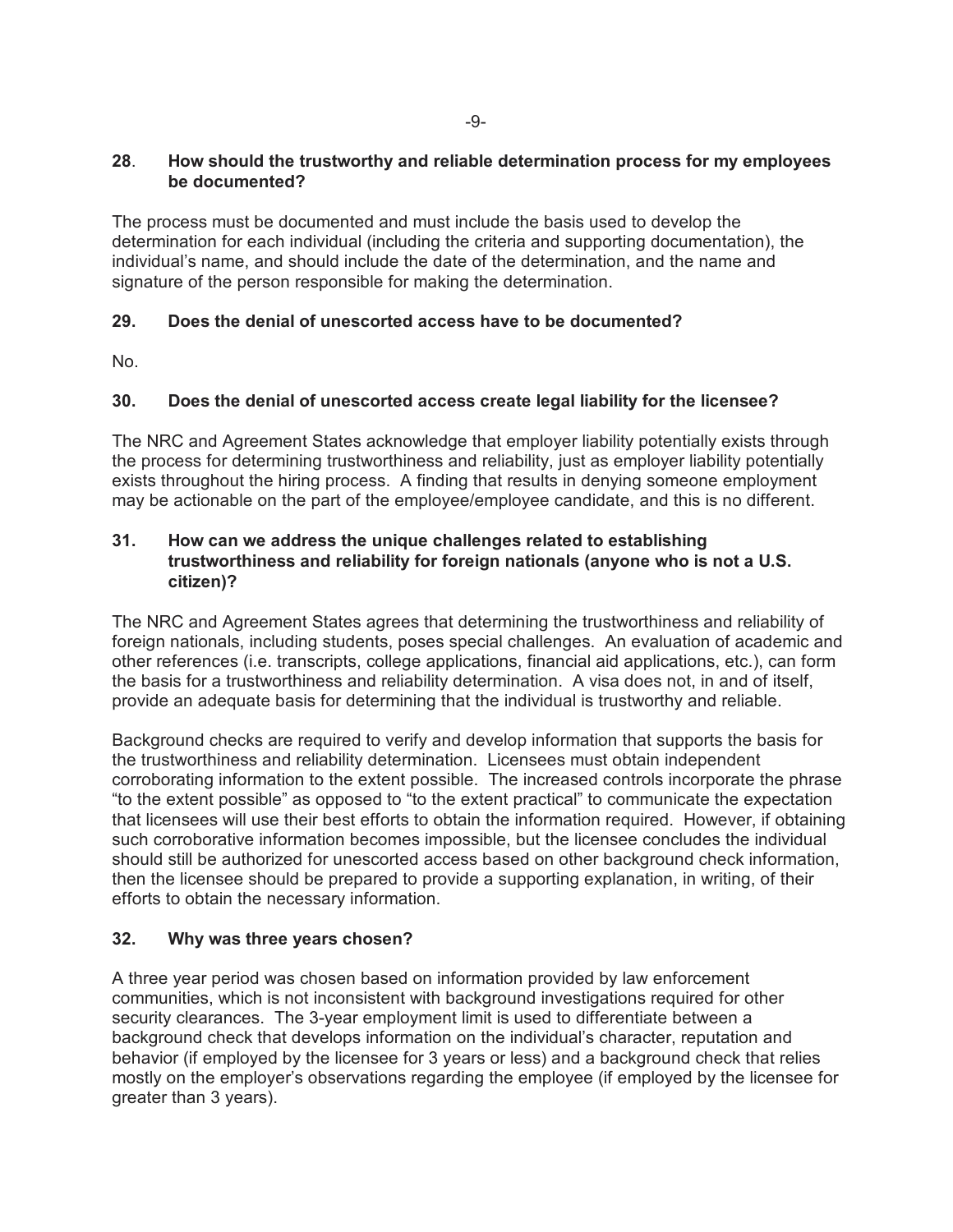**28. How should the trustworthy and reliable determination process for my employees be documented?**

The process must be documented and must include the basis used to develop the determination for each individual (including the criteria and supporting documentation), the individual's name, and should include the date of the determination, and the name and signature of the person responsible for making the determination.

**29. Does the denial of unescorted access have to be documented?**

No.

**30. Does the denial of unescorted access create legal liability for the licensee?**

The NRC and Agreement States acknowledge that employer liability potentially exists through the process for determining trustworthiness and reliability, just as employer liability potentially exists throughout the hiring process. A finding that results in denying someone employment may be actionable on the part of the employee/employee candidate, and this is no different.

**31. How can we address the unique challenges related to establishing trustworthiness and reliability for foreign nationals (anyone who is not a U.S. citizen)?**

The NRC and Agreement States agrees that determining the trustworthiness and reliability of foreign nationals, including students, poses special challenges. An evaluation of academic and other references (i.e. transcripts, college applications, financial aid applications, etc.), can form the basis for a trustworthiness and reliability determination. A visa does not, in and of itself, provide an adequate basis for determining that the individual is trustworthy and reliable.

Background checks are required to verify and develop information that supports the basis for the trustworthiness and reliability determination. Licensees must obtain independent corroborating information to the extent possible. The increased controls incorporate the phrase "to the extent possible" as opposed to "to the extent practical" to communicate the expectation that licensees will use their best efforts to obtain the information required. However, if obtaining such corroborative information becomes impossible, but the licensee concludes the individual should still be authorized for unescorted access based on other background check information, then the licensee should be prepared to provide a supporting explanation, in writing, of their efforts to obtain the necessary information.

**32. Why was three years chosen?**

A three year period was chosen based on information provided by law enforcement communities, which is not inconsistent with background investigations required for other security clearances. The 3-year employment limit is used to differentiate between a background check that develops information on the individual's character, reputation and behavior (if employed by the licensee for 3 years or less) and a background check that relies mostly on the employer's observations regarding the employee (if employed by the licensee for greater than 3 years).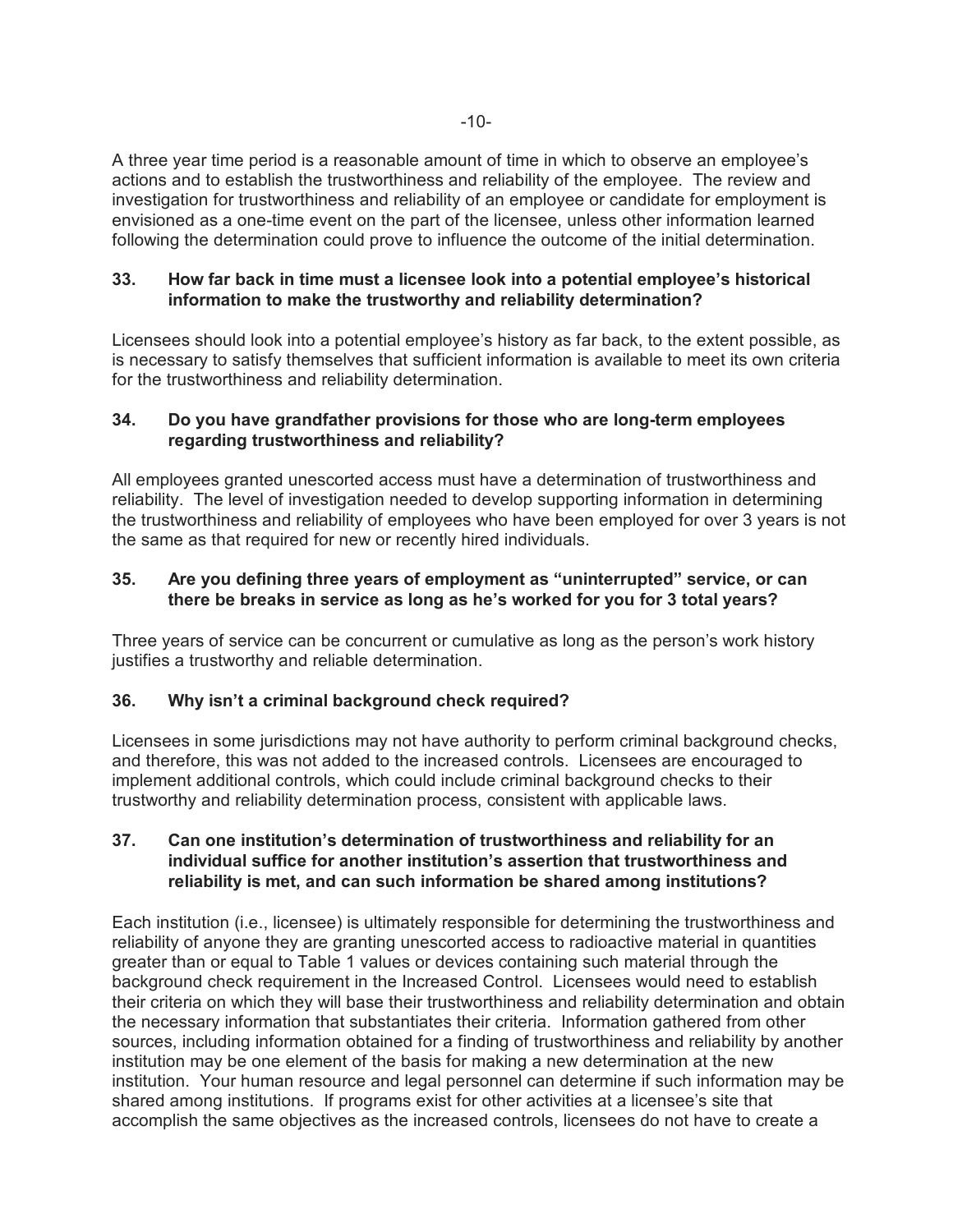A three year time period is a reasonable amount of time in which to observe an employee's actions and to establish the trustworthiness and reliability of the employee. The review and investigation for trustworthiness and reliability of an employee or candidate for employment is envisioned as a one-time event on the part of the licensee, unless other information learned following the determination could prove to influence the outcome of the initial determination.

**33. How far back in time must a licensee look into a potential employee's historical information to make the trustworthy and reliability determination?**

Licensees should look into a potential employee's history as far back, to the extent possible, as is necessary to satisfy themselves that sufficient information is available to meet its own criteria for the trustworthiness and reliability determination.

**34. Do you have grandfather provisions for those who are long-term employees regarding trustworthiness and reliability?**

All employees granted unescorted access must have a determination of trustworthiness and reliability. The level of investigation needed to develop supporting information in determining the trustworthiness and reliability of employees who have been employed for over 3 years is not the same as that required for new or recently hired individuals.

**35. Are you defining three years of employment as "uninterrupted" service, or can there be breaks in service as long as he's worked for you for 3 total years?**

Three years of service can be concurrent or cumulative as long as the person's work history justifies a trustworthy and reliable determination.

**36. Why isn't a criminal background check required?**

Licensees in some jurisdictions may not have authority to perform criminal background checks, and therefore, this was not added to the increased controls. Licensees are encouraged to implement additional controls, which could include criminal background checks to their trustworthy and reliability determination process, consistent with applicable laws.

**37. Can one institution's determination of trustworthiness and reliability for an individual suffice for another institution's assertion that trustworthiness and reliability is met, and can such information be shared among institutions?**

Each institution (i.e., licensee) is ultimately responsible for determining the trustworthiness and reliability of anyone they are granting unescorted access to radioactive material in quantities greater than or equal to Table 1 values or devices containing such material through the background check requirement in the Increased Control. Licensees would need to establish their criteria on which they will base their trustworthiness and reliability determination and obtain the necessary information that substantiates their criteria. Information gathered from other sources, including information obtained for a finding of trustworthiness and reliability by another institution may be one element of the basis for making a new determination at the new institution. Your human resource and legal personnel can determine if such information may be shared among institutions. If programs exist for other activities at a licensee's site that accomplish the same objectives as the increased controls, licensees do not have to create a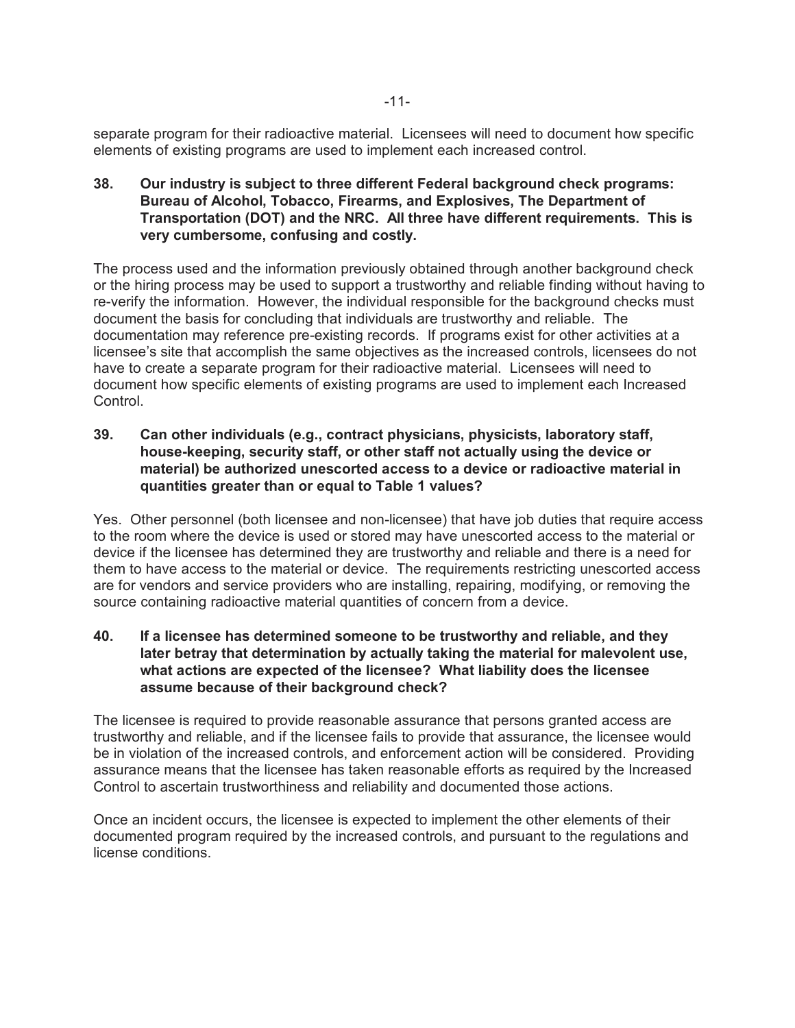separate program for their radioactive material. Licensees will need to document how specific elements of existing programs are used to implement each increased control.

**38. Our industry is subject to three different Federal background check programs: Bureau of Alcohol, Tobacco, Firearms, and Explosives, The Department of Transportation (DOT) and the NRC. All three have different requirements. This is very cumbersome, confusing and costly.**

The process used and the information previously obtained through another background check or the hiring process may be used to support a trustworthy and reliable finding without having to re-verify the information. However, the individual responsible for the background checks must document the basis for concluding that individuals are trustworthy and reliable. The documentation may reference pre-existing records. If programs exist for other activities at a licensee's site that accomplish the same objectives as the increased controls, licensees do not have to create a separate program for their radioactive material. Licensees will need to document how specific elements of existing programs are used to implement each Increased Control.

**39. Can other individuals (e.g., contract physicians, physicists, laboratory staff, house-keeping, security staff, or other staff not actually using the device or material) be authorized unescorted access to a device or radioactive material in quantities greater than or equal to Table 1 values?**

Yes. Other personnel (both licensee and non-licensee) that have job duties that require access to the room where the device is used or stored may have unescorted access to the material or device if the licensee has determined they are trustworthy and reliable and there is a need for them to have access to the material or device. The requirements restricting unescorted access are for vendors and service providers who are installing, repairing, modifying, or removing the source containing radioactive material quantities of concern from a device.

**40. If a licensee has determined someone to be trustworthy and reliable, and they later betray that determination by actually taking the material for malevolent use, what actions are expected of the licensee? What liability does the licensee assume because of their background check?**

The licensee is required to provide reasonable assurance that persons granted access are trustworthy and reliable, and if the licensee fails to provide that assurance, the licensee would be in violation of the increased controls, and enforcement action will be considered. Providing assurance means that the licensee has taken reasonable efforts as required by the Increased Control to ascertain trustworthiness and reliability and documented those actions.

Once an incident occurs, the licensee is expected to implement the other elements of their documented program required by the increased controls, and pursuant to the regulations and license conditions.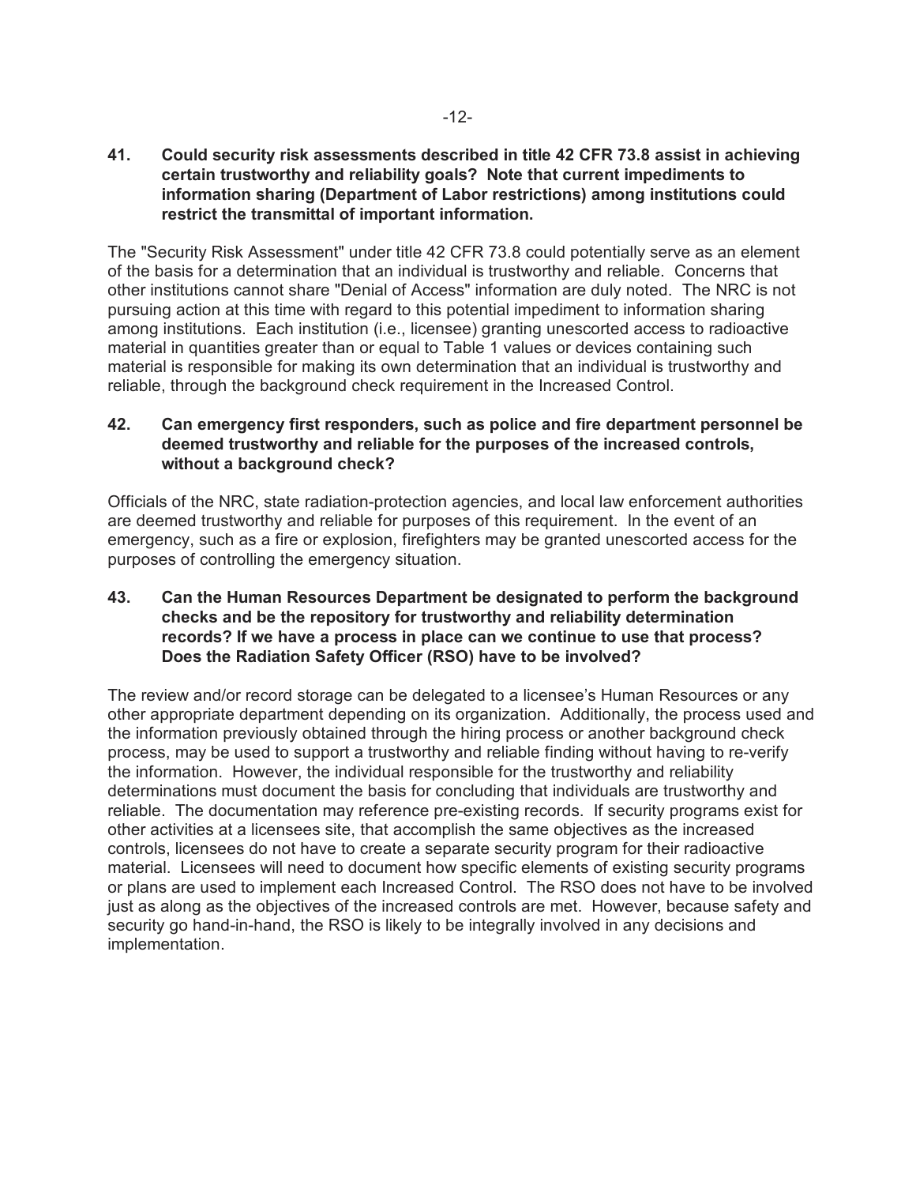**41. Could security risk assessments described in title 42 CFR 73.8 assist in achieving certain trustworthy and reliability goals? Note that current impediments to information sharing (Department of Labor restrictions) among institutions could restrict the transmittal of important information.**

The "Security Risk Assessment" under title 42 CFR 73.8 could potentially serve as an element of the basis for a determination that an individual is trustworthy and reliable. Concerns that other institutions cannot share "Denial of Access" information are duly noted. The NRC is not pursuing action at this time with regard to this potential impediment to information sharing among institutions. Each institution (i.e., licensee) granting unescorted access to radioactive material in quantities greater than or equal to Table 1 values or devices containing such material is responsible for making its own determination that an individual is trustworthy and reliable, through the background check requirement in the Increased Control.

**42. Can emergency first responders, such as police and fire department personnel be deemed trustworthy and reliable for the purposes of the increased controls, without a background check?**

Officials of the NRC, state radiation-protection agencies, and local law enforcement authorities are deemed trustworthy and reliable for purposes of this requirement. In the event of an emergency, such as a fire or explosion, firefighters may be granted unescorted access for the purposes of controlling the emergency situation.

**43. Can the Human Resources Department be designated to perform the background checks and be the repository for trustworthy and reliability determination records? If we have a process in place can we continue to use that process? Does the Radiation Safety Officer (RSO) have to be involved?**

The review and/or record storage can be delegated to a licensee's Human Resources or any other appropriate department depending on its organization. Additionally, the process used and the information previously obtained through the hiring process or another background check process, may be used to support a trustworthy and reliable finding without having to re-verify the information. However, the individual responsible for the trustworthy and reliability determinations must document the basis for concluding that individuals are trustworthy and reliable. The documentation may reference pre-existing records. If security programs exist for other activities at a licensees site, that accomplish the same objectives as the increased controls, licensees do not have to create a separate security program for their radioactive material. Licensees will need to document how specific elements of existing security programs or plans are used to implement each Increased Control. The RSO does not have to be involved just as along as the objectives of the increased controls are met. However, because safety and security go hand-in-hand, the RSO is likely to be integrally involved in any decisions and implementation.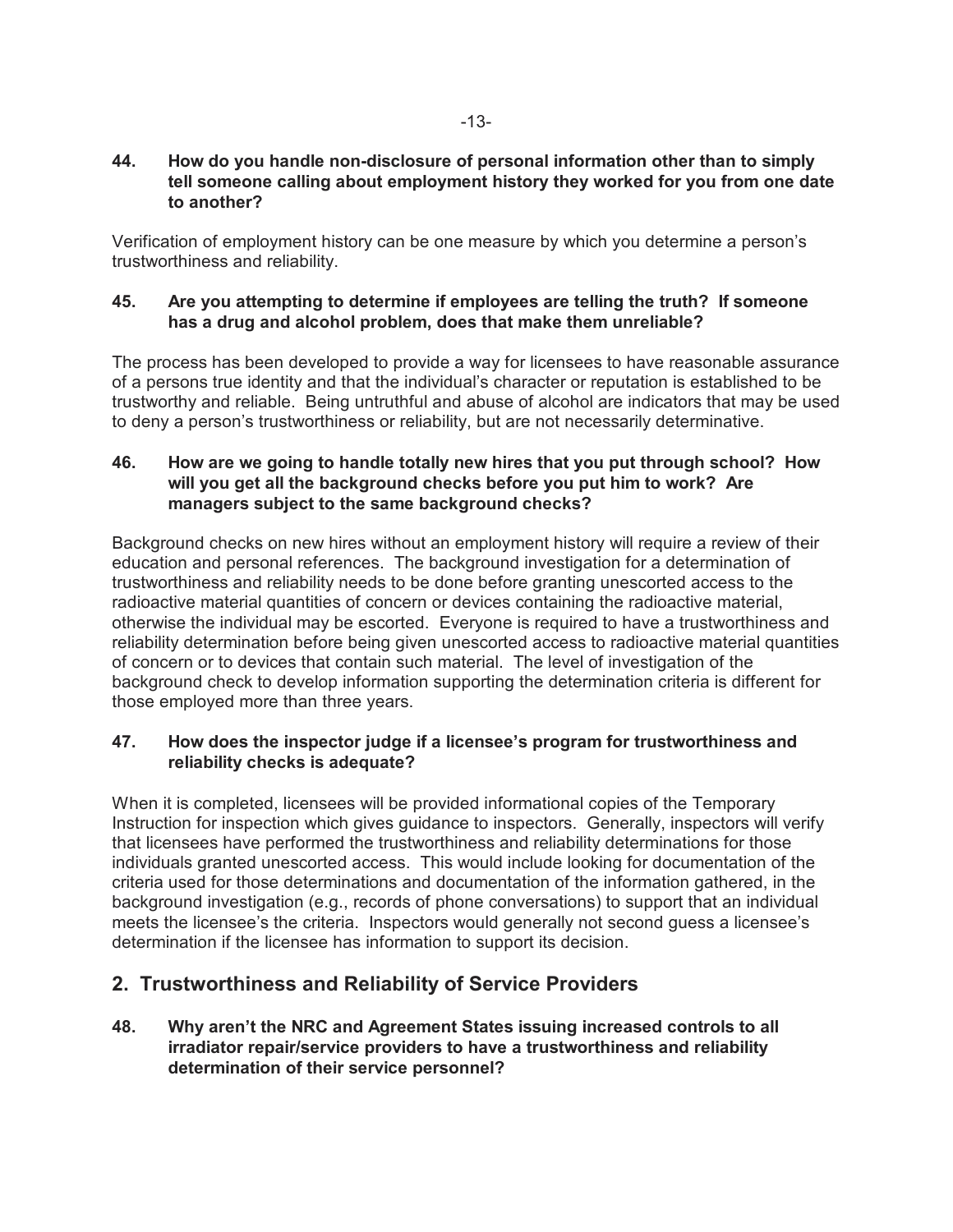**44. How do you handle non-disclosure of personal information other than to simply tell someone calling about employment history they worked for you from one date to another?**

Verification of employment history can be one measure by which you determine a person's trustworthiness and reliability.

**45. Are you attempting to determine if employees are telling the truth? If someone has a drug and alcohol problem, does that make them unreliable?**

The process has been developed to provide a way for licensees to have reasonable assurance of a persons true identity and that the individual's character or reputation is established to be trustworthy and reliable. Being untruthful and abuse of alcohol are indicators that may be used to deny a person's trustworthiness or reliability, but are not necessarily determinative.

**46. How are we going to handle totally new hires that you put through school? How will you get all the background checks before you put him to work? Are managers subject to the same background checks?**

Background checks on new hires without an employment history will require a review of their education and personal references. The background investigation for a determination of trustworthiness and reliability needs to be done before granting unescorted access to the radioactive material quantities of concern or devices containing the radioactive material, otherwise the individual may be escorted. Everyone is required to have a trustworthiness and reliability determination before being given unescorted access to radioactive material quantities of concern or to devices that contain such material. The level of investigation of the background check to develop information supporting the determination criteria is different for those employed more than three years.

**47. How does the inspector judge if a licensee's program for trustworthiness and reliability checks is adequate?**

When it is completed, licensees will be provided informational copies of the Temporary Instruction for inspection which gives guidance to inspectors. Generally, inspectors will verify that licensees have performed the trustworthiness and reliability determinations for those individuals granted unescorted access. This would include looking for documentation of the criteria used for those determinations and documentation of the information gathered, in the background investigation (e.g., records of phone conversations) to support that an individual meets the licensee's the criteria. Inspectors would generally not second guess a licensee's determination if the licensee has information to support its decision.

## 2. Trustworthiness and Reliability of Service Providers

**48. Why aren't the NRC and Agreement States issuing increased controls to all irradiator repair/service providers to have a trustworthiness and reliability determination of their service personnel?**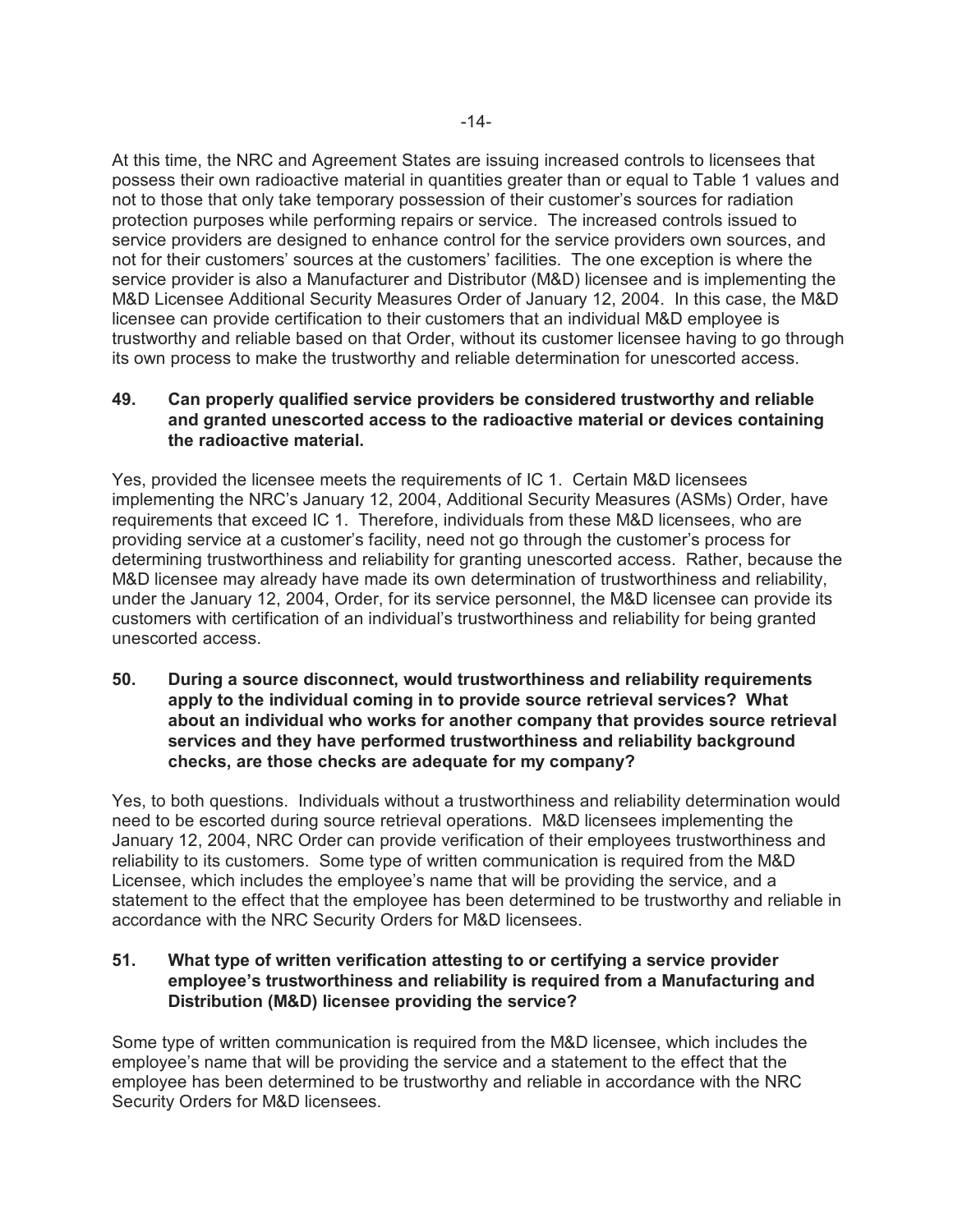At this time, the NRC and Agreement States are issuing increased controls to licensees that possess their own radioactive material in quantities greater than or equal to Table 1 values and not to those that only take temporary possession of their customer's sources for radiation protection purposes while performing repairs or service. The increased controls issued to service providers are designed to enhance control for the service providers own sources, and not for their customers' sources at the customers' facilities. The one exception is where the service provider is also a Manufacturer and Distributor (M&D) licensee and is implementing the M&D Licensee Additional Security Measures Order of January 12, 2004. In this case, the M&D licensee can provide certification to their customers that an individual M&D employee is trustworthy and reliable based on that Order, without its customer licensee having to go through its own process to make the trustworthy and reliable determination for unescorted access.

**49. Can properly qualified service providers be considered trustworthy and reliable and granted unescorted access to the radioactive material or devices containing the radioactive material.**

Yes, provided the licensee meets the requirements of IC 1. Certain M&D licensees implementing the NRC's January 12, 2004, Additional Security Measures (ASMs) Order, have requirements that exceed IC 1. Therefore, individuals from these M&D licensees, who are providing service at a customer's facility, need not go through the customer's process for determining trustworthiness and reliability for granting unescorted access. Rather, because the M&D licensee may already have made its own determination of trustworthiness and reliability, under the January 12, 2004, Order, for its service personnel, the M&D licensee can provide its customers with certification of an individual's trustworthiness and reliability for being granted unescorted access.

**50. During a source disconnect, would trustworthiness and reliability requirements apply to the individual coming in to provide source retrieval services? What about an individual who works for another company that provides source retrieval services and they have performed trustworthiness and reliability background checks, are those checks are adequate for my company?**

Yes, to both questions. Individuals without a trustworthiness and reliability determination would need to be escorted during source retrieval operations. M&D licensees implementing the January 12, 2004, NRC Order can provide verification of their employees trustworthiness and reliability to its customers. Some type of written communication is required from the M&D Licensee, which includes the employee's name that will be providing the service, and a statement to the effect that the employee has been determined to be trustworthy and reliable in accordance with the NRC Security Orders for M&D licensees.

**51. What type of written verification attesting to or certifying a service provider employee's trustworthiness and reliability is required from a Manufacturing and Distribution (M&D) licensee providing the service?**

Some type of written communication is required from the M&D licensee, which includes the employee's name that will be providing the service and a statement to the effect that the employee has been determined to be trustworthy and reliable in accordance with the NRC Security Orders for M&D licensees.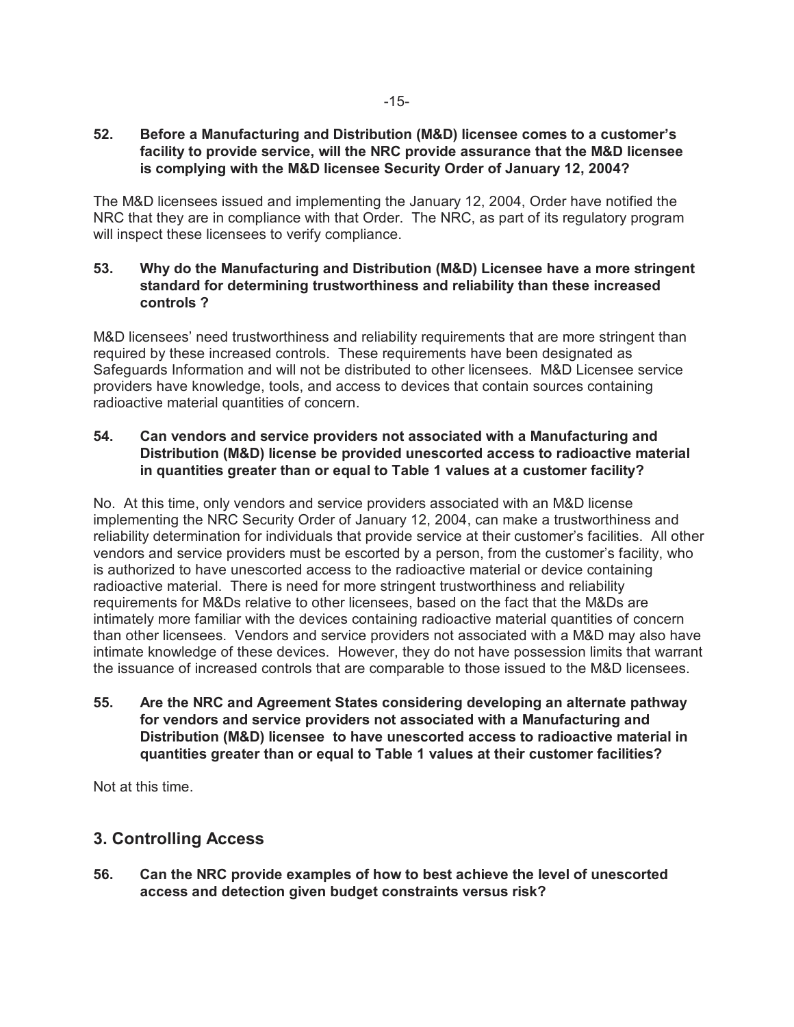**52. Before a Manufacturing and Distribution (M&D) licensee comes to a customer's facility to provide service, will the NRC provide assurance that the M&D licensee is complying with the M&D licensee Security Order of January 12, 2004?**

The M&D licensees issued and implementing the January 12, 2004, Order have notified the NRC that they are in compliance with that Order. The NRC, as part of its regulatory program will inspect these licensees to verify compliance.

**53. Why do the Manufacturing and Distribution (M&D) Licensee have a more stringent standard for determining trustworthiness and reliability than these increased controls ?**

M&D licensees' need trustworthiness and reliability requirements that are more stringent than required by these increased controls. These requirements have been designated as Safeguards Information and will not be distributed to other licensees. M&D Licensee service providers have knowledge, tools, and access to devices that contain sources containing radioactive material quantities of concern.

**54. Can vendors and service providers not associated with a Manufacturing and Distribution (M&D) license be provided unescorted access to radioactive material in quantities greater than or equal to Table 1 values at a customer facility?**

No. At this time, only vendors and service providers associated with an M&D license implementing the NRC Security Order of January 12, 2004, can make a trustworthiness and reliability determination for individuals that provide service at their customer's facilities. All other vendors and service providers must be escorted by a person, from the customer's facility, who is authorized to have unescorted access to the radioactive material or device containing radioactive material. There is need for more stringent trustworthiness and reliability requirements for M&Ds relative to other licensees, based on the fact that the M&Ds are intimately more familiar with the devices containing radioactive material quantities of concern than other licensees. Vendors and service providers not associated with a M&D may also have intimate knowledge of these devices. However, they do not have possession limits that warrant the issuance of increased controls that are comparable to those issued to the M&D licensees.

**55. Are the NRC and Agreement States considering developing an alternate pathway for vendors and service providers not associated with a Manufacturing and Distribution (M&D) licensee to have unescorted access to radioactive material in quantities greater than or equal to Table 1 values at their customer facilities?**

Not at this time.

## 3. Controlling Access

**56. Can the NRC provide examples of how to best achieve the level of unescorted access and detection given budget constraints versus risk?**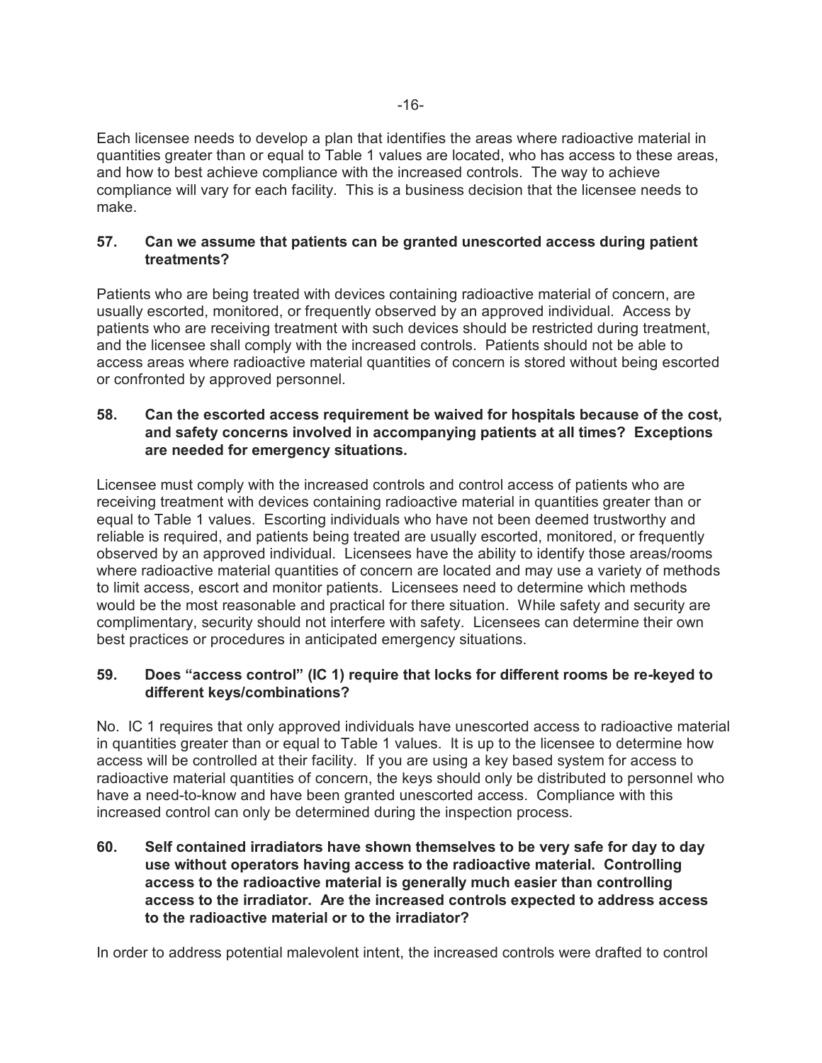Each licensee needs to develop a plan that identifies the areas where radioactive material in quantities greater than or equal to Table 1 values are located, who has access to these areas, and how to best achieve compliance with the increased controls. The way to achieve compliance will vary for each facility. This is a business decision that the licensee needs to make.

**57. Can we assume that patients can be granted unescorted access during patient treatments?**

Patients who are being treated with devices containing radioactive material of concern, are usually escorted, monitored, or frequently observed by an approved individual. Access by patients who are receiving treatment with such devices should be restricted during treatment, and the licensee shall comply with the increased controls. Patients should not be able to access areas where radioactive material quantities of concern is stored without being escorted or confronted by approved personnel.

**58. Can the escorted access requirement be waived for hospitals because of the cost, and safety concerns involved in accompanying patients at all times? Exceptions are needed for emergency situations.**

Licensee must comply with the increased controls and control access of patients who are receiving treatment with devices containing radioactive material in quantities greater than or equal to Table 1 values. Escorting individuals who have not been deemed trustworthy and reliable is required, and patients being treated are usually escorted, monitored, or frequently observed by an approved individual. Licensees have the ability to identify those areas/rooms where radioactive material quantities of concern are located and may use a variety of methods to limit access, escort and monitor patients. Licensees need to determine which methods would be the most reasonable and practical for there situation. While safety and security are complimentary, security should not interfere with safety. Licensees can determine their own best practices or procedures in anticipated emergency situations.

**59. Does "access control" (IC 1) require that locks for different rooms be re-keyed to different keys/combinations?**

No. IC 1 requires that only approved individuals have unescorted access to radioactive material in quantities greater than or equal to Table 1 values. It is up to the licensee to determine how access will be controlled at their facility. If you are using a key based system for access to radioactive material quantities of concern, the keys should only be distributed to personnel who have a need-to-know and have been granted unescorted access. Compliance with this increased control can only be determined during the inspection process.

**60. Self contained irradiators have shown themselves to be very safe for day to day use without operators having access to the radioactive material. Controlling access to the radioactive material is generally much easier than controlling access to the irradiator. Are the increased controls expected to address access to the radioactive material or to the irradiator?**

In order to address potential malevolent intent, the increased controls were drafted to control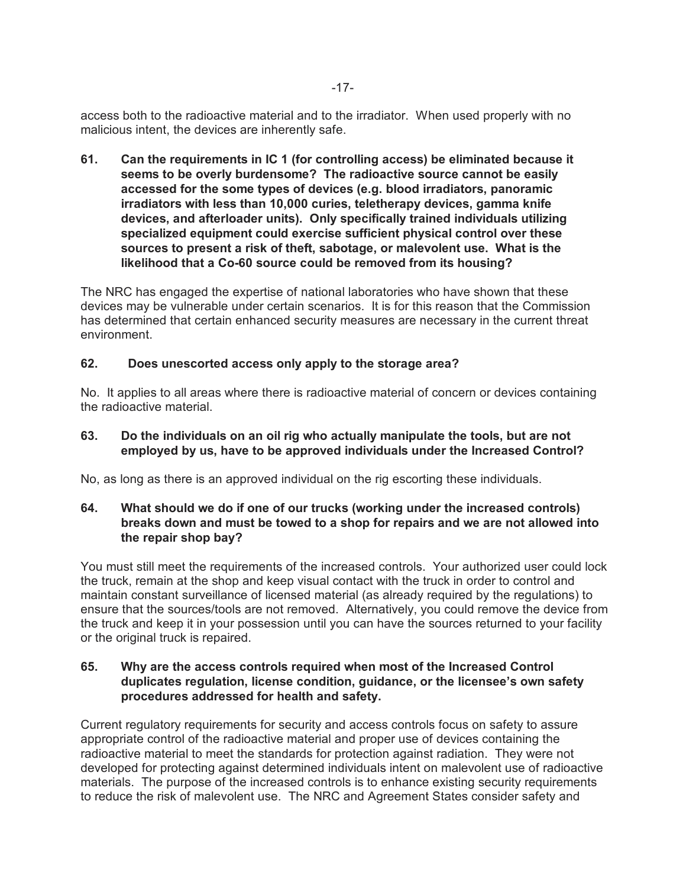access both to the radioactive material and to the irradiator. When used properly with no malicious intent, the devices are inherently safe.

**61. Can the requirements in IC 1 (for controlling access) be eliminated because it seems to be overly burdensome? The radioactive source cannot be easily accessed for the some types of devices (e.g. blood irradiators, panoramic irradiators with less than 10,000 curies, teletherapy devices, gamma knife devices, and afterloader units). Only specifically trained individuals utilizing specialized equipment could exercise sufficient physical control over these sources to present a risk of theft, sabotage, or malevolent use. What is the likelihood that a Co-60 source could be removed from its housing?**

The NRC has engaged the expertise of national laboratories who have shown that these devices may be vulnerable under certain scenarios. It is for this reason that the Commission has determined that certain enhanced security measures are necessary in the current threat environment.

**62. Does unescorted access only apply to the storage area?**

No. It applies to all areas where there is radioactive material of concern or devices containing the radioactive material.

**63. Do the individuals on an oil rig who actually manipulate the tools, but are not employed by us, have to be approved individuals under the Increased Control?**

No, as long as there is an approved individual on the rig escorting these individuals.

**64. What should we do if one of our trucks (working under the increased controls) breaks down and must be towed to a shop for repairs and we are not allowed into the repair shop bay?**

You must still meet the requirements of the increased controls. Your authorized user could lock the truck, remain at the shop and keep visual contact with the truck in order to control and maintain constant surveillance of licensed material (as already required by the regulations) to ensure that the sources/tools are not removed. Alternatively, you could remove the device from the truck and keep it in your possession until you can have the sources returned to your facility or the original truck is repaired.

**65. Why are the access controls required when most of the Increased Control duplicates regulation, license condition, guidance, or the licensee's own safety procedures addressed for health and safety.**

Current regulatory requirements for security and access controls focus on safety to assure appropriate control of the radioactive material and proper use of devices containing the radioactive material to meet the standards for protection against radiation. They were not developed for protecting against determined individuals intent on malevolent use of radioactive materials. The purpose of the increased controls is to enhance existing security requirements to reduce the risk of malevolent use. The NRC and Agreement States consider safety and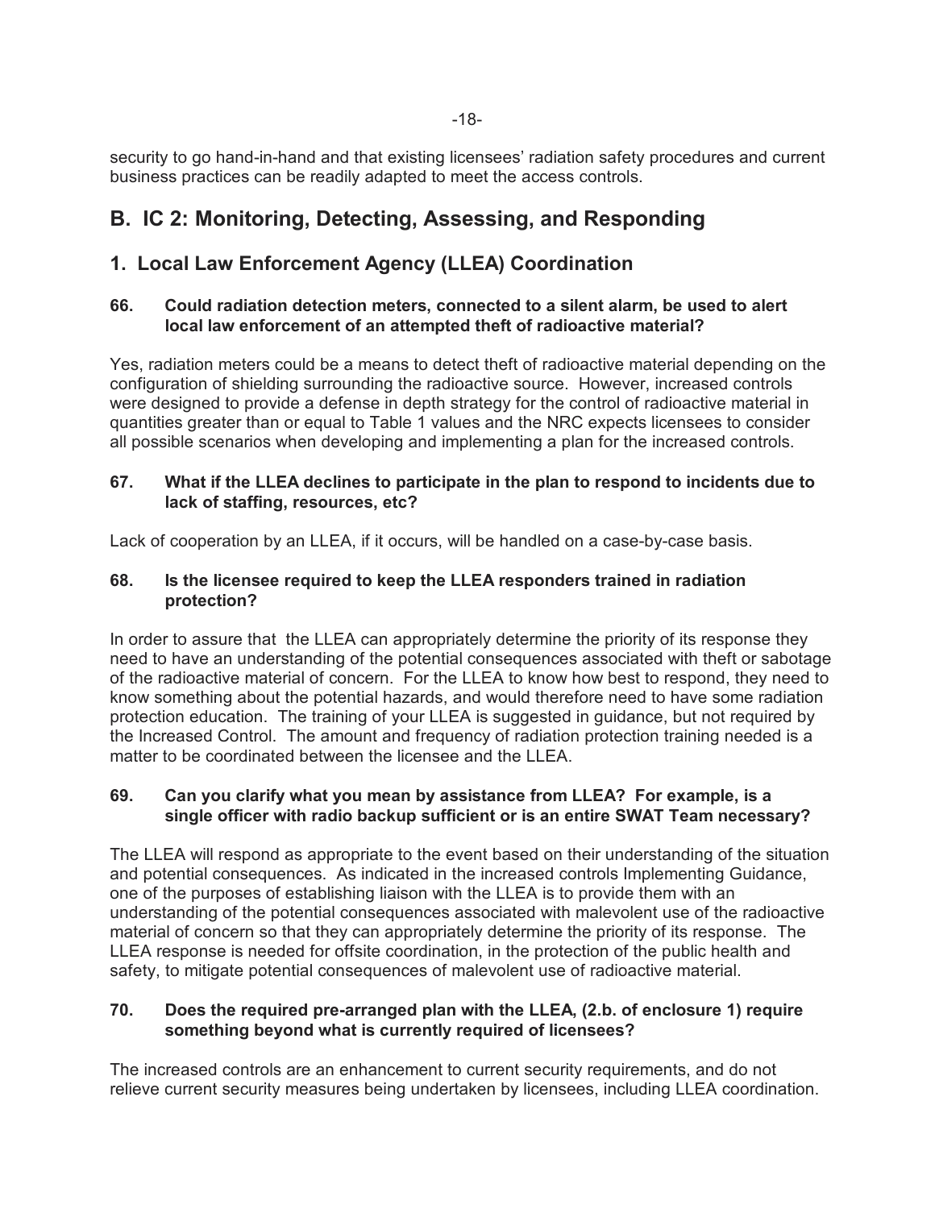security to go hand-in-hand and that existing licensees' radiation safety procedures and current business practices can be readily adapted to meet the access controls.

## B. IC 2: Monitoring, Detecting, Assessing, and Responding

## 1. Local Law Enforcement Agency (LLEA) Coordination

**66. Could radiation detection meters, connected to a silent alarm, be used to alert local law enforcement of an attempted theft of radioactive material?**

Yes, radiation meters could be a means to detect theft of radioactive material depending on the configuration of shielding surrounding the radioactive source. However, increased controls were designed to provide a defense in depth strategy for the control of radioactive material in quantities greater than or equal to Table 1 values and the NRC expects licensees to consider all possible scenarios when developing and implementing a plan for the increased controls.

**67. What if the LLEA declines to participate in the plan to respond to incidents due to lack of staffing, resources, etc?**

Lack of cooperation by an LLEA, if it occurs, will be handled on a case-by-case basis.

**68. Is the licensee required to keep the LLEA responders trained in radiation protection?**

In order to assure that the LLEA can appropriately determine the priority of its response they need to have an understanding of the potential consequences associated with theft or sabotage of the radioactive material of concern. For the LLEA to know how best to respond, they need to know something about the potential hazards, and would therefore need to have some radiation protection education. The training of your LLEA is suggested in guidance, but not required by the Increased Control. The amount and frequency of radiation protection training needed is a matter to be coordinated between the licensee and the LLEA.

**69. Can you clarify what you mean by assistance from LLEA? For example, is a single officer with radio backup sufficient or is an entire SWAT Team necessary?**

The LLEA will respond as appropriate to the event based on their understanding of the situation and potential consequences. As indicated in the increased controls Implementing Guidance, one of the purposes of establishing liaison with the LLEA is to provide them with an understanding of the potential consequences associated with malevolent use of the radioactive material of concern so that they can appropriately determine the priority of its response. The LLEA response is needed for offsite coordination, in the protection of the public health and safety, to mitigate potential consequences of malevolent use of radioactive material.

**70. Does the required pre-arranged plan with the LLEA, (2.b. of enclosure 1) require something beyond what is currently required of licensees?**

The increased controls are an enhancement to current security requirements, and do not relieve current security measures being undertaken by licensees, including LLEA coordination.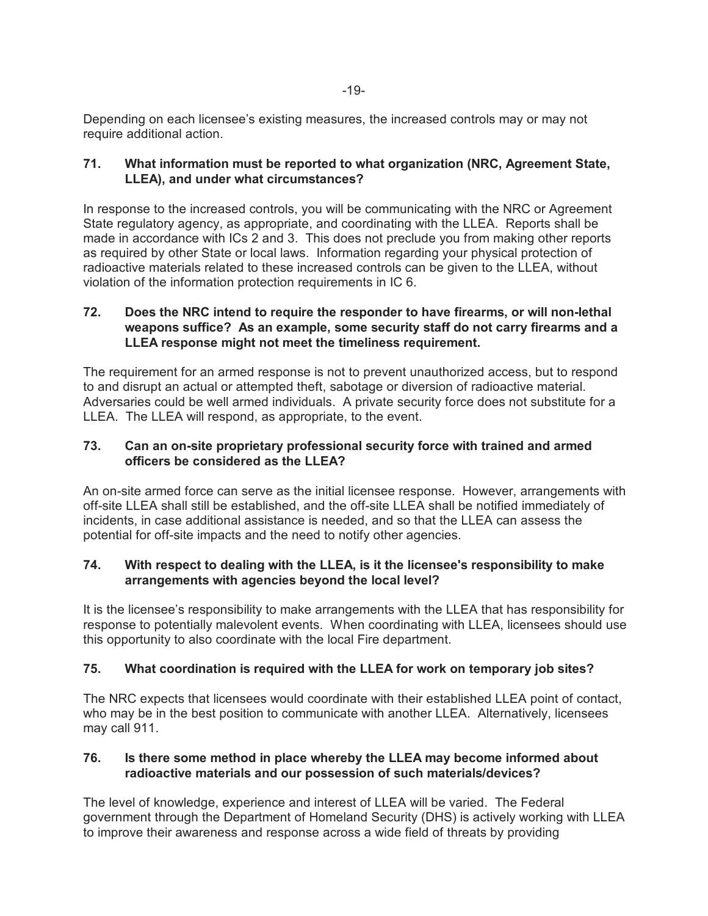Depending on each licensee's existing measures, the increased controls may or may not require additional action.

**71. What information must be reported to what organization (NRC, Agreement State, LLEA), and under what circumstances?**

In response to the increased controls, you will be communicating with the NRC or Agreement State regulatory agency, as appropriate, and coordinating with the LLEA. Reports shall be made in accordance with ICs 2 and 3. This does not preclude you from making other reports as required by other State or local laws. Information regarding your physical protection of radioactive materials related to these increased controls can be given to the LLEA, without violation of the information protection requirements in IC 6.

**72. Does the NRC intend to require the responder to have firearms, or will non-lethal weapons suffice? As an example, some security staff do not carry firearms and a LLEA response might not meet the timeliness requirement.**

The requirement for an armed response is not to prevent unauthorized access, but to respond to and disrupt an actual or attempted theft, sabotage or diversion of radioactive material. Adversaries could be well armed individuals. A private security force does not substitute for a LLEA. The LLEA will respond, as appropriate, to the event.

**73. Can an on-site proprietary professional security force with trained and armed officers be considered as the LLEA?**

An on-site armed force can serve as the initial licensee response. However, arrangements with off-site LLEA shall still be established, and the off-site LLEA shall be notified immediately of incidents, in case additional assistance is needed, and so that the LLEA can assess the potential for off-site impacts and the need to notify other agencies.

**74. With respect to dealing with the LLEA, is it the licensee's responsibility to make arrangements with agencies beyond the local level?**

It is the licensee's responsibility to make arrangements with the LLEA that has responsibility for response to potentially malevolent events. When coordinating with LLEA, licensees should use this opportunity to also coordinate with the local Fire department.

**75. What coordination is required with the LLEA for work on temporary job sites?**

The NRC expects that licensees would coordinate with their established LLEA point of contact, who may be in the best position to communicate with another LLEA. Alternatively, licensees may call 911.

**76. Is there some method in place whereby the LLEA may become informed about radioactive materials and our possession of such materials/devices?**

The level of knowledge, experience and interest of LLEA will be varied. The Federal government through the Department of Homeland Security (DHS) is actively working with LLEA to improve their awareness and response across a wide field of threats by providing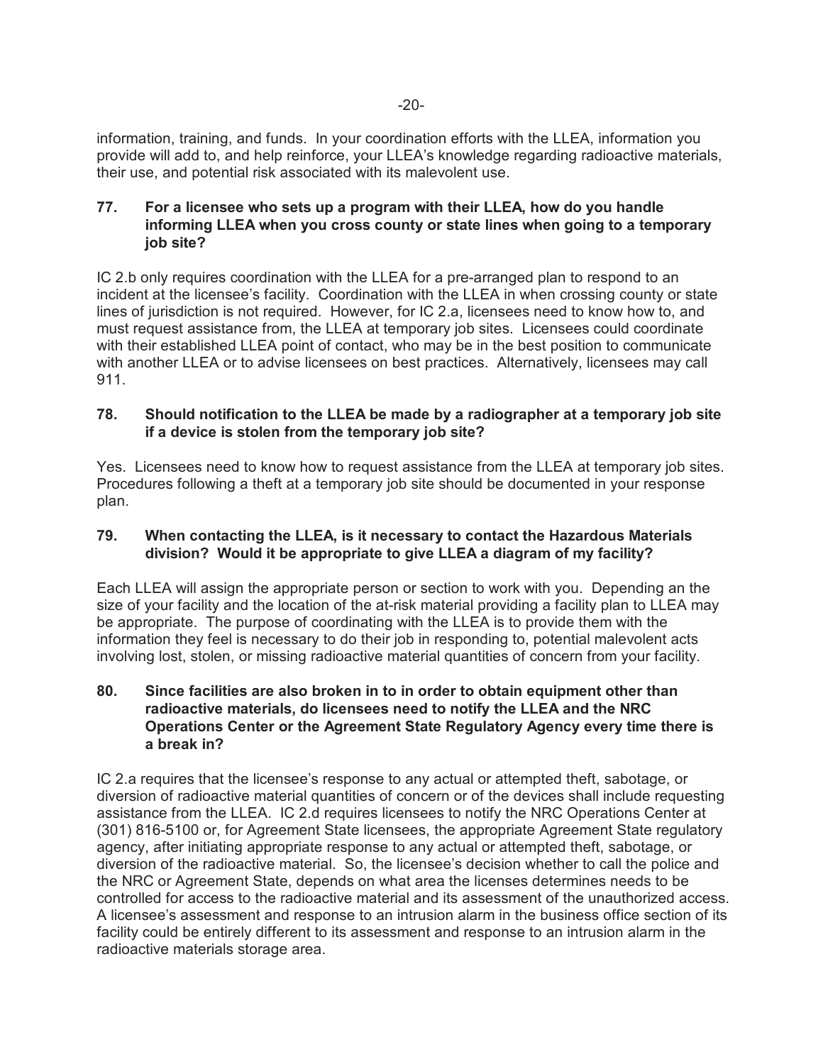information, training, and funds. In your coordination efforts with the LLEA, information you provide will add to, and help reinforce, your LLEA's knowledge regarding radioactive materials, their use, and potential risk associated with its malevolent use.

**77. For a licensee who sets up a program with their LLEA, how do you handle informing LLEA when you cross county or state lines when going to a temporary job site?**

IC 2.b only requires coordination with the LLEA for a pre-arranged plan to respond to an incident at the licensee's facility. Coordination with the LLEA in when crossing county or state lines of jurisdiction is not required. However, for IC 2.a, licensees need to know how to, and must request assistance from, the LLEA at temporary job sites. Licensees could coordinate with their established LLEA point of contact, who may be in the best position to communicate with another LLEA or to advise licensees on best practices. Alternatively, licensees may call 911.

**78. Should notification to the LLEA be made by a radiographer at a temporary job site if a device is stolen from the temporary job site?**

Yes. Licensees need to know how to request assistance from the LLEA at temporary job sites. Procedures following a theft at a temporary job site should be documented in your response plan.

**79. When contacting the LLEA, is it necessary to contact the Hazardous Materials division? Would it be appropriate to give LLEA a diagram of my facility?**

Each LLEA will assign the appropriate person or section to work with you. Depending an the size of your facility and the location of the at-risk material providing a facility plan to LLEA may be appropriate. The purpose of coordinating with the LLEA is to provide them with the information they feel is necessary to do their job in responding to, potential malevolent acts involving lost, stolen, or missing radioactive material quantities of concern from your facility.

**80. Since facilities are also broken in to in order to obtain equipment other than radioactive materials, do licensees need to notify the LLEA and the NRC Operations Center or the Agreement State Regulatory Agency every time there is a break in?**

IC 2.a requires that the licensee's response to any actual or attempted theft, sabotage, or diversion of radioactive material quantities of concern or of the devices shall include requesting assistance from the LLEA. IC 2.d requires licensees to notify the NRC Operations Center at (301) 816-5100 or, for Agreement State licensees, the appropriate Agreement State regulatory agency, after initiating appropriate response to any actual or attempted theft, sabotage, or diversion of the radioactive material. So, the licensee's decision whether to call the police and the NRC or Agreement State, depends on what area the licenses determines needs to be controlled for access to the radioactive material and its assessment of the unauthorized access. A licensee's assessment and response to an intrusion alarm in the business office section of its facility could be entirely different to its assessment and response to an intrusion alarm in the radioactive materials storage area.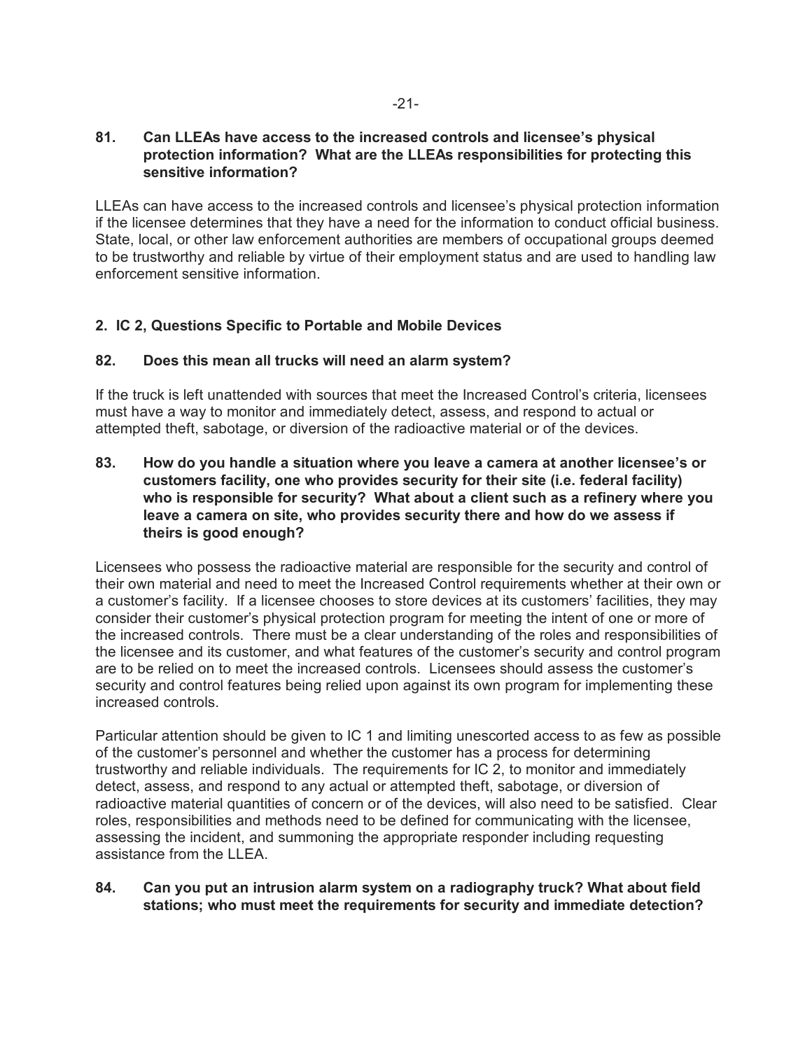**81. Can LLEAs have access to the increased controls and licensee's physical protection information? What are the LLEAs responsibilities for protecting this sensitive information?**

LLEAs can have access to the increased controls and licensee's physical protection information if the licensee determines that they have a need for the information to conduct official business. State, local, or other law enforcement authorities are members of occupational groups deemed to be trustworthy and reliable by virtue of their employment status and are used to handling law enforcement sensitive information.

## 2. IC 2, Questions Specific to Portable and Mobile Devices

**82. Does this mean all trucks will need an alarm system?**

If the truck is left unattended with sources that meet the Increased Control's criteria, licensees must have a way to monitor and immediately detect, assess, and respond to actual or attempted theft, sabotage, or diversion of the radioactive material or of the devices.

**83. How do you handle a situation where you leave a camera at another licensee's or customers facility, one who provides security for their site (i.e. federal facility) who is responsible for security? What about a client such as a refinery where you leave a camera on site, who provides security there and how do we assess if theirs is good enough?**

Licensees who possess the radioactive material are responsible for the security and control of their own material and need to meet the Increased Control requirements whether at their own or a customer's facility. If a licensee chooses to store devices at its customers' facilities, they may consider their customer's physical protection program for meeting the intent of one or more of the increased controls. There must be a clear understanding of the roles and responsibilities of the licensee and its customer, and what features of the customer's security and control program are to be relied on to meet the increased controls. Licensees should assess the customer's security and control features being relied upon against its own program for implementing these increased controls.

Particular attention should be given to IC 1 and limiting unescorted access to as few as possible of the customer's personnel and whether the customer has a process for determining trustworthy and reliable individuals. The requirements for IC 2, to monitor and immediately detect, assess, and respond to any actual or attempted theft, sabotage, or diversion of radioactive material quantities of concern or of the devices, will also need to be satisfied. Clear roles, responsibilities and methods need to be defined for communicating with the licensee, assessing the incident, and summoning the appropriate responder including requesting assistance from the LLEA.

**84. Can you put an intrusion alarm system on a radiography truck? What about field stations; who must meet the requirements for security and immediate detection?**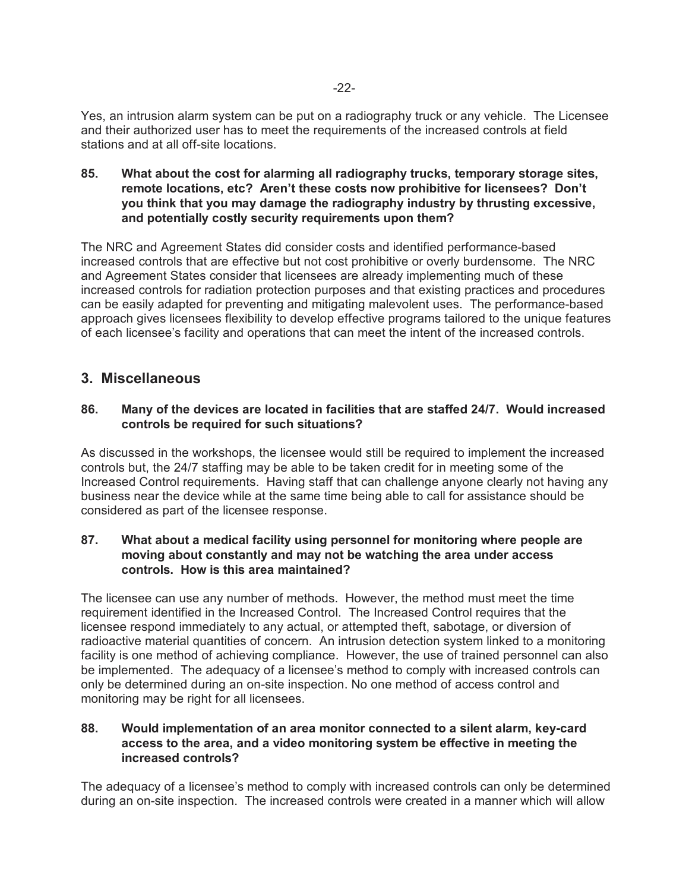Yes, an intrusion alarm system can be put on a radiography truck or any vehicle. The Licensee and their authorized user has to meet the requirements of the increased controls at field stations and at all off-site locations.

**85. What about the cost for alarming all radiography trucks, temporary storage sites, remote locations, etc? Aren't these costs now prohibitive for licensees? Don't you think that you may damage the radiography industry by thrusting excessive, and potentially costly security requirements upon them?**

The NRC and Agreement States did consider costs and identified performance-based increased controls that are effective but not cost prohibitive or overly burdensome. The NRC and Agreement States consider that licensees are already implementing much of these increased controls for radiation protection purposes and that existing practices and procedures can be easily adapted for preventing and mitigating malevolent uses. The performance-based approach gives licensees flexibility to develop effective programs tailored to the unique features of each licensee's facility and operations that can meet the intent of the increased controls.

## 3. Miscellaneous

**86. Many of the devices are located in facilities that are staffed 24/7. Would increased controls be required for such situations?**

As discussed in the workshops, the licensee would still be required to implement the increased controls but, the 24/7 staffing may be able to be taken credit for in meeting some of the Increased Control requirements. Having staff that can challenge anyone clearly not having any business near the device while at the same time being able to call for assistance should be considered as part of the licensee response.

**87. What about a medical facility using personnel for monitoring where people are moving about constantly and may not be watching the area under access controls. How is this area maintained?**

The licensee can use any number of methods. However, the method must meet the time requirement identified in the Increased Control. The Increased Control requires that the licensee respond immediately to any actual, or attempted theft, sabotage, or diversion of radioactive material quantities of concern. An intrusion detection system linked to a monitoring facility is one method of achieving compliance. However, the use of trained personnel can also be implemented. The adequacy of a licensee's method to comply with increased controls can only be determined during an on-site inspection. No one method of access control and monitoring may be right for all licensees.

**88. Would implementation of an area monitor connected to a silent alarm, key-card access to the area, and a video monitoring system be effective in meeting the increased controls?**

The adequacy of a licensee's method to comply with increased controls can only be determined during an on-site inspection. The increased controls were created in a manner which will allow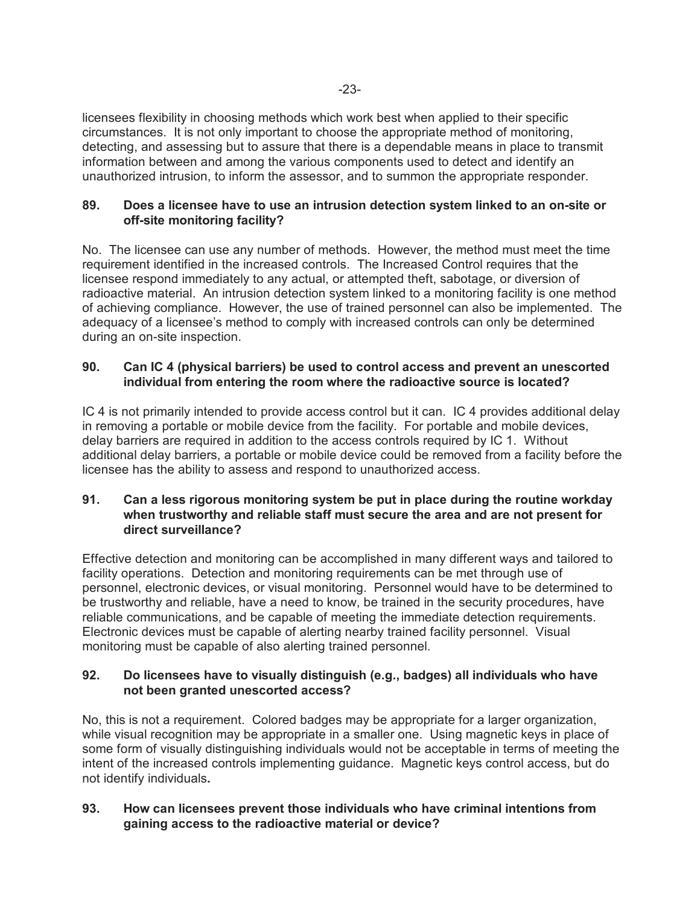licensees flexibility in choosing methods which work best when applied to their specific circumstances. It is not only important to choose the appropriate method of monitoring, detecting, and assessing but to assure that there is a dependable means in place to transmit information between and among the various components used to detect and identify an unauthorized intrusion, to inform the assessor, and to summon the appropriate responder.

**89. Does a licensee have to use an intrusion detection system linked to an on-site or off-site monitoring facility?**

No. The licensee can use any number of methods. However, the method must meet the time requirement identified in the increased controls. The Increased Control requires that the licensee respond immediately to any actual, or attempted theft, sabotage, or diversion of radioactive material. An intrusion detection system linked to a monitoring facility is one method of achieving compliance. However, the use of trained personnel can also be implemented. The adequacy of a licensee's method to comply with increased controls can only be determined during an on-site inspection.

**90. Can IC 4 (physical barriers) be used to control access and prevent an unescorted individual from entering the room where the radioactive source is located?**

IC 4 is not primarily intended to provide access control but it can. IC 4 provides additional delay in removing a portable or mobile device from the facility. For portable and mobile devices, delay barriers are required in addition to the access controls required by IC 1. Without additional delay barriers, a portable or mobile device could be removed from a facility before the licensee has the ability to assess and respond to unauthorized access.

**91. Can a less rigorous monitoring system be put in place during the routine workday when trustworthy and reliable staff must secure the area and are not present for direct surveillance?**

Effective detection and monitoring can be accomplished in many different ways and tailored to facility operations. Detection and monitoring requirements can be met through use of personnel, electronic devices, or visual monitoring. Personnel would have to be determined to be trustworthy and reliable, have a need to know, be trained in the security procedures, have reliable communications, and be capable of meeting the immediate detection requirements. Electronic devices must be capable of alerting nearby trained facility personnel. Visual monitoring must be capable of also alerting trained personnel.

**92. Do licensees have to visually distinguish (e.g., badges) all individuals who have not been granted unescorted access?**

No, this is not a requirement. Colored badges may be appropriate for a larger organization, while visual recognition may be appropriate in a smaller one. Using magnetic keys in place of some form of visually distinguishing individuals would not be acceptable in terms of meeting the intent of the increased controls implementing guidance. Magnetic keys control access, but do not identify individuals.

**93. How can licensees prevent those individuals who have criminal intentions from gaining access to the radioactive material or device?**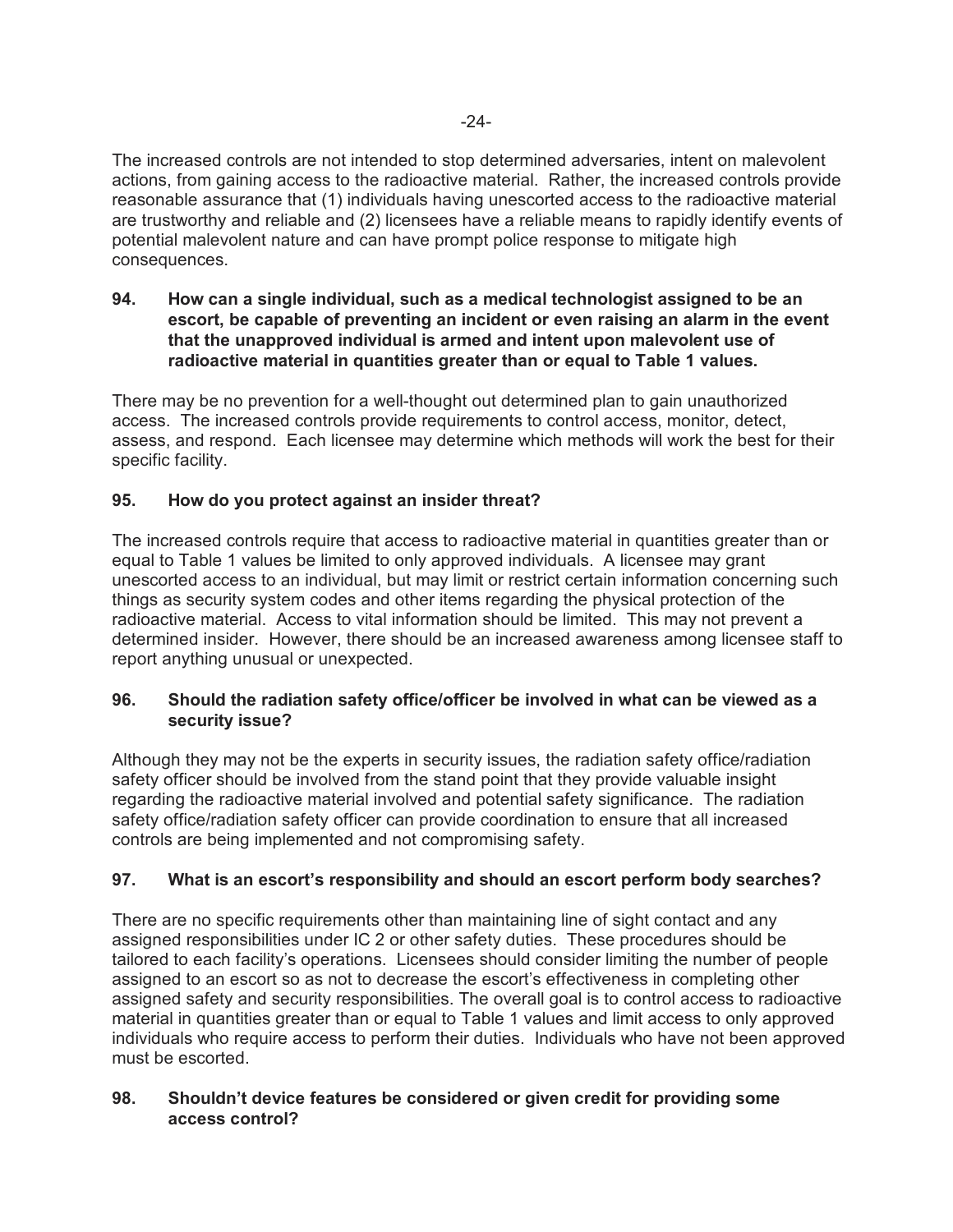The increased controls are not intended to stop determined adversaries, intent on malevolent actions, from gaining access to the radioactive material. Rather, the increased controls provide reasonable assurance that (1) individuals having unescorted access to the radioactive material are trustworthy and reliable and (2) licensees have a reliable means to rapidly identify events of potential malevolent nature and can have prompt police response to mitigate high consequences.

**94. How can a single individual, such as a medical technologist assigned to be an escort, be capable of preventing an incident or even raising an alarm in the event that the unapproved individual is armed and intent upon malevolent use of radioactive material in quantities greater than or equal to Table 1 values.**

There may be no prevention for a well-thought out determined plan to gain unauthorized access. The increased controls provide requirements to control access, monitor, detect, assess, and respond. Each licensee may determine which methods will work the best for their specific facility.

**95. How do you protect against an insider threat?**

The increased controls require that access to radioactive material in quantities greater than or equal to Table 1 values be limited to only approved individuals. A licensee may grant unescorted access to an individual, but may limit or restrict certain information concerning such things as security system codes and other items regarding the physical protection of the radioactive material. Access to vital information should be limited. This may not prevent a determined insider. However, there should be an increased awareness among licensee staff to report anything unusual or unexpected.

**96. Should the radiation safety office/officer be involved in what can be viewed as a security issue?**

Although they may not be the experts in security issues, the radiation safety office/radiation safety officer should be involved from the stand point that they provide valuable insight regarding the radioactive material involved and potential safety significance. The radiation safety office/radiation safety officer can provide coordination to ensure that all increased controls are being implemented and not compromising safety.

**97. What is an escort's responsibility and should an escort perform body searches?**

There are no specific requirements other than maintaining line of sight contact and any assigned responsibilities under IC 2 or other safety duties. These procedures should be tailored to each facility's operations. Licensees should consider limiting the number of people assigned to an escort so as not to decrease the escort's effectiveness in completing other assigned safety and security responsibilities. The overall goal is to control access to radioactive material in quantities greater than or equal to Table 1 values and limit access to only approved individuals who require access to perform their duties. Individuals who have not been approved must be escorted.

**98. Shouldn't device features be considered or given credit for providing some access control?**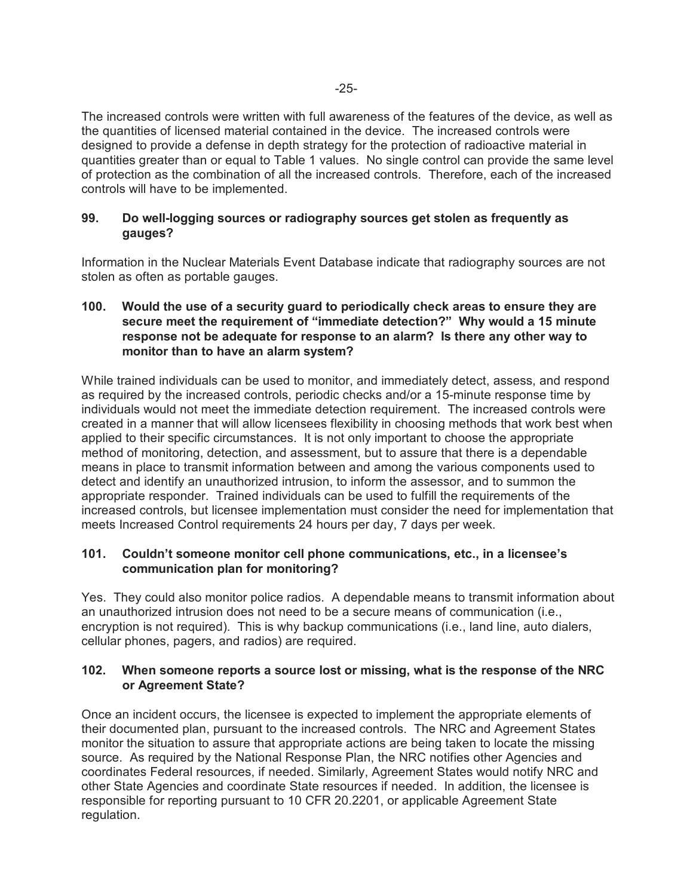The increased controls were written with full awareness of the features of the device, as well as the quantities of licensed material contained in the device. The increased controls were designed to provide a defense in depth strategy for the protection of radioactive material in quantities greater than or equal to Table 1 values. No single control can provide the same level of protection as the combination of all the increased controls. Therefore, each of the increased controls will have to be implemented.

**99. Do well-logging sources or radiography sources get stolen as frequently as gauges?**

Information in the Nuclear Materials Event Database indicate that radiography sources are not stolen as often as portable gauges.

**100. Would the use of a security guard to periodically check areas to ensure they are secure meet the requirement of "immediate detection?" Why would a 15 minute response not be adequate for response to an alarm? Is there any other way to monitor than to have an alarm system?**

While trained individuals can be used to monitor, and immediately detect, assess, and respond as required by the increased controls, periodic checks and/or a 15-minute response time by individuals would not meet the immediate detection requirement. The increased controls were created in a manner that will allow licensees flexibility in choosing methods that work best when applied to their specific circumstances. It is not only important to choose the appropriate method of monitoring, detection, and assessment, but to assure that there is a dependable means in place to transmit information between and among the various components used to detect and identify an unauthorized intrusion, to inform the assessor, and to summon the appropriate responder. Trained individuals can be used to fulfill the requirements of the increased controls, but licensee implementation must consider the need for implementation that meets Increased Control requirements 24 hours per day, 7 days per week.

**101. Couldn't someone monitor cell phone communications, etc., in a licensee's communication plan for monitoring?**

Yes. They could also monitor police radios. A dependable means to transmit information about an unauthorized intrusion does not need to be a secure means of communication (i.e., encryption is not required). This is why backup communications (i.e., land line, auto dialers, cellular phones, pagers, and radios) are required.

**102. When someone reports a source lost or missing, what is the response of the NRC or Agreement State?**

Once an incident occurs, the licensee is expected to implement the appropriate elements of their documented plan, pursuant to the increased controls. The NRC and Agreement States monitor the situation to assure that appropriate actions are being taken to locate the missing source. As required by the National Response Plan, the NRC notifies other Agencies and coordinates Federal resources, if needed. Similarly, Agreement States would notify NRC and other State Agencies and coordinate State resources if needed. In addition, the licensee is responsible for reporting pursuant to 10 CFR 20.2201, or applicable Agreement State regulation.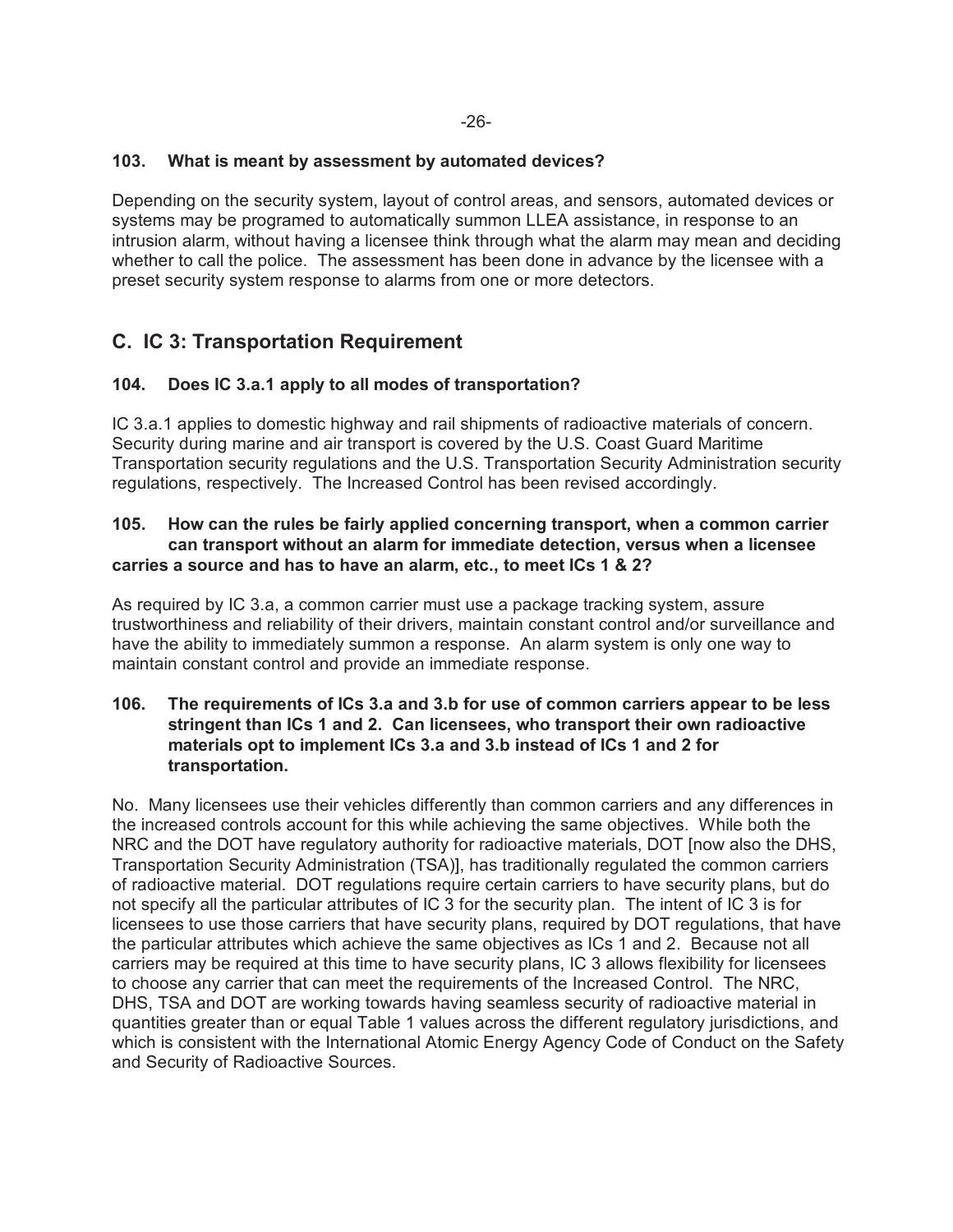**103. What is meant by assessment by automated devices?**

Depending on the security system, layout of control areas, and sensors, automated devices or systems may be programed to automatically summon LLEA assistance, in response to an intrusion alarm, without having a licensee think through what the alarm may mean and deciding whether to call the police. The assessment has been done in advance by the licensee with a preset security system response to alarms from one or more detectors.

## C. IC 3: Transportation Requirement

**104. Does IC 3.a.1 apply to all modes of transportation?**

IC 3.a.1 applies to domestic highway and rail shipments of radioactive materials of concern. Security during marine and air transport is covered by the U.S. Coast Guard Maritime Transportation security regulations and the U.S. Transportation Security Administration security regulations, respectively. The Increased Control has been revised accordingly.

**105. How can the rules be fairly applied concerning transport, when a common carrier can transport without an alarm for immediate detection, versus when a licensee carries a source and has to have an alarm, etc., to meet ICs 1 & 2?**

As required by IC 3.a, a common carrier must use a package tracking system, assure trustworthiness and reliability of their drivers, maintain constant control and/or surveillance and have the ability to immediately summon a response. An alarm system is only one way to maintain constant control and provide an immediate response.

**106. The requirements of ICs 3.a and 3.b for use of common carriers appear to be less stringent than ICs 1 and 2. Can licensees, who transport their own radioactive materials opt to implement ICs 3.a and 3.b instead of ICs 1 and 2 for transportation.**

No. Many licensees use their vehicles differently than common carriers and any differences in the increased controls account for this while achieving the same objectives. While both the NRC and the DOT have regulatory authority for radioactive materials, DOT [now also the DHS, Transportation Security Administration (TSA)], has traditionally regulated the common carriers of radioactive material. DOT regulations require certain carriers to have security plans, but do not specify all the particular attributes of IC 3 for the security plan. The intent of IC 3 is for licensees to use those carriers that have security plans, required by DOT regulations, that have the particular attributes which achieve the same objectives as ICs 1 and 2. Because not all carriers may be required at this time to have security plans, IC 3 allows flexibility for licensees to choose any carrier that can meet the requirements of the Increased Control. The NRC, DHS, TSA and DOT are working towards having seamless security of radioactive material in quantities greater than or equal Table 1 values across the different regulatory jurisdictions, and which is consistent with the International Atomic Energy Agency Code of Conduct on the Safety and Security of Radioactive Sources.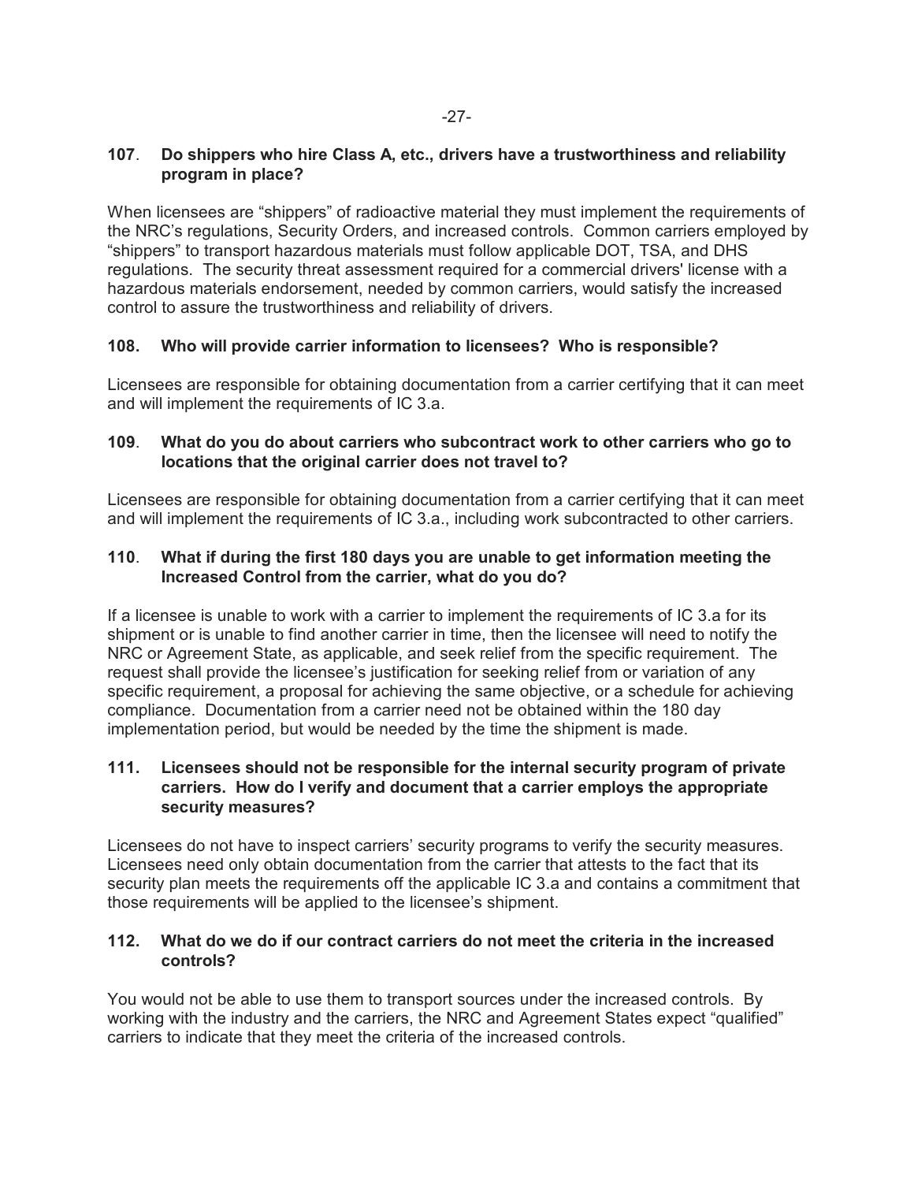**107. Do shippers who hire Class A, etc., drivers have a trustworthiness and reliability program in place?**

When licensees are "shippers" of radioactive material they must implement the requirements of the NRC's regulations, Security Orders, and increased controls. Common carriers employed by "shippers" to transport hazardous materials must follow applicable DOT, TSA, and DHS regulations. The security threat assessment required for a commercial drivers' license with a hazardous materials endorsement, needed by common carriers, would satisfy the increased control to assure the trustworthiness and reliability of drivers.

**108. Who will provide carrier information to licensees? Who is responsible?**

Licensees are responsible for obtaining documentation from a carrier certifying that it can meet and will implement the requirements of IC 3.a.

**109. What do you do about carriers who subcontract work to other carriers who go to locations that the original carrier does not travel to?**

Licensees are responsible for obtaining documentation from a carrier certifying that it can meet and will implement the requirements of IC 3.a., including work subcontracted to other carriers.

**110. What if during the first 180 days you are unable to get information meeting the Increased Control from the carrier, what do you do?**

If a licensee is unable to work with a carrier to implement the requirements of IC 3.a for its shipment or is unable to find another carrier in time, then the licensee will need to notify the NRC or Agreement State, as applicable, and seek relief from the specific requirement. The request shall provide the licensee's justification for seeking relief from or variation of any specific requirement, a proposal for achieving the same objective, or a schedule for achieving compliance. Documentation from a carrier need not be obtained within the 180 day implementation period, but would be needed by the time the shipment is made.

**111. Licensees should not be responsible for the internal security program of private carriers. How do I verify and document that a carrier employs the appropriate security measures?**

Licensees do not have to inspect carriers' security programs to verify the security measures. Licensees need only obtain documentation from the carrier that attests to the fact that its security plan meets the requirements off the applicable IC 3.a and contains a commitment that those requirements will be applied to the licensee's shipment.

**112. What do we do if our contract carriers do not meet the criteria in the increased controls?**

You would not be able to use them to transport sources under the increased controls. By working with the industry and the carriers, the NRC and Agreement States expect "qualified" carriers to indicate that they meet the criteria of the increased controls.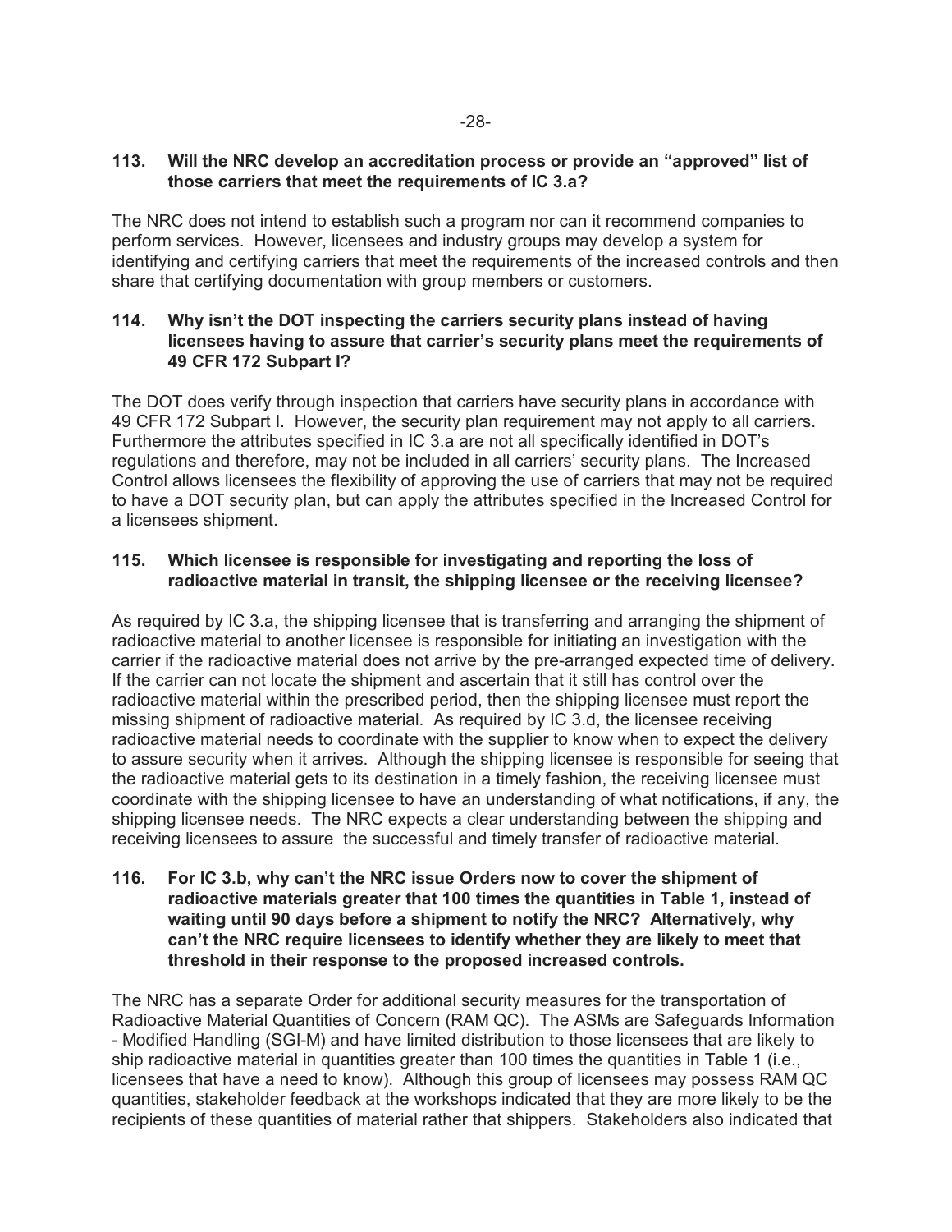**113. Will the NRC develop an accreditation process or provide an "approved" list of those carriers that meet the requirements of IC 3.a?**

The NRC does not intend to establish such a program nor can it recommend companies to perform services. However, licensees and industry groups may develop a system for identifying and certifying carriers that meet the requirements of the increased controls and then share that certifying documentation with group members or customers.

**114. Why isn't the DOT inspecting the carriers security plans instead of having licensees having to assure that carrier's security plans meet the requirements of 49 CFR 172 Subpart I?**

The DOT does verify through inspection that carriers have security plans in accordance with 49 CFR 172 Subpart I. However, the security plan requirement may not apply to all carriers. Furthermore the attributes specified in IC 3.a are not all specifically identified in DOT's regulations and therefore, may not be included in all carriers' security plans. The Increased Control allows licensees the flexibility of approving the use of carriers that may not be required to have a DOT security plan, but can apply the attributes specified in the Increased Control for a licensees shipment.

**115. Which licensee is responsible for investigating and reporting the loss of radioactive material in transit, the shipping licensee or the receiving licensee?**

As required by IC 3.a, the shipping licensee that is transferring and arranging the shipment of radioactive material to another licensee is responsible for initiating an investigation with the carrier if the radioactive material does not arrive by the pre-arranged expected time of delivery. If the carrier can not locate the shipment and ascertain that it still has control over the radioactive material within the prescribed period, then the shipping licensee must report the missing shipment of radioactive material. As required by IC 3.d, the licensee receiving radioactive material needs to coordinate with the supplier to know when to expect the delivery to assure security when it arrives. Although the shipping licensee is responsible for seeing that the radioactive material gets to its destination in a timely fashion, the receiving licensee must coordinate with the shipping licensee to have an understanding of what notifications, if any, the shipping licensee needs. The NRC expects a clear understanding between the shipping and receiving licensees to assure the successful and timely transfer of radioactive material.

**116. For IC 3.b, why can't the NRC issue Orders now to cover the shipment of radioactive materials greater that 100 times the quantities in Table 1, instead of waiting until 90 days before a shipment to notify the NRC? Alternatively, why can't the NRC require licensees to identify whether they are likely to meet that threshold in their response to the proposed increased controls.**

The NRC has a separate Order for additional security measures for the transportation of Radioactive Material Quantities of Concern (RAM QC). The ASMs are Safeguards Information - Modified Handling (SGI-M) and have limited distribution to those licensees that are likely to ship radioactive material in quantities greater than 100 times the quantities in Table 1 (i.e., licensees that have a need to know). Although this group of licensees may possess RAM QC quantities, stakeholder feedback at the workshops indicated that they are more likely to be the recipients of these quantities of material rather that shippers. Stakeholders also indicated that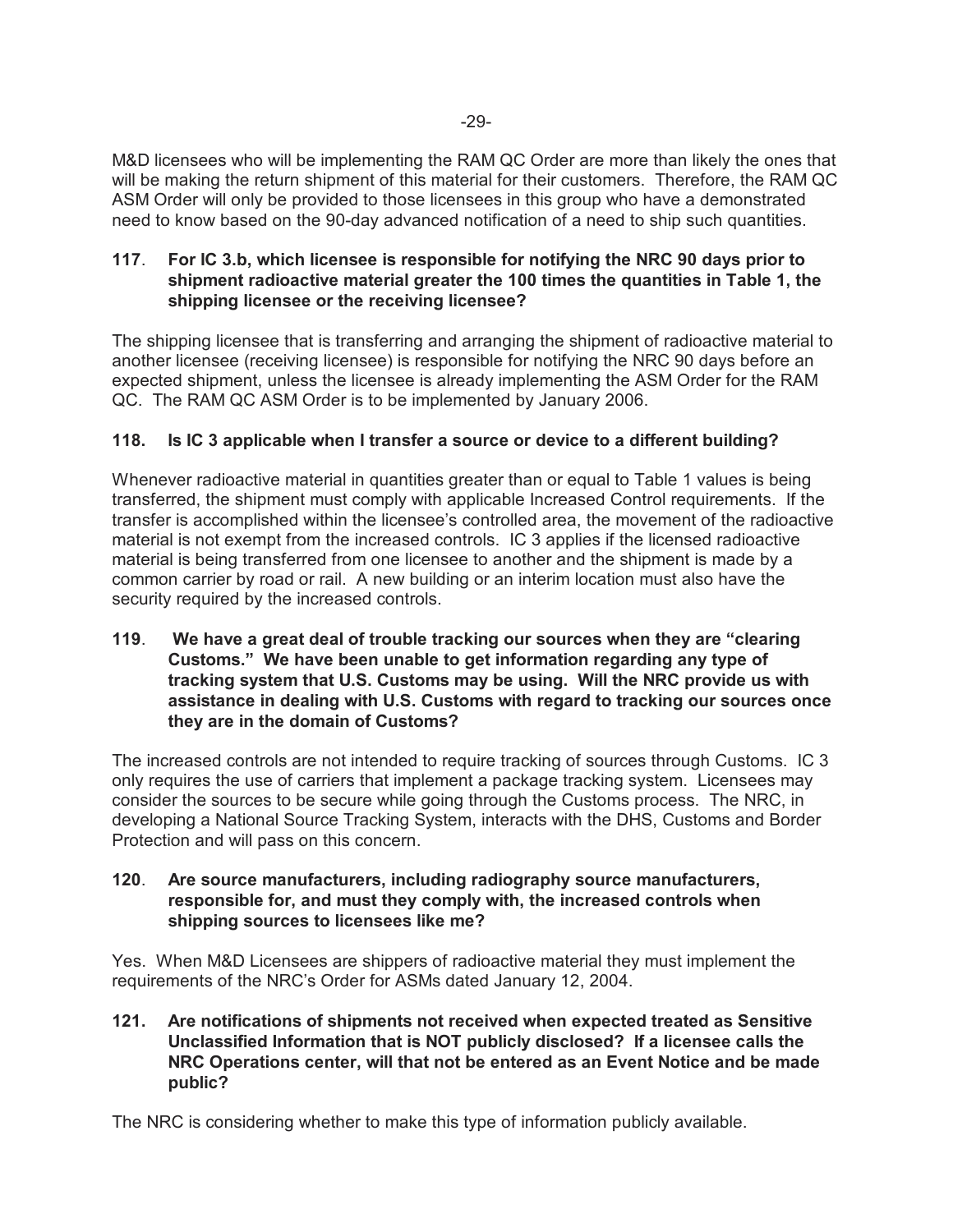M&D licensees who will be implementing the RAM QC Order are more than likely the ones that will be making the return shipment of this material for their customers. Therefore, the RAM QC ASM Order will only be provided to those licensees in this group who have a demonstrated need to know based on the 90-day advanced notification of a need to ship such quantities.

**117. For IC 3.b, which licensee is responsible for notifying the NRC 90 days prior to shipment radioactive material greater the 100 times the quantities in Table 1, the shipping licensee or the receiving licensee?**

The shipping licensee that is transferring and arranging the shipment of radioactive material to another licensee (receiving licensee) is responsible for notifying the NRC 90 days before an expected shipment, unless the licensee is already implementing the ASM Order for the RAM QC. The RAM QC ASM Order is to be implemented by January 2006.

**118. Is IC 3 applicable when I transfer a source or device to a different building?**

Whenever radioactive material in quantities greater than or equal to Table 1 values is being transferred, the shipment must comply with applicable Increased Control requirements. If the transfer is accomplished within the licensee's controlled area, the movement of the radioactive material is not exempt from the increased controls. IC 3 applies if the licensed radioactive material is being transferred from one licensee to another and the shipment is made by a common carrier by road or rail. A new building or an interim location must also have the security required by the increased controls.

**119. We have a great deal of trouble tracking our sources when they are "clearing Customs." We have been unable to get information regarding any type of tracking system that U.S. Customs may be using. Will the NRC provide us with assistance in dealing with U.S. Customs with regard to tracking our sources once they are in the domain of Customs?**

The increased controls are not intended to require tracking of sources through Customs. IC 3 only requires the use of carriers that implement a package tracking system. Licensees may consider the sources to be secure while going through the Customs process. The NRC, in developing a National Source Tracking System, interacts with the DHS, Customs and Border Protection and will pass on this concern.

**120. Are source manufacturers, including radiography source manufacturers, responsible for, and must they comply with, the increased controls when shipping sources to licensees like me?**

Yes. When M&D Licensees are shippers of radioactive material they must implement the requirements of the NRC's Order for ASMs dated January 12, 2004.

**121. Are notifications of shipments not received when expected treated as Sensitive Unclassified Information that is NOT publicly disclosed? If a licensee calls the NRC Operations center, will that not be entered as an Event Notice and be made public?**

The NRC is considering whether to make this type of information publicly available.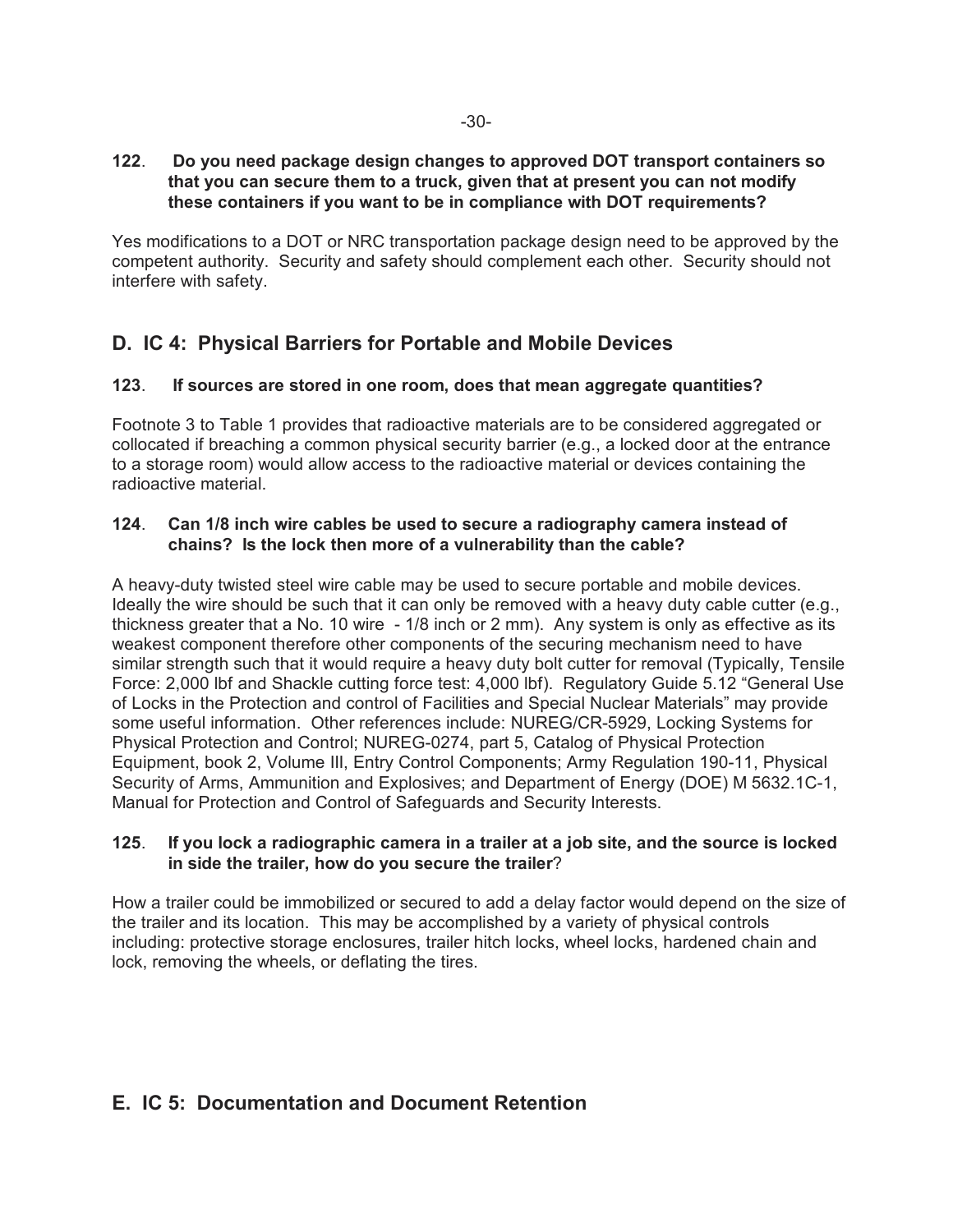**122**. **Do you need package design changes to approved DOT transport containers so that you can secure them to a truck, given that at present you can not modify these containers if you want to be in compliance with DOT requirements?**

Yes modifications to a DOT or NRC transportation package design need to be approved by the competent authority. Security and safety should complement each other. Security should not interfere with safety.

## D. IC 4: Physical Barriers for Portable and Mobile Devices

**123**. **If sources are stored in one room, does that mean aggregate quantities?**

Footnote 3 to Table 1 provides that radioactive materials are to be considered aggregated or collocated if breaching a common physical security barrier (e.g., a locked door at the entrance to a storage room) would allow access to the radioactive material or devices containing the radioactive material.

**124**. **Can 1/8 inch wire cables be used to secure a radiography camera instead of chains? Is the lock then more of a vulnerability than the cable?**

A heavy-duty twisted steel wire cable may be used to secure portable and mobile devices. Ideally the wire should be such that it can only be removed with a heavy duty cable cutter (e.g., thickness greater that a No. 10 wire - 1/8 inch or 2 mm). Any system is only as effective as its weakest component therefore other components of the securing mechanism need to have similar strength such that it would require a heavy duty bolt cutter for removal (Typically, Tensile Force: 2,000 lbf and Shackle cutting force test: 4,000 lbf). Regulatory Guide 5.12 "General Use of Locks in the Protection and control of Facilities and Special Nuclear Materials" may provide some useful information. Other references include: NUREG/CR-5929, Locking Systems for Physical Protection and Control; NUREG-0274, part 5, Catalog of Physical Protection Equipment, book 2, Volume III, Entry Control Components; Army Regulation 190-11, Physical Security of Arms, Ammunition and Explosives; and Department of Energy (DOE) M 5632.1C-1, Manual for Protection and Control of Safeguards and Security Interests.

**125**. **If you lock a radiographic camera in a trailer at a job site, and the source is locked in side the trailer, how do you secure the trailer**?

How a trailer could be immobilized or secured to add a delay factor would depend on the size of the trailer and its location. This may be accomplished by a variety of physical controls including: protective storage enclosures, trailer hitch locks, wheel locks, hardened chain and lock, removing the wheels, or deflating the tires.

## E. IC 5: Documentation and Document Retention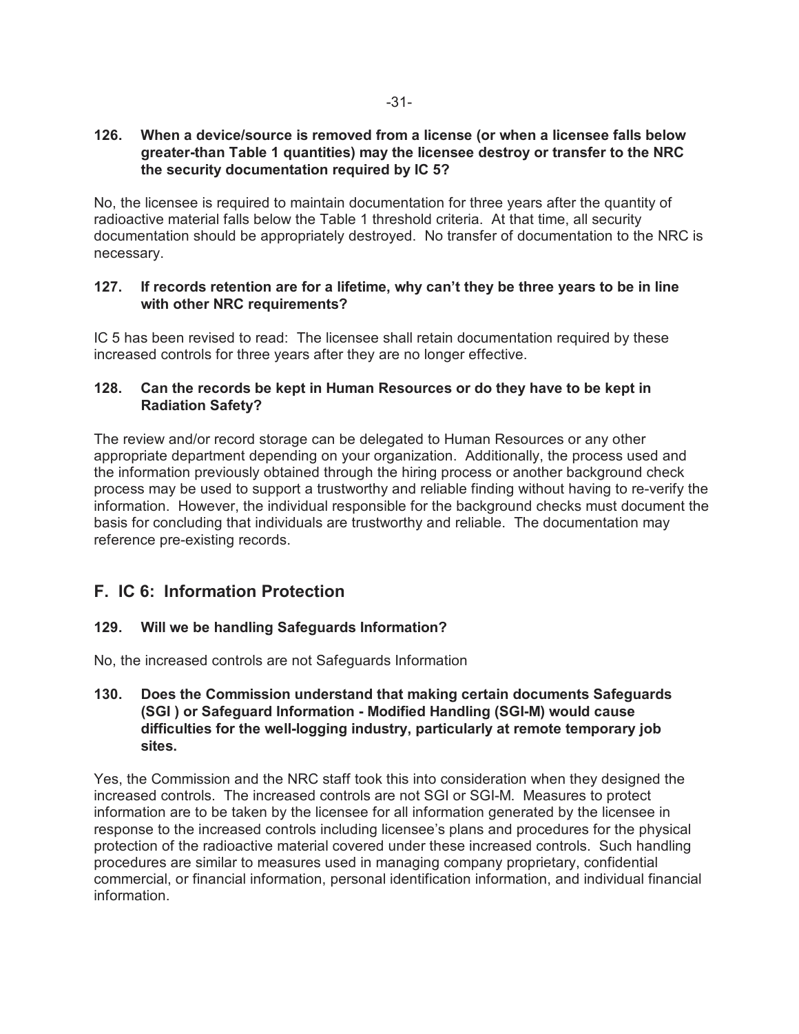**126. When a device/source is removed from a license (or when a licensee falls below greater-than Table 1 quantities) may the licensee destroy or transfer to the NRC the security documentation required by IC 5?**

No, the licensee is required to maintain documentation for three years after the quantity of radioactive material falls below the Table 1 threshold criteria. At that time, all security documentation should be appropriately destroyed. No transfer of documentation to the NRC is necessary.

**127. If records retention are for a lifetime, why can't they be three years to be in line with other NRC requirements?**

IC 5 has been revised to read: The licensee shall retain documentation required by these increased controls for three years after they are no longer effective.

**128. Can the records be kept in Human Resources or do they have to be kept in Radiation Safety?**

The review and/or record storage can be delegated to Human Resources or any other appropriate department depending on your organization. Additionally, the process used and the information previously obtained through the hiring process or another background check process may be used to support a trustworthy and reliable finding without having to re-verify the information. However, the individual responsible for the background checks must document the basis for concluding that individuals are trustworthy and reliable. The documentation may reference pre-existing records.

## F. IC 6: Information Protection

**129. Will we be handling Safeguards Information?**

No, the increased controls are not Safeguards Information

**130. Does the Commission understand that making certain documents Safeguards (SGI ) or Safeguard Information - Modified Handling (SGI-M) would cause difficulties for the well-logging industry, particularly at remote temporary job sites.**

Yes, the Commission and the NRC staff took this into consideration when they designed the increased controls. The increased controls are not SGI or SGI-M. Measures to protect information are to be taken by the licensee for all information generated by the licensee in response to the increased controls including licensee's plans and procedures for the physical protection of the radioactive material covered under these increased controls. Such handling procedures are similar to measures used in managing company proprietary, confidential commercial, or financial information, personal identification information, and individual financial information.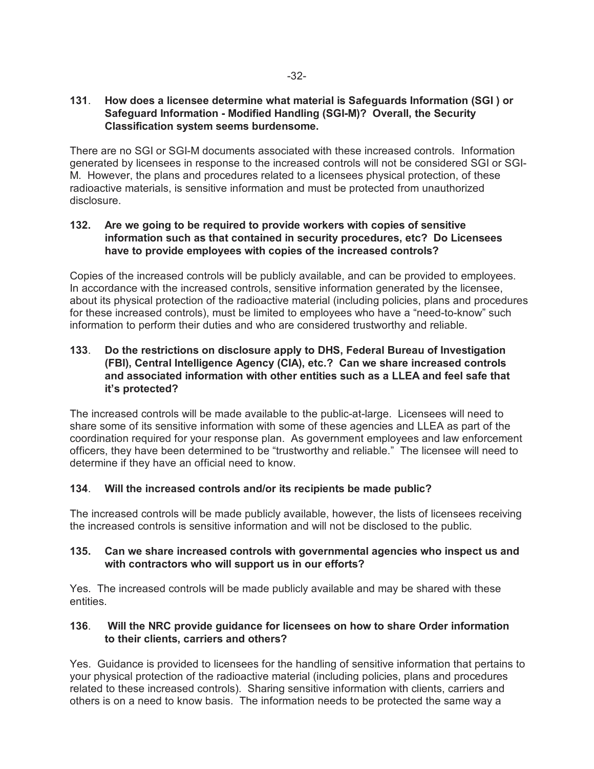**131**. **How does a licensee determine what material is Safeguards Information (SGI ) or Safeguard Information - Modified Handling (SGI-M)? Overall, the Security Classification system seems burdensome.**

There are no SGI or SGI-M documents associated with these increased controls. Information generated by licensees in response to the increased controls will not be considered SGI or SGI-M. However, the plans and procedures related to a licensees physical protection, of these radioactive materials, is sensitive information and must be protected from unauthorized disclosure.

**132. Are we going to be required to provide workers with copies of sensitive information such as that contained in security procedures, etc? Do Licensees have to provide employees with copies of the increased controls?**

Copies of the increased controls will be publicly available, and can be provided to employees. In accordance with the increased controls, sensitive information generated by the licensee, about its physical protection of the radioactive material (including policies, plans and procedures for these increased controls), must be limited to employees who have a "need-to-know" such information to perform their duties and who are considered trustworthy and reliable.

**133**. **Do the restrictions on disclosure apply to DHS, Federal Bureau of Investigation (FBI), Central Intelligence Agency (CIA), etc.? Can we share increased controls and associated information with other entities such as a LLEA and feel safe that it's protected?**

The increased controls will be made available to the public-at-large. Licensees will need to share some of its sensitive information with some of these agencies and LLEA as part of the coordination required for your response plan. As government employees and law enforcement officers, they have been determined to be "trustworthy and reliable." The licensee will need to determine if they have an official need to know.

**134**. **Will the increased controls and/or its recipients be made public?**

The increased controls will be made publicly available, however, the lists of licensees receiving the increased controls is sensitive information and will not be disclosed to the public.

**135. Can we share increased controls with governmental agencies who inspect us and with contractors who will support us in our efforts?**

Yes. The increased controls will be made publicly available and may be shared with these entities.

**136**. **Will the NRC provide guidance for licensees on how to share Order information to their clients, carriers and others?**

Yes. Guidance is provided to licensees for the handling of sensitive information that pertains to your physical protection of the radioactive material (including policies, plans and procedures related to these increased controls). Sharing sensitive information with clients, carriers and others is on a need to know basis. The information needs to be protected the same way a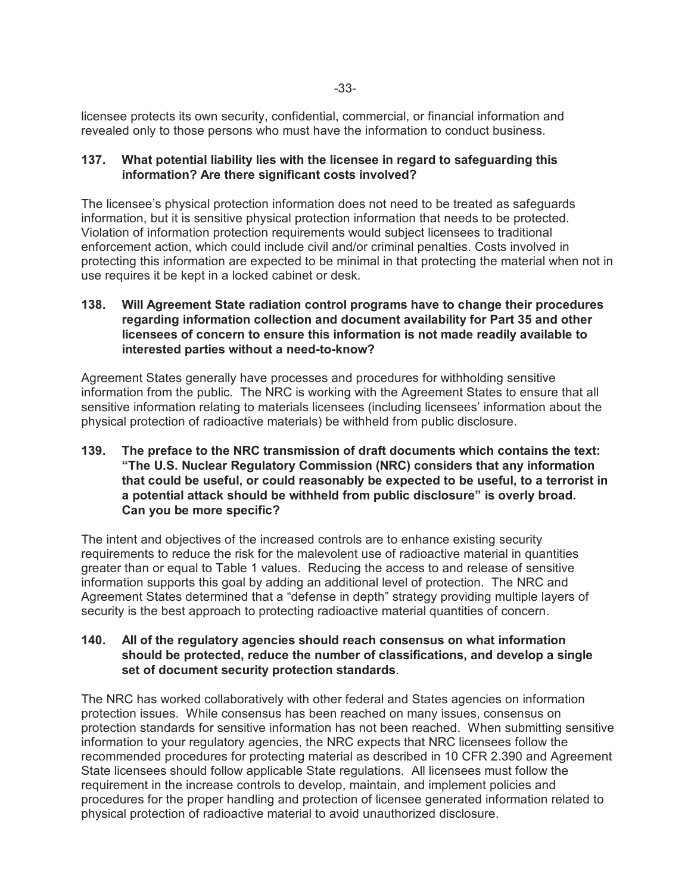licensee protects its own security, confidential, commercial, or financial information and revealed only to those persons who must have the information to conduct business.

**137. What potential liability lies with the licensee in regard to safeguarding this information? Are there significant costs involved?**

The licensee's physical protection information does not need to be treated as safeguards information, but it is sensitive physical protection information that needs to be protected. Violation of information protection requirements would subject licensees to traditional enforcement action, which could include civil and/or criminal penalties. Costs involved in protecting this information are expected to be minimal in that protecting the material when not in use requires it be kept in a locked cabinet or desk.

**138. Will Agreement State radiation control programs have to change their procedures regarding information collection and document availability for Part 35 and other licensees of concern to ensure this information is not made readily available to interested parties without a need-to-know?**

Agreement States generally have processes and procedures for withholding sensitive information from the public. The NRC is working with the Agreement States to ensure that all sensitive information relating to materials licensees (including licensees' information about the physical protection of radioactive materials) be withheld from public disclosure.

**139. The preface to the NRC transmission of draft documents which contains the text: "The U.S. Nuclear Regulatory Commission (NRC) considers that any information that could be useful, or could reasonably be expected to be useful, to a terrorist in a potential attack should be withheld from public disclosure" is overly broad. Can you be more specific?**

The intent and objectives of the increased controls are to enhance existing security requirements to reduce the risk for the malevolent use of radioactive material in quantities greater than or equal to Table 1 values. Reducing the access to and release of sensitive information supports this goal by adding an additional level of protection. The NRC and Agreement States determined that a "defense in depth" strategy providing multiple layers of security is the best approach to protecting radioactive material quantities of concern.

**140. All of the regulatory agencies should reach consensus on what information should be protected, reduce the number of classifications, and develop a single set of document security protection standards**.

The NRC has worked collaboratively with other federal and States agencies on information protection issues. While consensus has been reached on many issues, consensus on protection standards for sensitive information has not been reached. When submitting sensitive information to your regulatory agencies, the NRC expects that NRC licensees follow the recommended procedures for protecting material as described in 10 CFR 2.390 and Agreement State licensees should follow applicable State regulations. All licensees must follow the requirement in the increase controls to develop, maintain, and implement policies and procedures for the proper handling and protection of licensee generated information related to physical protection of radioactive material to avoid unauthorized disclosure.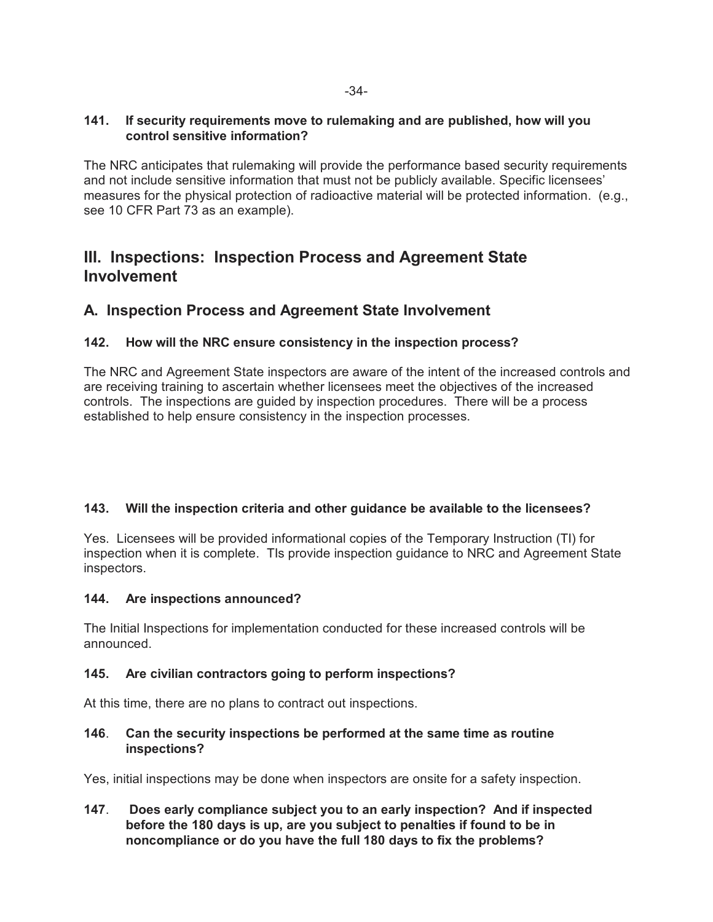**141. If security requirements move to rulemaking and are published, how will you control sensitive information?**

The NRC anticipates that rulemaking will provide the performance based security requirements and not include sensitive information that must not be publicly available. Specific licensees' measures for the physical protection of radioactive material will be protected information. (e.g., see 10 CFR Part 73 as an example).

# III. Inspections: Inspection Process and Agreement State Involvement

## A. Inspection Process and Agreement State Involvement

**142. How will the NRC ensure consistency in the inspection process?**

The NRC and Agreement State inspectors are aware of the intent of the increased controls and are receiving training to ascertain whether licensees meet the objectives of the increased controls. The inspections are guided by inspection procedures. There will be a process established to help ensure consistency in the inspection processes.

**143. Will the inspection criteria and other guidance be available to the licensees?**

Yes. Licensees will be provided informational copies of the Temporary Instruction (TI) for inspection when it is complete. TIs provide inspection guidance to NRC and Agreement State inspectors.

**144. Are inspections announced?**

The Initial Inspections for implementation conducted for these increased controls will be announced.

**145. Are civilian contractors going to perform inspections?**

At this time, there are no plans to contract out inspections.

**146. Can the security inspections be performed at the same time as routine inspections?**

Yes, initial inspections may be done when inspectors are onsite for a safety inspection.

**147. Does early compliance subject you to an early inspection? And if inspected before the 180 days is up, are you subject to penalties if found to be in noncompliance or do you have the full 180 days to fix the problems?**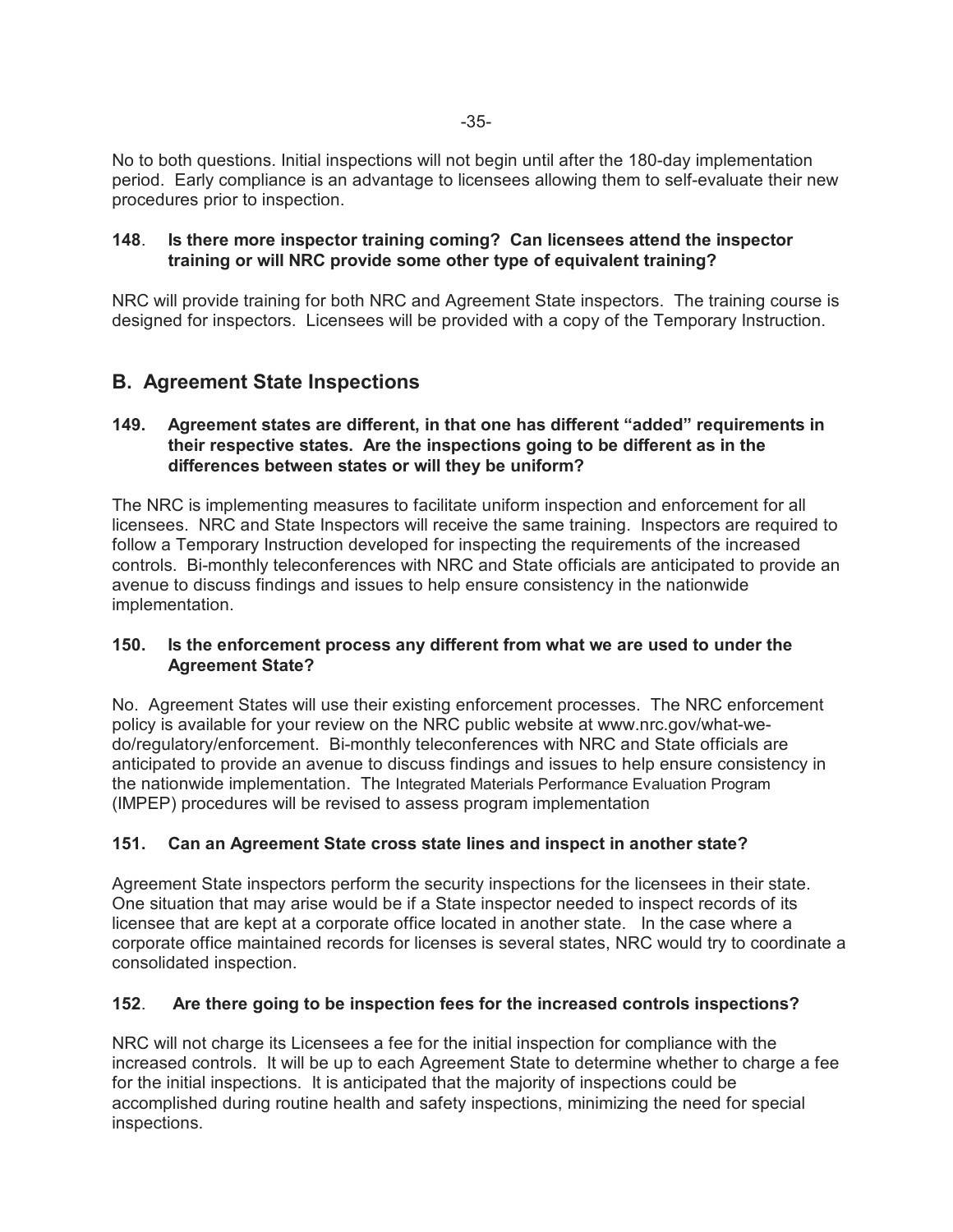No to both questions. Initial inspections will not begin until after the 180-day implementation period. Early compliance is an advantage to licensees allowing them to self-evaluate their new procedures prior to inspection.

**148**. **Is there more inspector training coming? Can licensees attend the inspector training or will NRC provide some other type of equivalent training?**

NRC will provide training for both NRC and Agreement State inspectors. The training course is designed for inspectors. Licensees will be provided with a copy of the Temporary Instruction.

## B. Agreement State Inspections

**149. Agreement states are different, in that one has different "added" requirements in their respective states. Are the inspections going to be different as in the differences between states or will they be uniform?**

The NRC is implementing measures to facilitate uniform inspection and enforcement for all licensees. NRC and State Inspectors will receive the same training. Inspectors are required to follow a Temporary Instruction developed for inspecting the requirements of the increased controls. Bi-monthly teleconferences with NRC and State officials are anticipated to provide an avenue to discuss findings and issues to help ensure consistency in the nationwide implementation.

**150. Is the enforcement process any different from what we are used to under the Agreement State?**

No. Agreement States will use their existing enforcement processes. The NRC enforcement policy is available for your review on the NRC public website at www.nrc.gov/what-we-do/regulatory/enforcement. Bi-monthly teleconferences with NRC and State officials are anticipated to provide an avenue to discuss findings and issues to help ensure consistency in the nationwide implementation. The Integrated Materials Performance Evaluation Program (IMPEP) procedures will be revised to assess program implementation

**151. Can an Agreement State cross state lines and inspect in another state?**

Agreement State inspectors perform the security inspections for the licensees in their state. One situation that may arise would be if a State inspector needed to inspect records of its licensee that are kept at a corporate office located in another state. In the case where a corporate office maintained records for licenses is several states, NRC would try to coordinate a consolidated inspection.

**152**. **Are there going to be inspection fees for the increased controls inspections?**

NRC will not charge its Licensees a fee for the initial inspection for compliance with the increased controls. It will be up to each Agreement State to determine whether to charge a fee for the initial inspections. It is anticipated that the majority of inspections could be accomplished during routine health and safety inspections, minimizing the need for special inspections.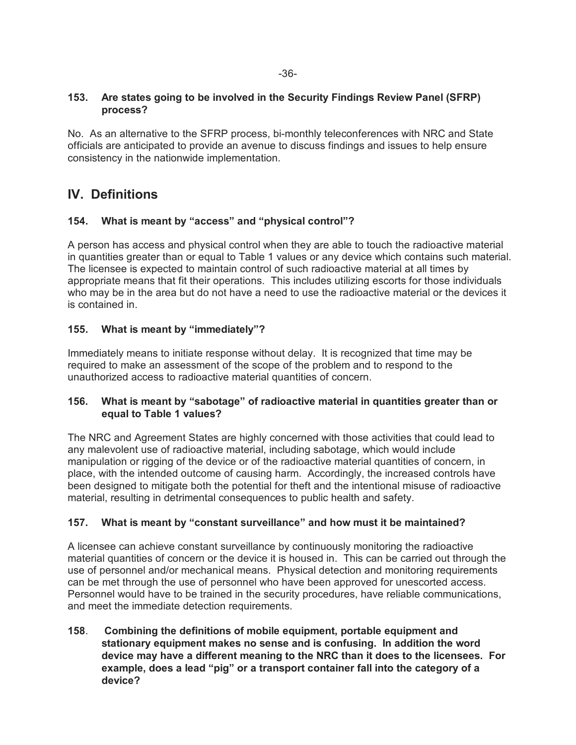**153. Are states going to be involved in the Security Findings Review Panel (SFRP) process?**

No. As an alternative to the SFRP process, bi-monthly teleconferences with NRC and State officials are anticipated to provide an avenue to discuss findings and issues to help ensure consistency in the nationwide implementation.

## IV. Definitions

**154. What is meant by "access" and "physical control"?**

A person has access and physical control when they are able to touch the radioactive material in quantities greater than or equal to Table 1 values or any device which contains such material. The licensee is expected to maintain control of such radioactive material at all times by appropriate means that fit their operations. This includes utilizing escorts for those individuals who may be in the area but do not have a need to use the radioactive material or the devices it is contained in.

**155. What is meant by "immediately"?**

Immediately means to initiate response without delay. It is recognized that time may be required to make an assessment of the scope of the problem and to respond to the unauthorized access to radioactive material quantities of concern.

**156. What is meant by "sabotage" of radioactive material in quantities greater than or equal to Table 1 values?**

The NRC and Agreement States are highly concerned with those activities that could lead to any malevolent use of radioactive material, including sabotage, which would include manipulation or rigging of the device or of the radioactive material quantities of concern, in place, with the intended outcome of causing harm. Accordingly, the increased controls have been designed to mitigate both the potential for theft and the intentional misuse of radioactive material, resulting in detrimental consequences to public health and safety.

**157. What is meant by "constant surveillance" and how must it be maintained?**

A licensee can achieve constant surveillance by continuously monitoring the radioactive material quantities of concern or the device it is housed in. This can be carried out through the use of personnel and/or mechanical means. Physical detection and monitoring requirements can be met through the use of personnel who have been approved for unescorted access. Personnel would have to be trained in the security procedures, have reliable communications, and meet the immediate detection requirements.

**158. Combining the definitions of mobile equipment, portable equipment and stationary equipment makes no sense and is confusing. In addition the word device may have a different meaning to the NRC than it does to the licensees. For example, does a lead "pig" or a transport container fall into the category of a device?**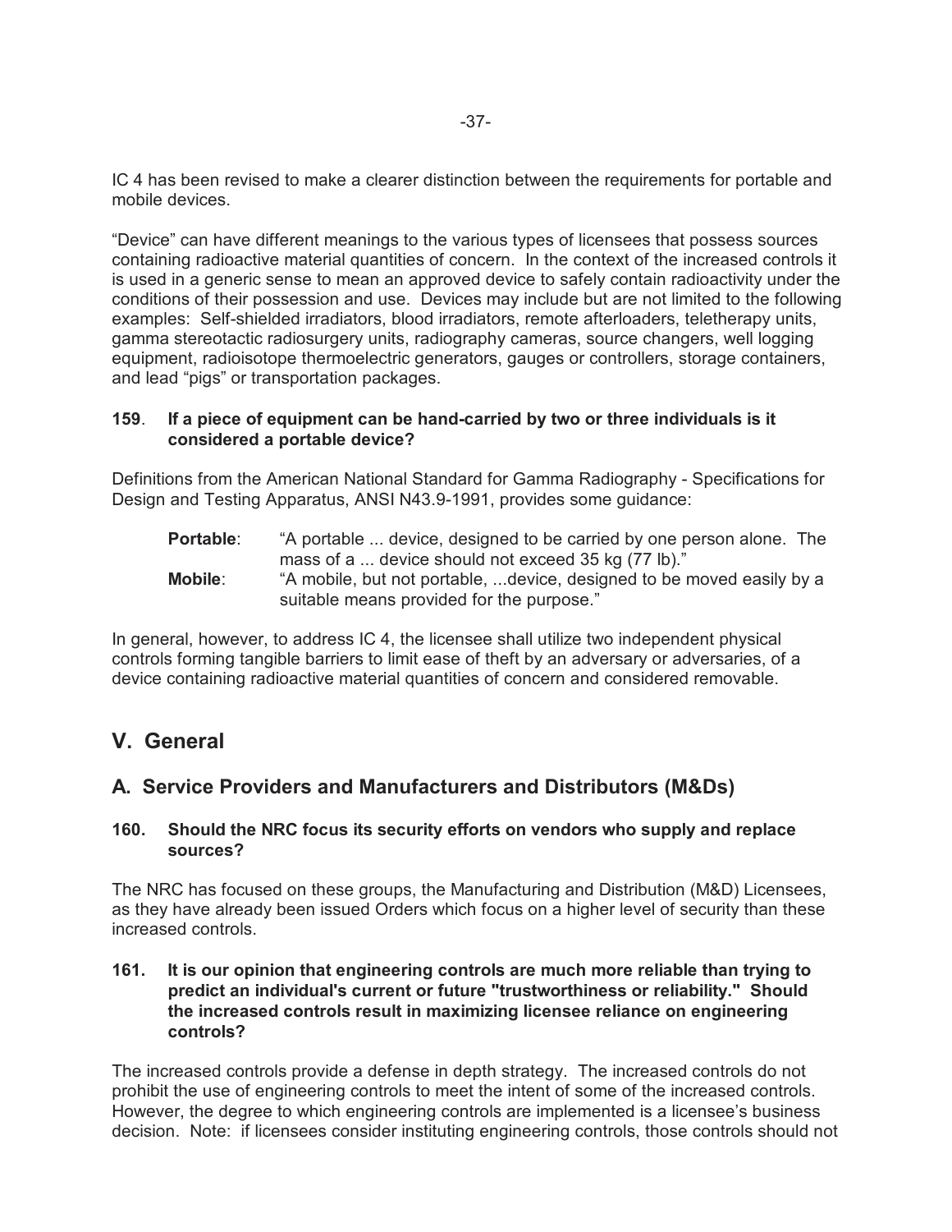IC 4 has been revised to make a clearer distinction between the requirements for portable and mobile devices.

"Device" can have different meanings to the various types of licensees that possess sources containing radioactive material quantities of concern. In the context of the increased controls it is used in a generic sense to mean an approved device to safely contain radioactivity under the conditions of their possession and use. Devices may include but are not limited to the following examples: Self-shielded irradiators, blood irradiators, remote afterloaders, teletherapy units, gamma stereotactic radiosurgery units, radiography cameras, source changers, well logging equipment, radioisotope thermoelectric generators, gauges or controllers, storage containers, and lead "pigs" or transportation packages.

**159**. **If a piece of equipment can be hand-carried by two or three individuals is it considered a portable device?**

Definitions from the American National Standard for Gamma Radiography - Specifications for Design and Testing Apparatus, ANSI N43.9-1991, provides some guidance:

**Portable**: "A portable ... device, designed to be carried by one person alone. The mass of a ... device should not exceed 35 kg (77 lb)."

**Mobile**: "A mobile, but not portable, ...device, designed to be moved easily by a suitable means provided for the purpose."

In general, however, to address IC 4, the licensee shall utilize two independent physical controls forming tangible barriers to limit ease of theft by an adversary or adversaries, of a device containing radioactive material quantities of concern and considered removable.

## V. General

### A. Service Providers and Manufacturers and Distributors (M&Ds)

**160. Should the NRC focus its security efforts on vendors who supply and replace sources?**

The NRC has focused on these groups, the Manufacturing and Distribution (M&D) Licensees, as they have already been issued Orders which focus on a higher level of security than these increased controls.

**161. It is our opinion that engineering controls are much more reliable than trying to predict an individual's current or future "trustworthiness or reliability." Should the increased controls result in maximizing licensee reliance on engineering controls?**

The increased controls provide a defense in depth strategy. The increased controls do not prohibit the use of engineering controls to meet the intent of some of the increased controls. However, the degree to which engineering controls are implemented is a licensee's business decision. Note: if licensees consider instituting engineering controls, those controls should not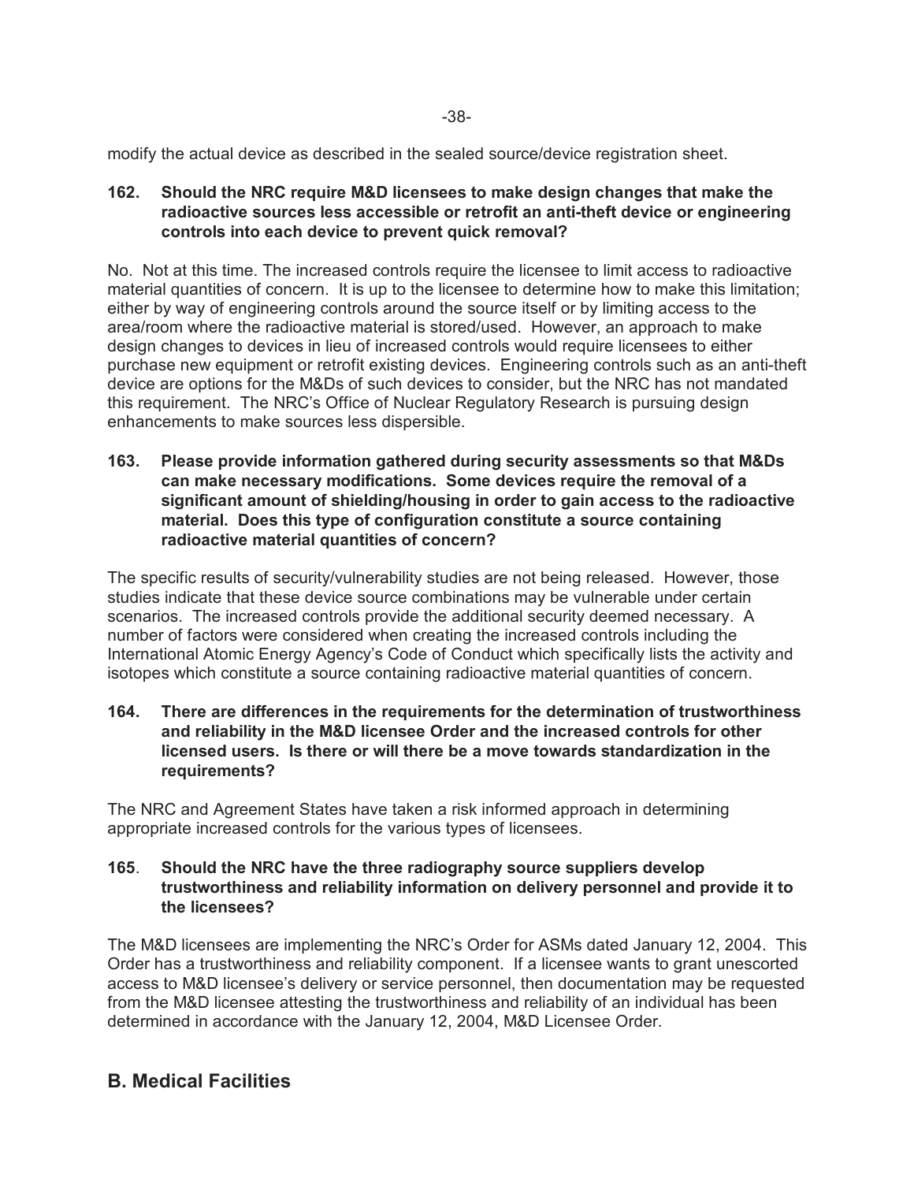modify the actual device as described in the sealed source/device registration sheet.

**162. Should the NRC require M&D licensees to make design changes that make the radioactive sources less accessible or retrofit an anti-theft device or engineering controls into each device to prevent quick removal?**

No. Not at this time. The increased controls require the licensee to limit access to radioactive material quantities of concern. It is up to the licensee to determine how to make this limitation; either by way of engineering controls around the source itself or by limiting access to the area/room where the radioactive material is stored/used. However, an approach to make design changes to devices in lieu of increased controls would require licensees to either purchase new equipment or retrofit existing devices. Engineering controls such as an anti-theft device are options for the M&Ds of such devices to consider, but the NRC has not mandated this requirement. The NRC's Office of Nuclear Regulatory Research is pursuing design enhancements to make sources less dispersible.

**163. Please provide information gathered during security assessments so that M&Ds can make necessary modifications. Some devices require the removal of a significant amount of shielding/housing in order to gain access to the radioactive material. Does this type of configuration constitute a source containing radioactive material quantities of concern?**

The specific results of security/vulnerability studies are not being released. However, those studies indicate that these device source combinations may be vulnerable under certain scenarios. The increased controls provide the additional security deemed necessary. A number of factors were considered when creating the increased controls including the International Atomic Energy Agency's Code of Conduct which specifically lists the activity and isotopes which constitute a source containing radioactive material quantities of concern.

**164. There are differences in the requirements for the determination of trustworthiness and reliability in the M&D licensee Order and the increased controls for other licensed users. Is there or will there be a move towards standardization in the requirements?**

The NRC and Agreement States have taken a risk informed approach in determining appropriate increased controls for the various types of licensees.

**165. Should the NRC have the three radiography source suppliers develop trustworthiness and reliability information on delivery personnel and provide it to the licensees?**

The M&D licensees are implementing the NRC's Order for ASMs dated January 12, 2004. This Order has a trustworthiness and reliability component. If a licensee wants to grant unescorted access to M&D licensee's delivery or service personnel, then documentation may be requested from the M&D licensee attesting the trustworthiness and reliability of an individual has been determined in accordance with the January 12, 2004, M&D Licensee Order.

## B. Medical Facilities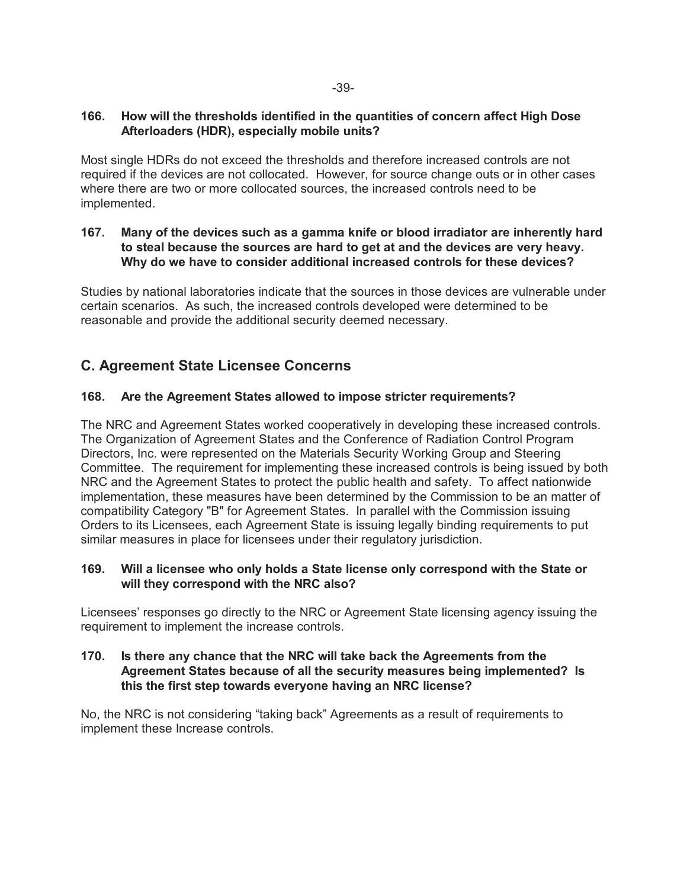**166. How will the thresholds identified in the quantities of concern affect High Dose Afterloaders (HDR), especially mobile units?**

Most single HDRs do not exceed the thresholds and therefore increased controls are not required if the devices are not collocated. However, for source change outs or in other cases where there are two or more collocated sources, the increased controls need to be implemented.

**167. Many of the devices such as a gamma knife or blood irradiator are inherently hard to steal because the sources are hard to get at and the devices are very heavy. Why do we have to consider additional increased controls for these devices?**

Studies by national laboratories indicate that the sources in those devices are vulnerable under certain scenarios. As such, the increased controls developed were determined to be reasonable and provide the additional security deemed necessary.

## C. Agreement State Licensee Concerns

**168. Are the Agreement States allowed to impose stricter requirements?**

The NRC and Agreement States worked cooperatively in developing these increased controls. The Organization of Agreement States and the Conference of Radiation Control Program Directors, Inc. were represented on the Materials Security Working Group and Steering Committee. The requirement for implementing these increased controls is being issued by both NRC and the Agreement States to protect the public health and safety. To affect nationwide implementation, these measures have been determined by the Commission to be an matter of compatibility Category "B" for Agreement States. In parallel with the Commission issuing Orders to its Licensees, each Agreement State is issuing legally binding requirements to put similar measures in place for licensees under their regulatory jurisdiction.

**169. Will a licensee who only holds a State license only correspond with the State or will they correspond with the NRC also?**

Licensees' responses go directly to the NRC or Agreement State licensing agency issuing the requirement to implement the increase controls.

**170. Is there any chance that the NRC will take back the Agreements from the Agreement States because of all the security measures being implemented? Is this the first step towards everyone having an NRC license?**

No, the NRC is not considering "taking back" Agreements as a result of requirements to implement these Increase controls.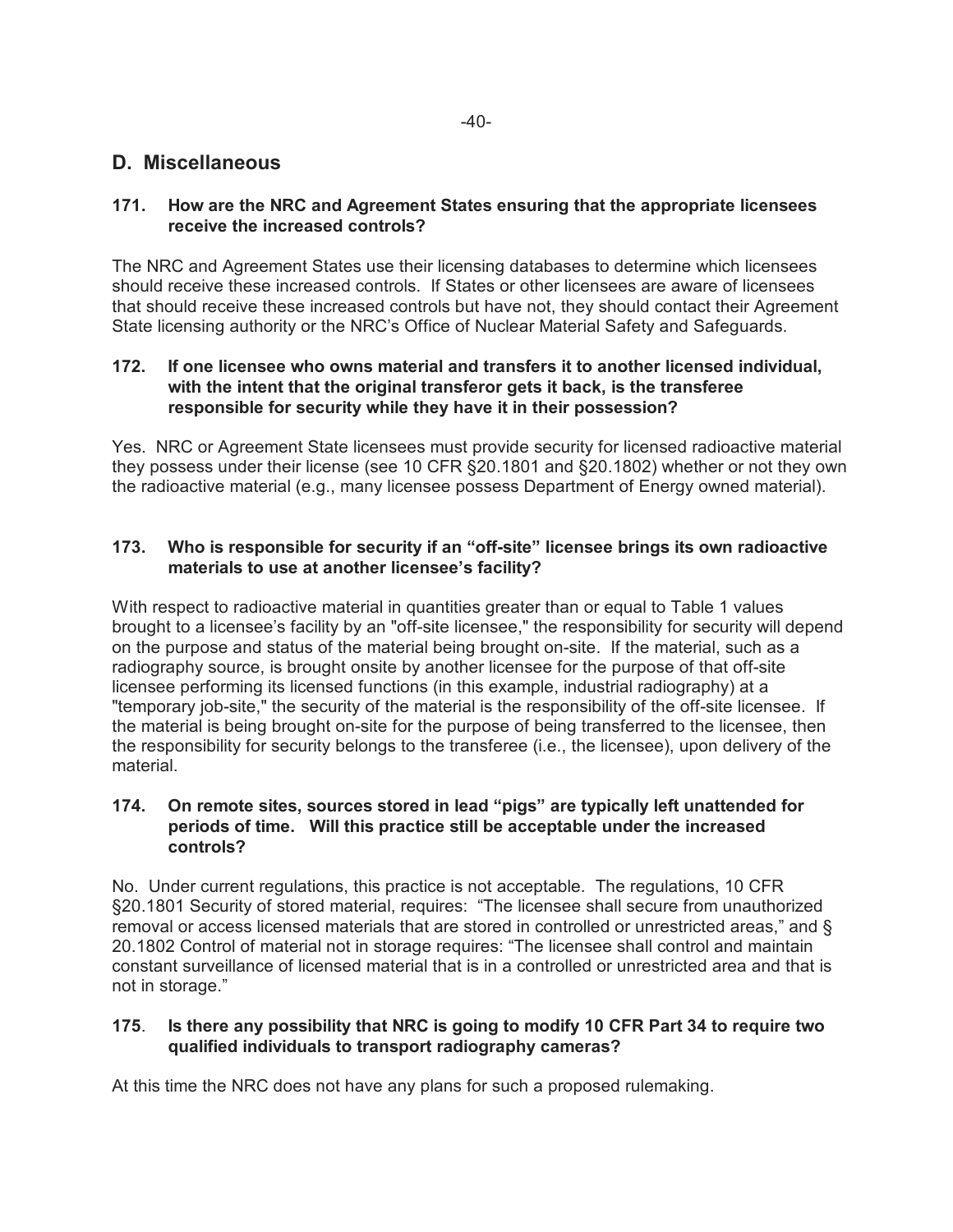## D. Miscellaneous

**171. How are the NRC and Agreement States ensuring that the appropriate licensees receive the increased controls?**

The NRC and Agreement States use their licensing databases to determine which licensees should receive these increased controls. If States or other licensees are aware of licensees that should receive these increased controls but have not, they should contact their Agreement State licensing authority or the NRC's Office of Nuclear Material Safety and Safeguards.

**172. If one licensee who owns material and transfers it to another licensed individual, with the intent that the original transferor gets it back, is the transferee responsible for security while they have it in their possession?**

Yes. NRC or Agreement State licensees must provide security for licensed radioactive material they possess under their license (see 10 CFR §20.1801 and §20.1802) whether or not they own the radioactive material (e.g., many licensee possess Department of Energy owned material).

**173. Who is responsible for security if an "off-site" licensee brings its own radioactive materials to use at another licensee's facility?**

With respect to radioactive material in quantities greater than or equal to Table 1 values brought to a licensee's facility by an "off-site licensee," the responsibility for security will depend on the purpose and status of the material being brought on-site. If the material, such as a radiography source, is brought onsite by another licensee for the purpose of that off-site licensee performing its licensed functions (in this example, industrial radiography) at a "temporary job-site," the security of the material is the responsibility of the off-site licensee. If the material is being brought on-site for the purpose of being transferred to the licensee, then the responsibility for security belongs to the transferee (i.e., the licensee), upon delivery of the material.

**174. On remote sites, sources stored in lead "pigs" are typically left unattended for periods of time. Will this practice still be acceptable under the increased controls?**

No. Under current regulations, this practice is not acceptable. The regulations, 10 CFR §20.1801 Security of stored material, requires: "The licensee shall secure from unauthorized removal or access licensed materials that are stored in controlled or unrestricted areas," and § 20.1802 Control of material not in storage requires: "The licensee shall control and maintain constant surveillance of licensed material that is in a controlled or unrestricted area and that is not in storage."

**175. Is there any possibility that NRC is going to modify 10 CFR Part 34 to require two qualified individuals to transport radiography cameras?**

At this time the NRC does not have any plans for such a proposed rulemaking.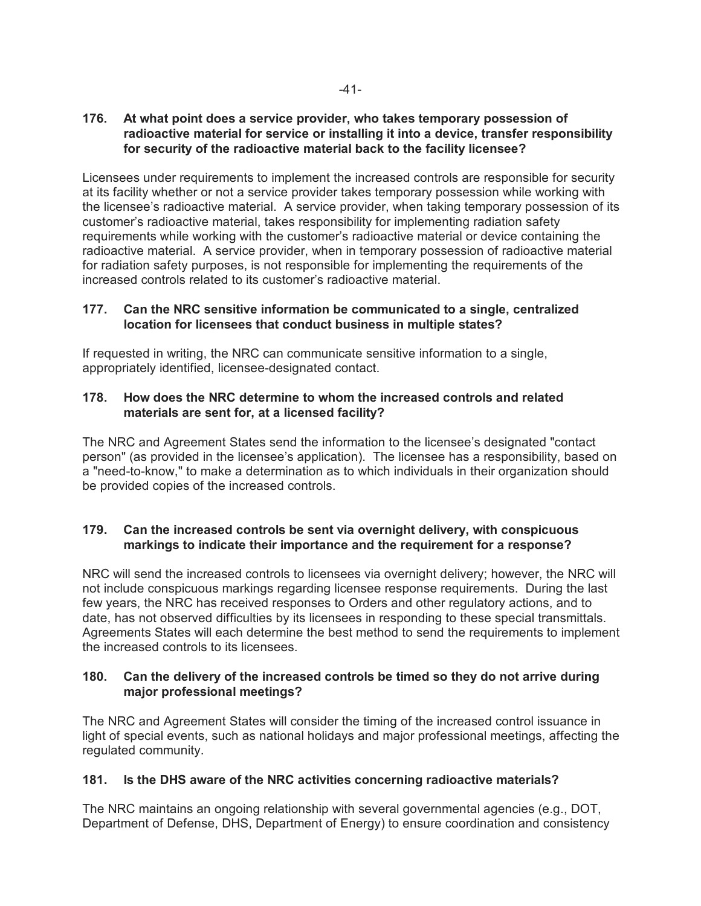**176. At what point does a service provider, who takes temporary possession of radioactive material for service or installing it into a device, transfer responsibility for security of the radioactive material back to the facility licensee?**

Licensees under requirements to implement the increased controls are responsible for security at its facility whether or not a service provider takes temporary possession while working with the licensee's radioactive material. A service provider, when taking temporary possession of its customer's radioactive material, takes responsibility for implementing radiation safety requirements while working with the customer's radioactive material or device containing the radioactive material. A service provider, when in temporary possession of radioactive material for radiation safety purposes, is not responsible for implementing the requirements of the increased controls related to its customer's radioactive material.

**177. Can the NRC sensitive information be communicated to a single, centralized location for licensees that conduct business in multiple states?**

If requested in writing, the NRC can communicate sensitive information to a single, appropriately identified, licensee-designated contact.

**178. How does the NRC determine to whom the increased controls and related materials are sent for, at a licensed facility?**

The NRC and Agreement States send the information to the licensee's designated "contact person" (as provided in the licensee's application). The licensee has a responsibility, based on a "need-to-know," to make a determination as to which individuals in their organization should be provided copies of the increased controls.

**179. Can the increased controls be sent via overnight delivery, with conspicuous markings to indicate their importance and the requirement for a response?**

NRC will send the increased controls to licensees via overnight delivery; however, the NRC will not include conspicuous markings regarding licensee response requirements. During the last few years, the NRC has received responses to Orders and other regulatory actions, and to date, has not observed difficulties by its licensees in responding to these special transmittals. Agreements States will each determine the best method to send the requirements to implement the increased controls to its licensees.

**180. Can the delivery of the increased controls be timed so they do not arrive during major professional meetings?**

The NRC and Agreement States will consider the timing of the increased control issuance in light of special events, such as national holidays and major professional meetings, affecting the regulated community.

**181. Is the DHS aware of the NRC activities concerning radioactive materials?**

The NRC maintains an ongoing relationship with several governmental agencies (e.g., DOT, Department of Defense, DHS, Department of Energy) to ensure coordination and consistency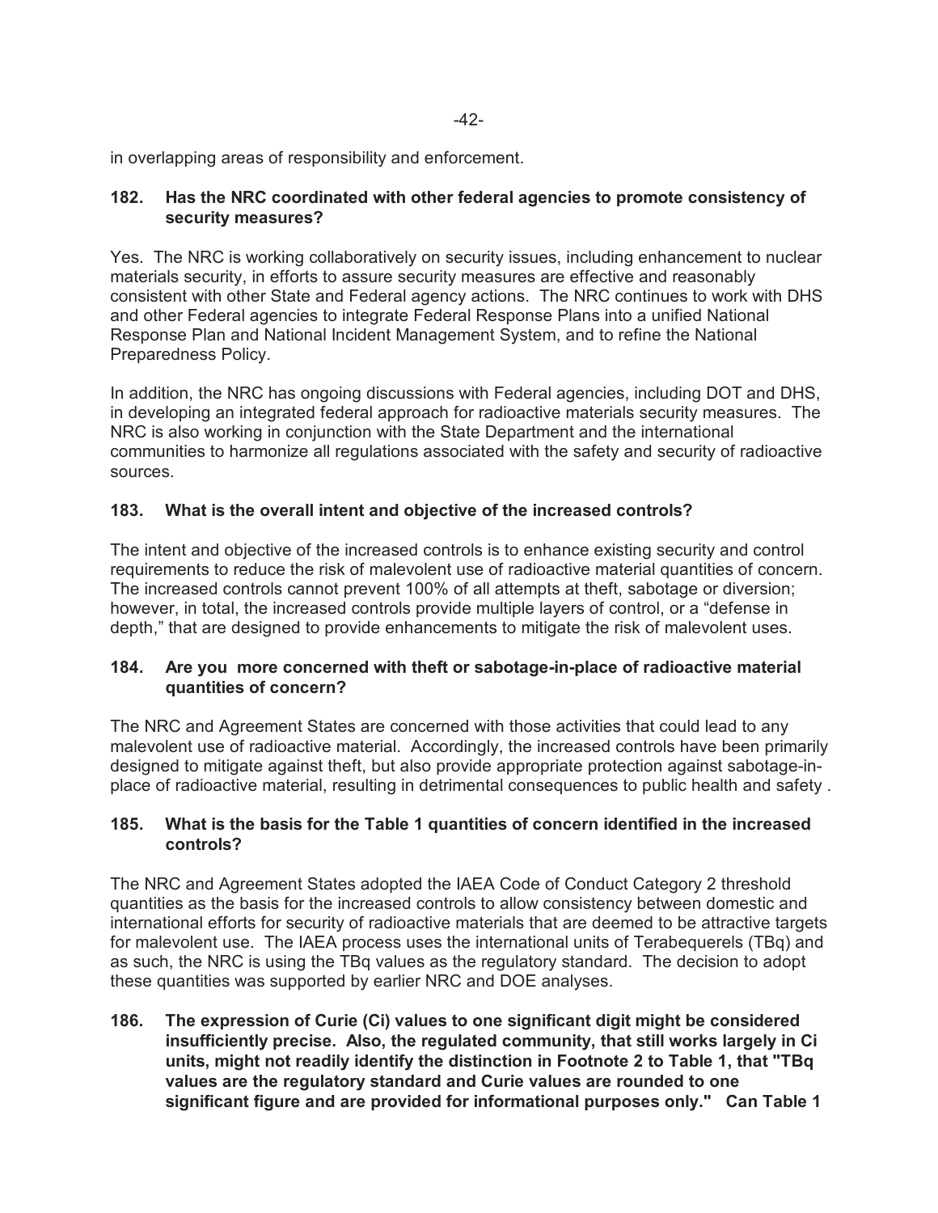in overlapping areas of responsibility and enforcement.

**182. Has the NRC coordinated with other federal agencies to promote consistency of security measures?**

Yes. The NRC is working collaboratively on security issues, including enhancement to nuclear materials security, in efforts to assure security measures are effective and reasonably consistent with other State and Federal agency actions. The NRC continues to work with DHS and other Federal agencies to integrate Federal Response Plans into a unified National Response Plan and National Incident Management System, and to refine the National Preparedness Policy.

In addition, the NRC has ongoing discussions with Federal agencies, including DOT and DHS, in developing an integrated federal approach for radioactive materials security measures. The NRC is also working in conjunction with the State Department and the international communities to harmonize all regulations associated with the safety and security of radioactive sources.

**183. What is the overall intent and objective of the increased controls?**

The intent and objective of the increased controls is to enhance existing security and control requirements to reduce the risk of malevolent use of radioactive material quantities of concern. The increased controls cannot prevent 100% of all attempts at theft, sabotage or diversion; however, in total, the increased controls provide multiple layers of control, or a "defense in depth," that are designed to provide enhancements to mitigate the risk of malevolent uses.

**184. Are you more concerned with theft or sabotage-in-place of radioactive material quantities of concern?**

The NRC and Agreement States are concerned with those activities that could lead to any malevolent use of radioactive material. Accordingly, the increased controls have been primarily designed to mitigate against theft, but also provide appropriate protection against sabotage-in-place of radioactive material, resulting in detrimental consequences to public health and safety .

**185. What is the basis for the Table 1 quantities of concern identified in the increased controls?**

The NRC and Agreement States adopted the IAEA Code of Conduct Category 2 threshold quantities as the basis for the increased controls to allow consistency between domestic and international efforts for security of radioactive materials that are deemed to be attractive targets for malevolent use. The IAEA process uses the international units of Terabequerels (TBq) and as such, the NRC is using the TBq values as the regulatory standard. The decision to adopt these quantities was supported by earlier NRC and DOE analyses.

**186. The expression of Curie (Ci) values to one significant digit might be considered insufficiently precise. Also, the regulated community, that still works largely in Ci units, might not readily identify the distinction in Footnote 2 to Table 1, that "TBq values are the regulatory standard and Curie values are rounded to one significant figure and are provided for informational purposes only." Can Table 1**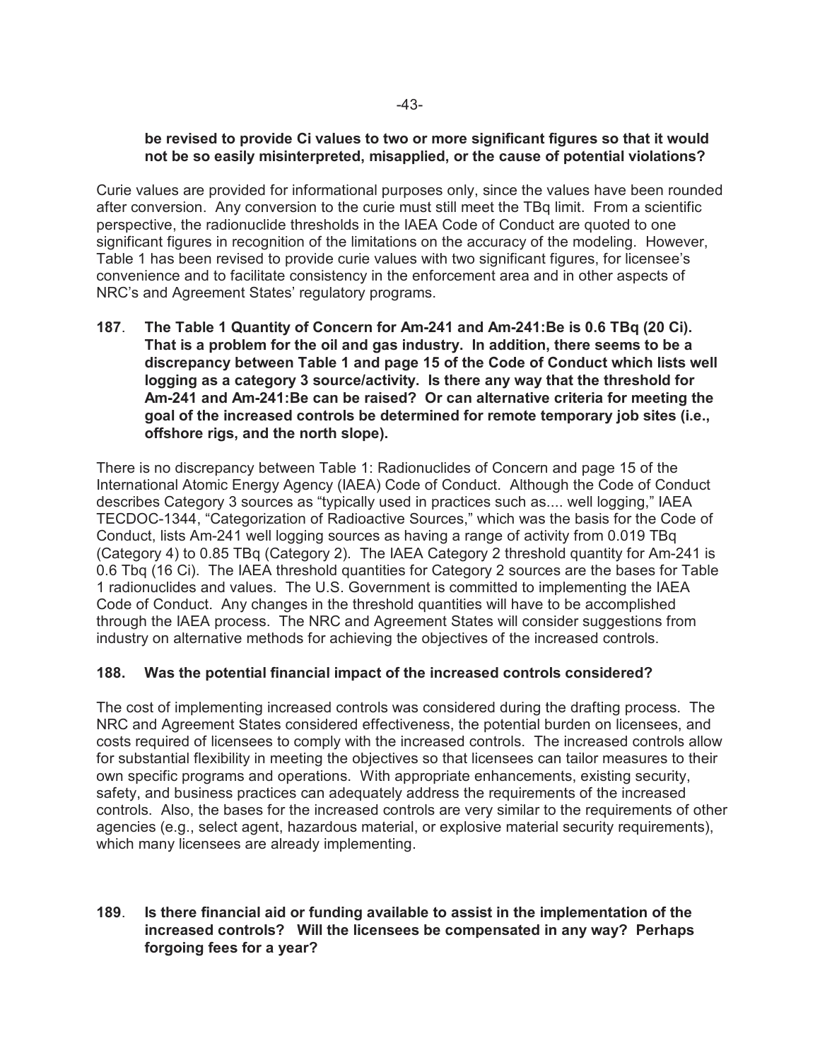**be revised to provide Ci values to two or more significant figures so that it would not be so easily misinterpreted, misapplied, or the cause of potential violations?**

Curie values are provided for informational purposes only, since the values have been rounded after conversion. Any conversion to the curie must still meet the TBq limit. From a scientific perspective, the radionuclide thresholds in the IAEA Code of Conduct are quoted to one significant figures in recognition of the limitations on the accuracy of the modeling. However, Table 1 has been revised to provide curie values with two significant figures, for licensee's convenience and to facilitate consistency in the enforcement area and in other aspects of NRC's and Agreement States' regulatory programs.

**187. The Table 1 Quantity of Concern for Am-241 and Am-241:Be is 0.6 TBq (20 Ci). That is a problem for the oil and gas industry. In addition, there seems to be a discrepancy between Table 1 and page 15 of the Code of Conduct which lists well logging as a category 3 source/activity. Is there any way that the threshold for Am-241 and Am-241:Be can be raised? Or can alternative criteria for meeting the goal of the increased controls be determined for remote temporary job sites (i.e., offshore rigs, and the north slope).**

There is no discrepancy between Table 1: Radionuclides of Concern and page 15 of the International Atomic Energy Agency (IAEA) Code of Conduct. Although the Code of Conduct describes Category 3 sources as "typically used in practices such as.... well logging," IAEA TECDOC-1344, "Categorization of Radioactive Sources," which was the basis for the Code of Conduct, lists Am-241 well logging sources as having a range of activity from 0.019 TBq (Category 4) to 0.85 TBq (Category 2). The IAEA Category 2 threshold quantity for Am-241 is 0.6 Tbq (16 Ci). The IAEA threshold quantities for Category 2 sources are the bases for Table 1 radionuclides and values. The U.S. Government is committed to implementing the IAEA Code of Conduct. Any changes in the threshold quantities will have to be accomplished through the IAEA process. The NRC and Agreement States will consider suggestions from industry on alternative methods for achieving the objectives of the increased controls.

**188. Was the potential financial impact of the increased controls considered?**

The cost of implementing increased controls was considered during the drafting process. The NRC and Agreement States considered effectiveness, the potential burden on licensees, and costs required of licensees to comply with the increased controls. The increased controls allow for substantial flexibility in meeting the objectives so that licensees can tailor measures to their own specific programs and operations. With appropriate enhancements, existing security, safety, and business practices can adequately address the requirements of the increased controls. Also, the bases for the increased controls are very similar to the requirements of other agencies (e.g., select agent, hazardous material, or explosive material security requirements), which many licensees are already implementing.

**189. Is there financial aid or funding available to assist in the implementation of the increased controls? Will the licensees be compensated in any way? Perhaps forgoing fees for a year?**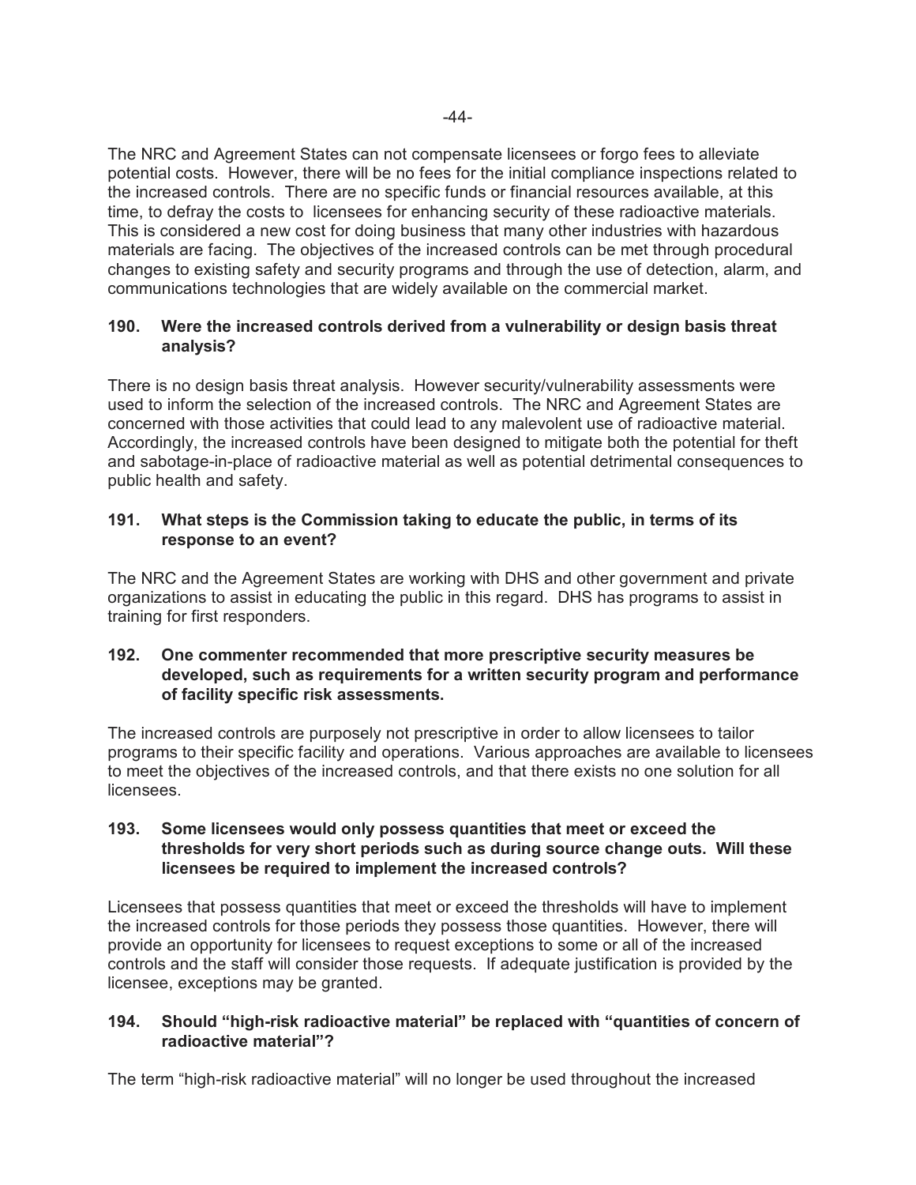The NRC and Agreement States can not compensate licensees or forgo fees to alleviate potential costs. However, there will be no fees for the initial compliance inspections related to the increased controls. There are no specific funds or financial resources available, at this time, to defray the costs to licensees for enhancing security of these radioactive materials. This is considered a new cost for doing business that many other industries with hazardous materials are facing. The objectives of the increased controls can be met through procedural changes to existing safety and security programs and through the use of detection, alarm, and communications technologies that are widely available on the commercial market.

**190. Were the increased controls derived from a vulnerability or design basis threat analysis?**

There is no design basis threat analysis. However security/vulnerability assessments were used to inform the selection of the increased controls. The NRC and Agreement States are concerned with those activities that could lead to any malevolent use of radioactive material. Accordingly, the increased controls have been designed to mitigate both the potential for theft and sabotage-in-place of radioactive material as well as potential detrimental consequences to public health and safety.

**191. What steps is the Commission taking to educate the public, in terms of its response to an event?**

The NRC and the Agreement States are working with DHS and other government and private organizations to assist in educating the public in this regard. DHS has programs to assist in training for first responders.

**192. One commenter recommended that more prescriptive security measures be developed, such as requirements for a written security program and performance of facility specific risk assessments.**

The increased controls are purposely not prescriptive in order to allow licensees to tailor programs to their specific facility and operations. Various approaches are available to licensees to meet the objectives of the increased controls, and that there exists no one solution for all licensees.

**193. Some licensees would only possess quantities that meet or exceed the thresholds for very short periods such as during source change outs. Will these licensees be required to implement the increased controls?**

Licensees that possess quantities that meet or exceed the thresholds will have to implement the increased controls for those periods they possess those quantities. However, there will provide an opportunity for licensees to request exceptions to some or all of the increased controls and the staff will consider those requests. If adequate justification is provided by the licensee, exceptions may be granted.

**194. Should "high-risk radioactive material" be replaced with "quantities of concern of radioactive material"?**

The term "high-risk radioactive material" will no longer be used throughout the increased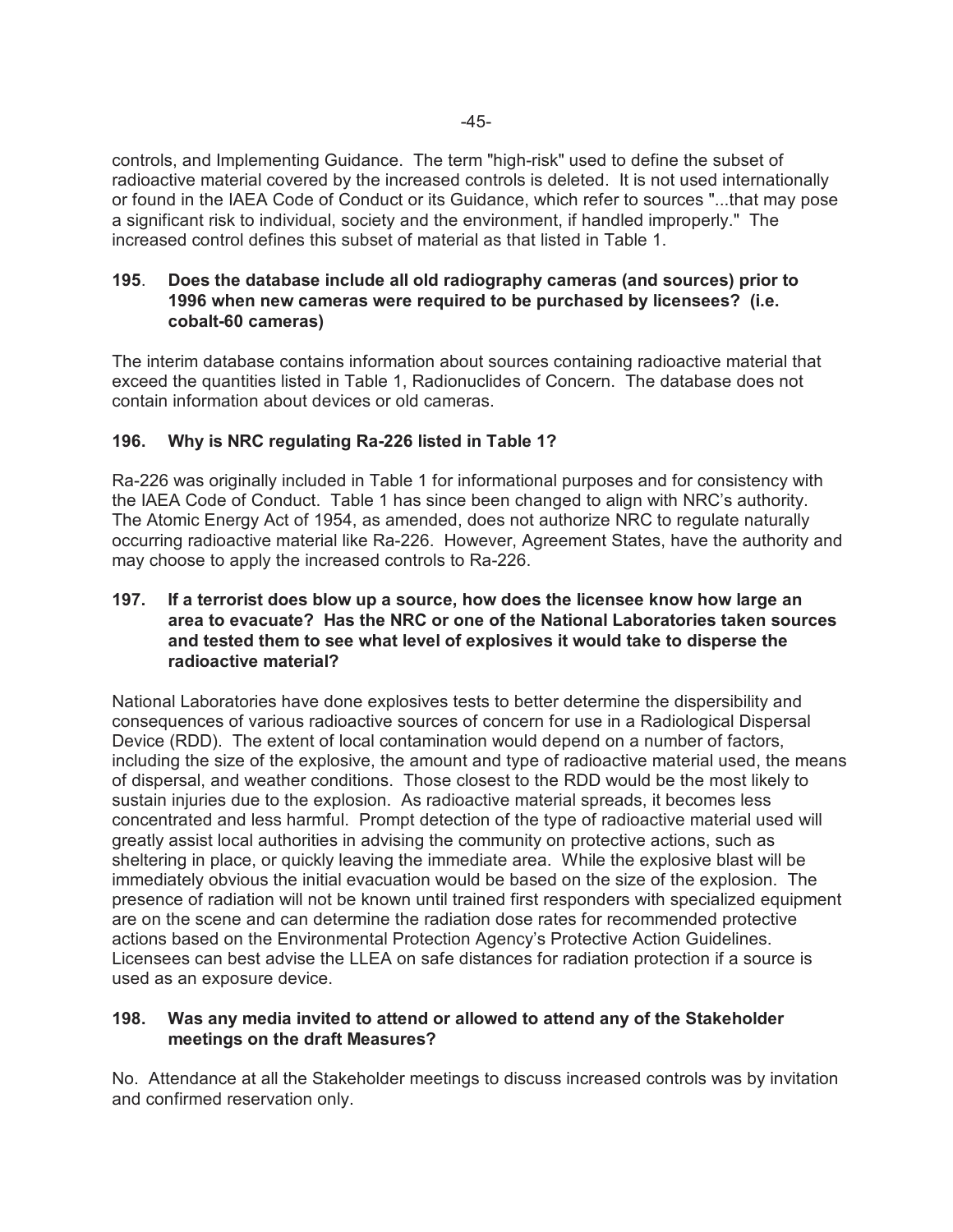controls, and Implementing Guidance. The term "high-risk" used to define the subset of radioactive material covered by the increased controls is deleted. It is not used internationally or found in the IAEA Code of Conduct or its Guidance, which refer to sources "...that may pose a significant risk to individual, society and the environment, if handled improperly." The increased control defines this subset of material as that listed in Table 1.

**195. Does the database include all old radiography cameras (and sources) prior to 1996 when new cameras were required to be purchased by licensees? (i.e. cobalt-60 cameras)**

The interim database contains information about sources containing radioactive material that exceed the quantities listed in Table 1, Radionuclides of Concern. The database does not contain information about devices or old cameras.

**196. Why is NRC regulating Ra-226 listed in Table 1?**

Ra-226 was originally included in Table 1 for informational purposes and for consistency with the IAEA Code of Conduct. Table 1 has since been changed to align with NRC's authority. The Atomic Energy Act of 1954, as amended, does not authorize NRC to regulate naturally occurring radioactive material like Ra-226. However, Agreement States, have the authority and may choose to apply the increased controls to Ra-226.

**197. If a terrorist does blow up a source, how does the licensee know how large an area to evacuate? Has the NRC or one of the National Laboratories taken sources and tested them to see what level of explosives it would take to disperse the radioactive material?**

National Laboratories have done explosives tests to better determine the dispersibility and consequences of various radioactive sources of concern for use in a Radiological Dispersal Device (RDD). The extent of local contamination would depend on a number of factors, including the size of the explosive, the amount and type of radioactive material used, the means of dispersal, and weather conditions. Those closest to the RDD would be the most likely to sustain injuries due to the explosion. As radioactive material spreads, it becomes less concentrated and less harmful. Prompt detection of the type of radioactive material used will greatly assist local authorities in advising the community on protective actions, such as sheltering in place, or quickly leaving the immediate area. While the explosive blast will be immediately obvious the initial evacuation would be based on the size of the explosion. The presence of radiation will not be known until trained first responders with specialized equipment are on the scene and can determine the radiation dose rates for recommended protective actions based on the Environmental Protection Agency's Protective Action Guidelines. Licensees can best advise the LLEA on safe distances for radiation protection if a source is used as an exposure device.

**198. Was any media invited to attend or allowed to attend any of the Stakeholder meetings on the draft Measures?**

No. Attendance at all the Stakeholder meetings to discuss increased controls was by invitation and confirmed reservation only.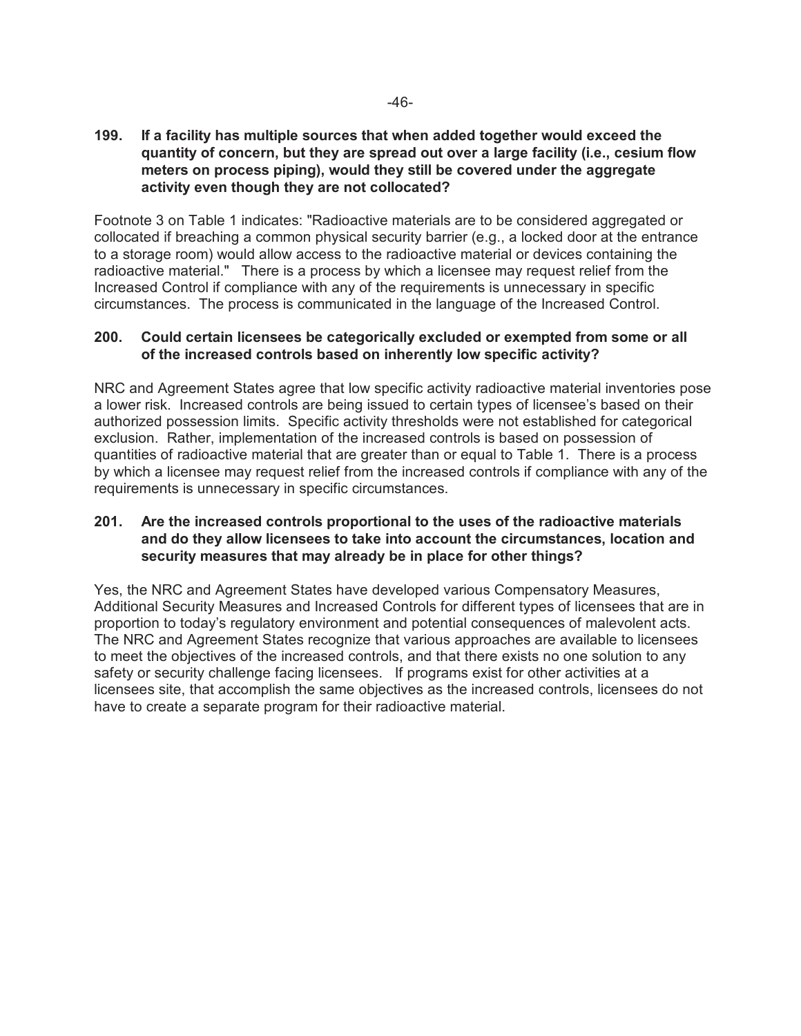**199. If a facility has multiple sources that when added together would exceed the quantity of concern, but they are spread out over a large facility (i.e., cesium flow meters on process piping), would they still be covered under the aggregate activity even though they are not collocated?**

Footnote 3 on Table 1 indicates: "Radioactive materials are to be considered aggregated or collocated if breaching a common physical security barrier (e.g., a locked door at the entrance to a storage room) would allow access to the radioactive material or devices containing the radioactive material." There is a process by which a licensee may request relief from the Increased Control if compliance with any of the requirements is unnecessary in specific circumstances. The process is communicated in the language of the Increased Control.

**200. Could certain licensees be categorically excluded or exempted from some or all of the increased controls based on inherently low specific activity?**

NRC and Agreement States agree that low specific activity radioactive material inventories pose a lower risk. Increased controls are being issued to certain types of licensee's based on their authorized possession limits. Specific activity thresholds were not established for categorical exclusion. Rather, implementation of the increased controls is based on possession of quantities of radioactive material that are greater than or equal to Table 1. There is a process by which a licensee may request relief from the increased controls if compliance with any of the requirements is unnecessary in specific circumstances.

**201. Are the increased controls proportional to the uses of the radioactive materials and do they allow licensees to take into account the circumstances, location and security measures that may already be in place for other things?**

Yes, the NRC and Agreement States have developed various Compensatory Measures, Additional Security Measures and Increased Controls for different types of licensees that are in proportion to today's regulatory environment and potential consequences of malevolent acts. The NRC and Agreement States recognize that various approaches are available to licensees to meet the objectives of the increased controls, and that there exists no one solution to any safety or security challenge facing licensees. If programs exist for other activities at a licensees site, that accomplish the same objectives as the increased controls, licensees do not have to create a separate program for their radioactive material.